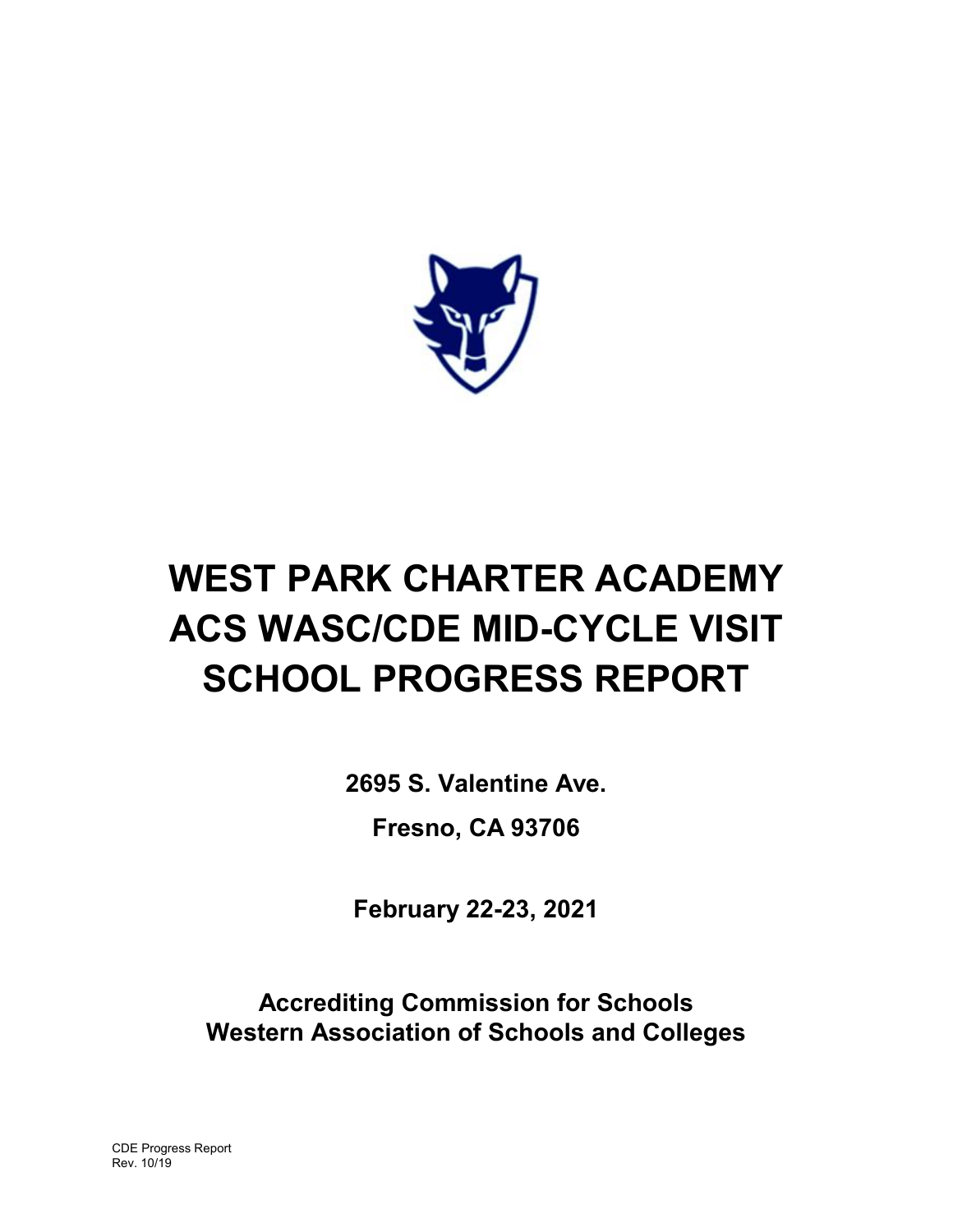# WEST PARK CHARTER ACADEMY
# ACS WASC/CDE MID-CYCLE VISIT
# SCHOOL PROGRESS REPORT

**2695 S. Valentine Ave.**

**Fresno, CA 93706**

**February 22-23, 2021**

**Accrediting Commission for Schools**
**Western Association of Schools and Colleges**

CDE Progress Report
Rev. 10/19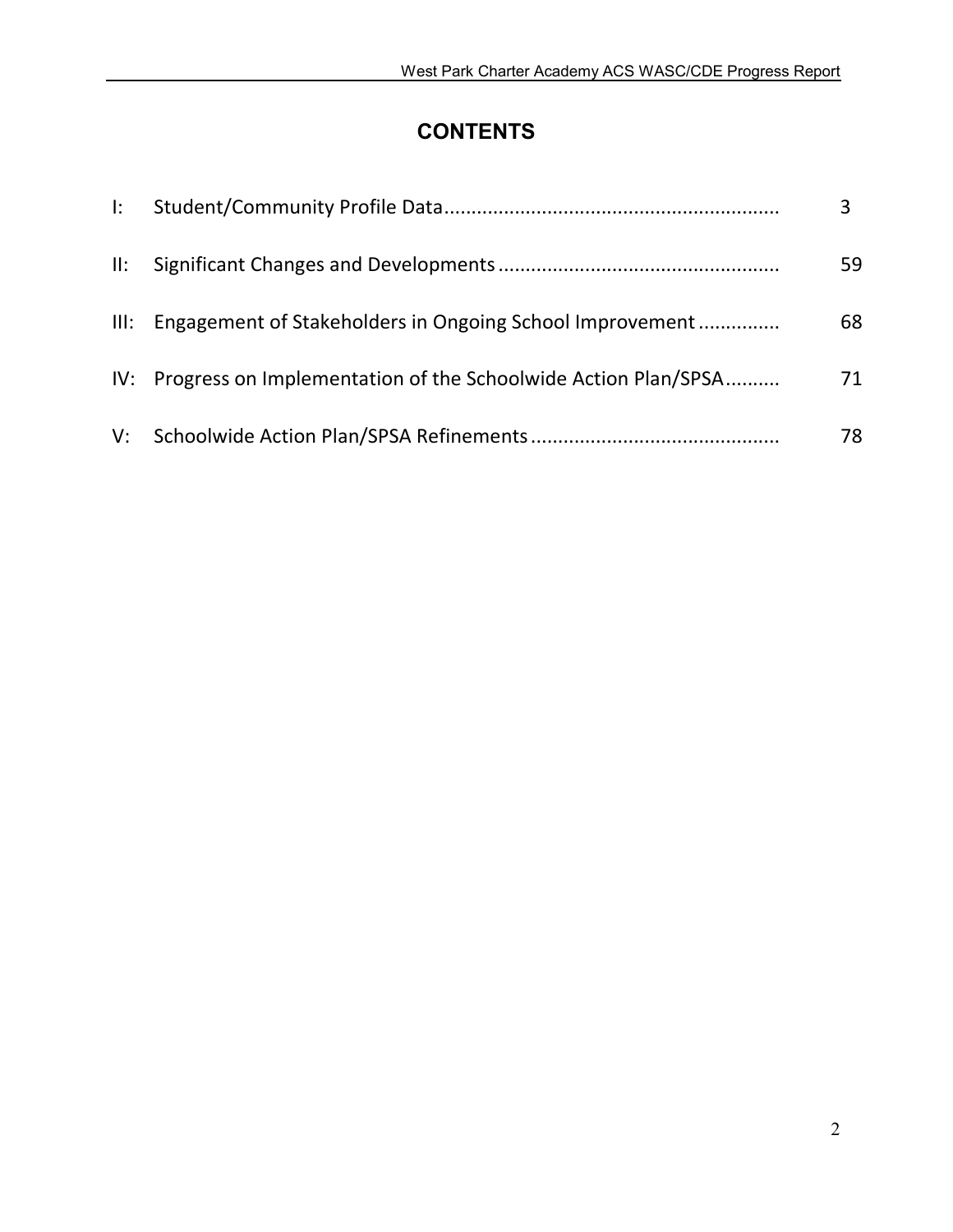# CONTENTS

| | | |
|---|---|---|
| I: | Student/Community Profile Data | 3 |
| II: | Significant Changes and Developments | 59 |
| III: | Engagement of Stakeholders in Ongoing School Improvement | 68 |
| IV: | Progress on Implementation of the Schoolwide Action Plan/SPSA | 71 |
| V: | Schoolwide Action Plan/SPSA Refinements | 78 |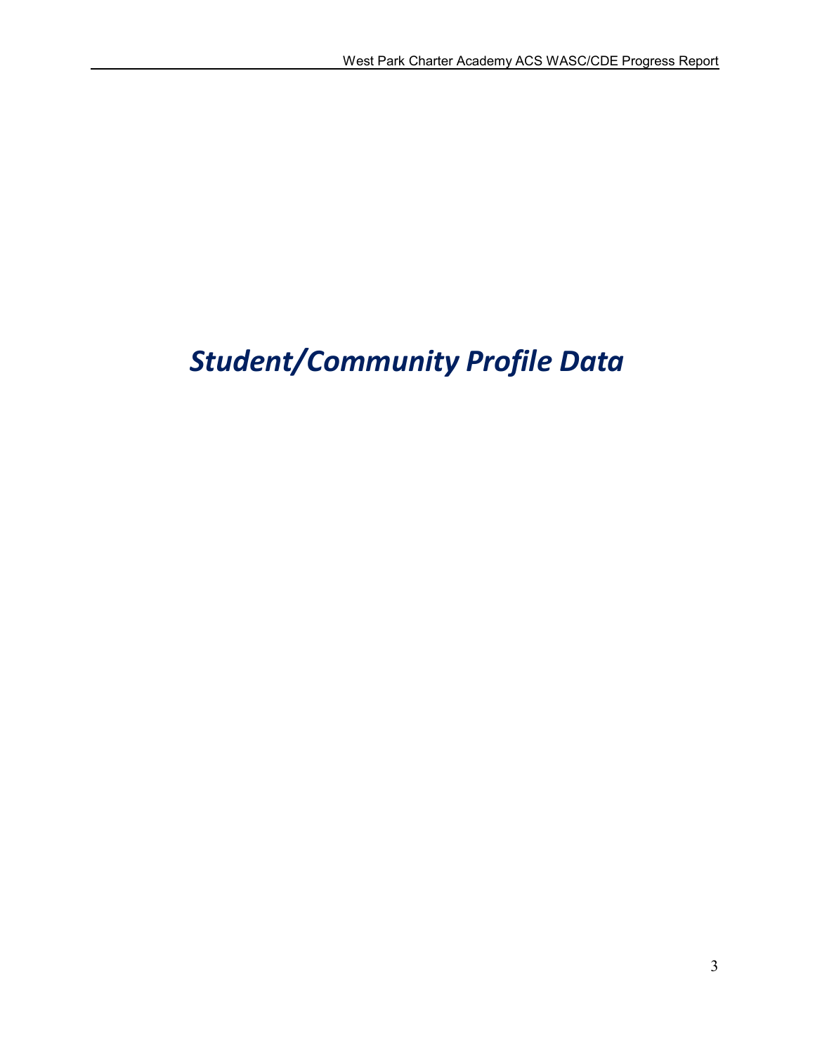# *Student/Community Profile Data*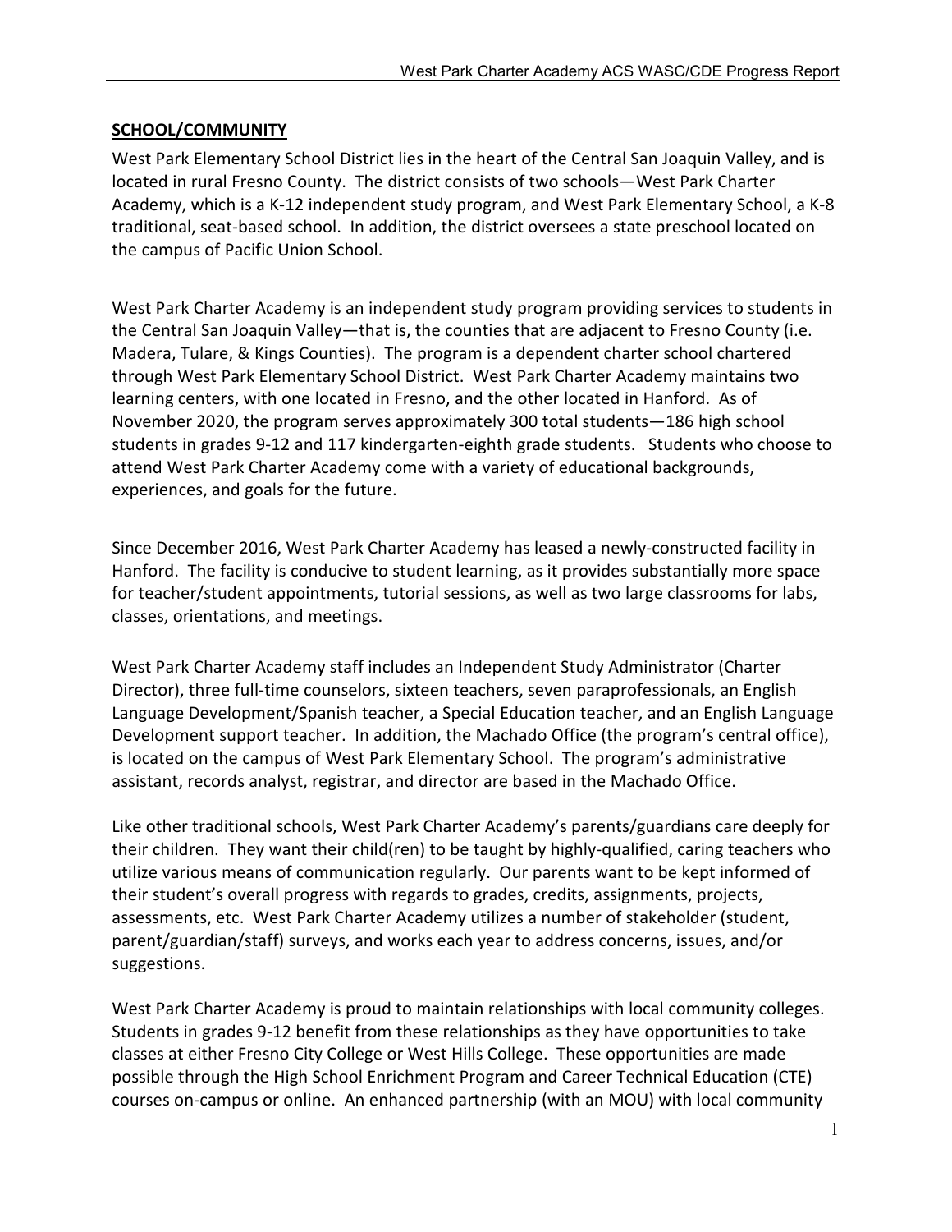## SCHOOL/COMMUNITY

West Park Elementary School District lies in the heart of the Central San Joaquin Valley, and is located in rural Fresno County. The district consists of two schools—West Park Charter Academy, which is a K-12 independent study program, and West Park Elementary School, a K-8 traditional, seat-based school. In addition, the district oversees a state preschool located on the campus of Pacific Union School.

West Park Charter Academy is an independent study program providing services to students in the Central San Joaquin Valley—that is, the counties that are adjacent to Fresno County (i.e. Madera, Tulare, & Kings Counties). The program is a dependent charter school chartered through West Park Elementary School District. West Park Charter Academy maintains two learning centers, with one located in Fresno, and the other located in Hanford. As of November 2020, the program serves approximately 300 total students—186 high school students in grades 9-12 and 117 kindergarten-eighth grade students. Students who choose to attend West Park Charter Academy come with a variety of educational backgrounds, experiences, and goals for the future.

Since December 2016, West Park Charter Academy has leased a newly-constructed facility in Hanford. The facility is conducive to student learning, as it provides substantially more space for teacher/student appointments, tutorial sessions, as well as two large classrooms for labs, classes, orientations, and meetings.

West Park Charter Academy staff includes an Independent Study Administrator (Charter Director), three full-time counselors, sixteen teachers, seven paraprofessionals, an English Language Development/Spanish teacher, a Special Education teacher, and an English Language Development support teacher. In addition, the Machado Office (the program's central office), is located on the campus of West Park Elementary School. The program's administrative assistant, records analyst, registrar, and director are based in the Machado Office.

Like other traditional schools, West Park Charter Academy's parents/guardians care deeply for their children. They want their child(ren) to be taught by highly-qualified, caring teachers who utilize various means of communication regularly. Our parents want to be kept informed of their student's overall progress with regards to grades, credits, assignments, projects, assessments, etc. West Park Charter Academy utilizes a number of stakeholder (student, parent/guardian/staff) surveys, and works each year to address concerns, issues, and/or suggestions.

West Park Charter Academy is proud to maintain relationships with local community colleges. Students in grades 9-12 benefit from these relationships as they have opportunities to take classes at either Fresno City College or West Hills College. These opportunities are made possible through the High School Enrichment Program and Career Technical Education (CTE) courses on-campus or online. An enhanced partnership (with an MOU) with local community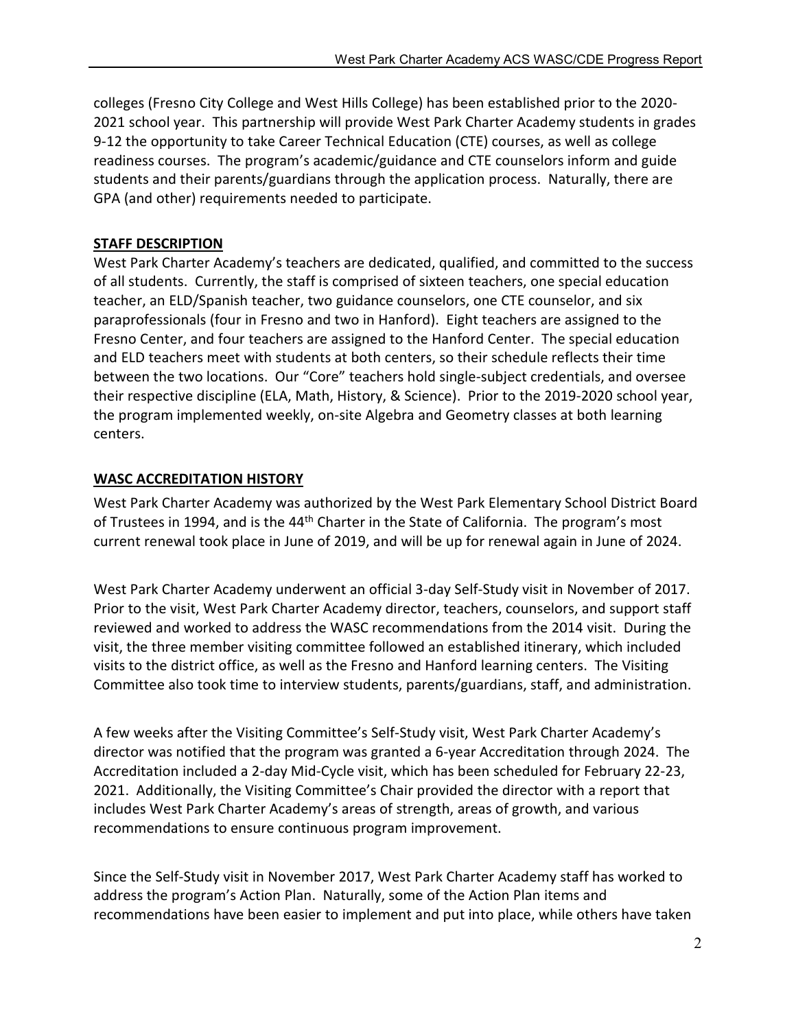colleges (Fresno City College and West Hills College) has been established prior to the 2020-2021 school year. This partnership will provide West Park Charter Academy students in grades 9-12 the opportunity to take Career Technical Education (CTE) courses, as well as college readiness courses. The program's academic/guidance and CTE counselors inform and guide students and their parents/guardians through the application process. Naturally, there are GPA (and other) requirements needed to participate.

## STAFF DESCRIPTION

West Park Charter Academy's teachers are dedicated, qualified, and committed to the success of all students. Currently, the staff is comprised of sixteen teachers, one special education teacher, an ELD/Spanish teacher, two guidance counselors, one CTE counselor, and six paraprofessionals (four in Fresno and two in Hanford). Eight teachers are assigned to the Fresno Center, and four teachers are assigned to the Hanford Center. The special education and ELD teachers meet with students at both centers, so their schedule reflects their time between the two locations. Our "Core" teachers hold single-subject credentials, and oversee their respective discipline (ELA, Math, History, & Science). Prior to the 2019-2020 school year, the program implemented weekly, on-site Algebra and Geometry classes at both learning centers.

## WASC ACCREDITATION HISTORY

West Park Charter Academy was authorized by the West Park Elementary School District Board of Trustees in 1994, and is the 44th Charter in the State of California. The program's most current renewal took place in June of 2019, and will be up for renewal again in June of 2024.

West Park Charter Academy underwent an official 3-day Self-Study visit in November of 2017. Prior to the visit, West Park Charter Academy director, teachers, counselors, and support staff reviewed and worked to address the WASC recommendations from the 2014 visit. During the visit, the three member visiting committee followed an established itinerary, which included visits to the district office, as well as the Fresno and Hanford learning centers. The Visiting Committee also took time to interview students, parents/guardians, staff, and administration.

A few weeks after the Visiting Committee's Self-Study visit, West Park Charter Academy's director was notified that the program was granted a 6-year Accreditation through 2024. The Accreditation included a 2-day Mid-Cycle visit, which has been scheduled for February 22-23, 2021. Additionally, the Visiting Committee's Chair provided the director with a report that includes West Park Charter Academy's areas of strength, areas of growth, and various recommendations to ensure continuous program improvement.

Since the Self-Study visit in November 2017, West Park Charter Academy staff has worked to address the program's Action Plan. Naturally, some of the Action Plan items and recommendations have been easier to implement and put into place, while others have taken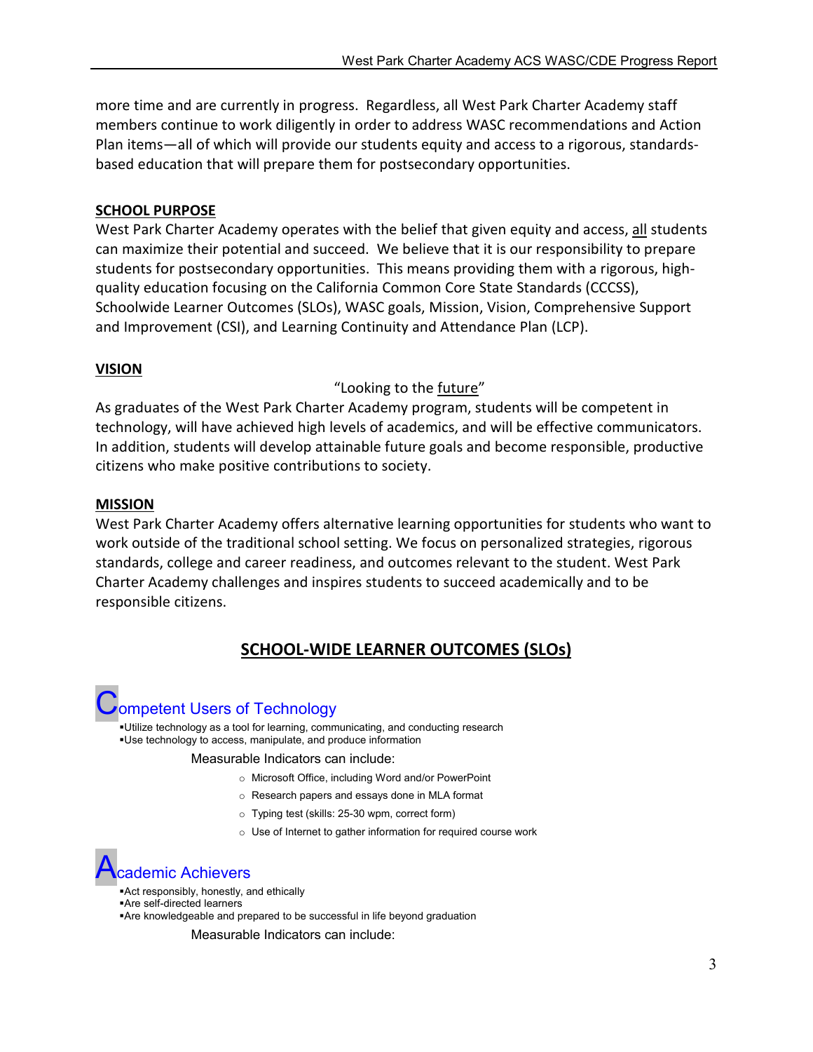more time and are currently in progress. Regardless, all West Park Charter Academy staff members continue to work diligently in order to address WASC recommendations and Action Plan items—all of which will provide our students equity and access to a rigorous, standards-based education that will prepare them for postsecondary opportunities.

## SCHOOL PURPOSE

West Park Charter Academy operates with the belief that given equity and access, all students can maximize their potential and succeed. We believe that it is our responsibility to prepare students for postsecondary opportunities. This means providing them with a rigorous, high-quality education focusing on the California Common Core State Standards (CCCSS), Schoolwide Learner Outcomes (SLOs), WASC goals, Mission, Vision, Comprehensive Support and Improvement (CSI), and Learning Continuity and Attendance Plan (LCP).

## VISION

"Looking to the future"

As graduates of the West Park Charter Academy program, students will be competent in technology, will have achieved high levels of academics, and will be effective communicators. In addition, students will develop attainable future goals and become responsible, productive citizens who make positive contributions to society.

## MISSION

West Park Charter Academy offers alternative learning opportunities for students who want to work outside of the traditional school setting. We focus on personalized strategies, rigorous standards, college and career readiness, and outcomes relevant to the student. West Park Charter Academy challenges and inspires students to succeed academically and to be responsible citizens.

## SCHOOL-WIDE LEARNER OUTCOMES (SLOs)

### Competent Users of Technology

- Utilize technology as a tool for learning, communicating, and conducting research
- Use technology to access, manipulate, and produce information

Measurable Indicators can include:

- Microsoft Office, including Word and/or PowerPoint
- Research papers and essays done in MLA format
- Typing test (skills: 25-30 wpm, correct form)
- Use of Internet to gather information for required course work

### Academic Achievers

- Act responsibly, honestly, and ethically
- Are self-directed learners
- Are knowledgeable and prepared to be successful in life beyond graduation

Measurable Indicators can include: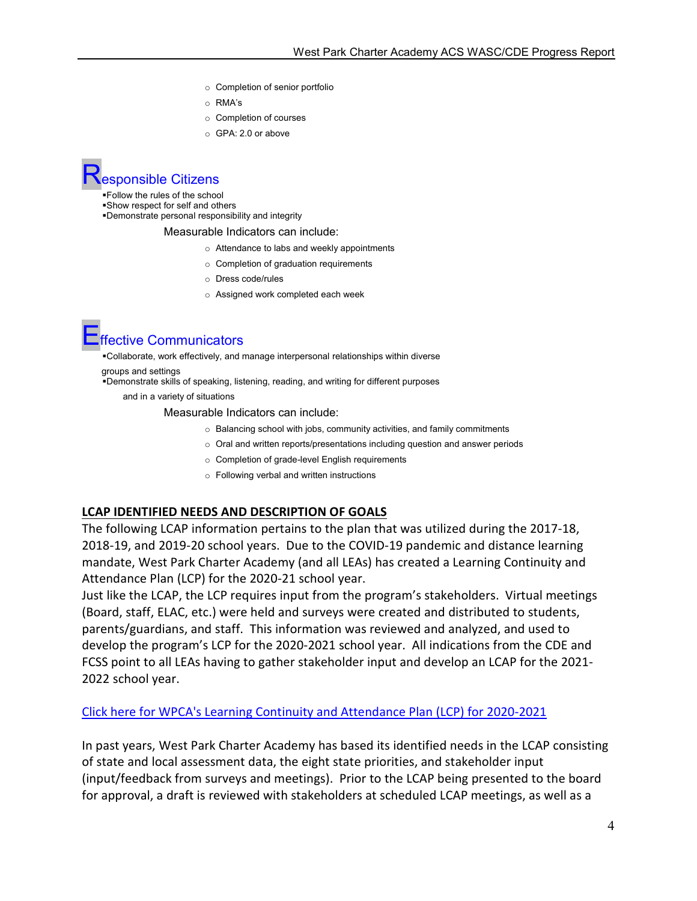- Completion of senior portfolio
- RMA's
- Completion of courses
- GPA: 2.0 or above

## Responsible Citizens

- Follow the rules of the school
- Show respect for self and others
- Demonstrate personal responsibility and integrity

Measurable Indicators can include:

- Attendance to labs and weekly appointments
- Completion of graduation requirements
- Dress code/rules
- Assigned work completed each week

## Effective Communicators

- Collaborate, work effectively, and manage interpersonal relationships within diverse groups and settings
- Demonstrate skills of speaking, listening, reading, and writing for different purposes and in a variety of situations

Measurable Indicators can include:

- Balancing school with jobs, community activities, and family commitments
- Oral and written reports/presentations including question and answer periods
- Completion of grade-level English requirements
- Following verbal and written instructions

## LCAP IDENTIFIED NEEDS AND DESCRIPTION OF GOALS

The following LCAP information pertains to the plan that was utilized during the 2017-18, 2018-19, and 2019-20 school years. Due to the COVID-19 pandemic and distance learning mandate, West Park Charter Academy (and all LEAs) has created a Learning Continuity and Attendance Plan (LCP) for the 2020-21 school year.

Just like the LCAP, the LCP requires input from the program's stakeholders. Virtual meetings (Board, staff, ELAC, etc.) were held and surveys were created and distributed to students, parents/guardians, and staff. This information was reviewed and analyzed, and used to develop the program's LCP for the 2020-2021 school year. All indications from the CDE and FCSS point to all LEAs having to gather stakeholder input and develop an LCAP for the 2021-2022 school year.

Click here for WPCA's Learning Continuity and Attendance Plan (LCP) for 2020-2021

In past years, West Park Charter Academy has based its identified needs in the LCAP consisting of state and local assessment data, the eight state priorities, and stakeholder input (input/feedback from surveys and meetings). Prior to the LCAP being presented to the board for approval, a draft is reviewed with stakeholders at scheduled LCAP meetings, as well as a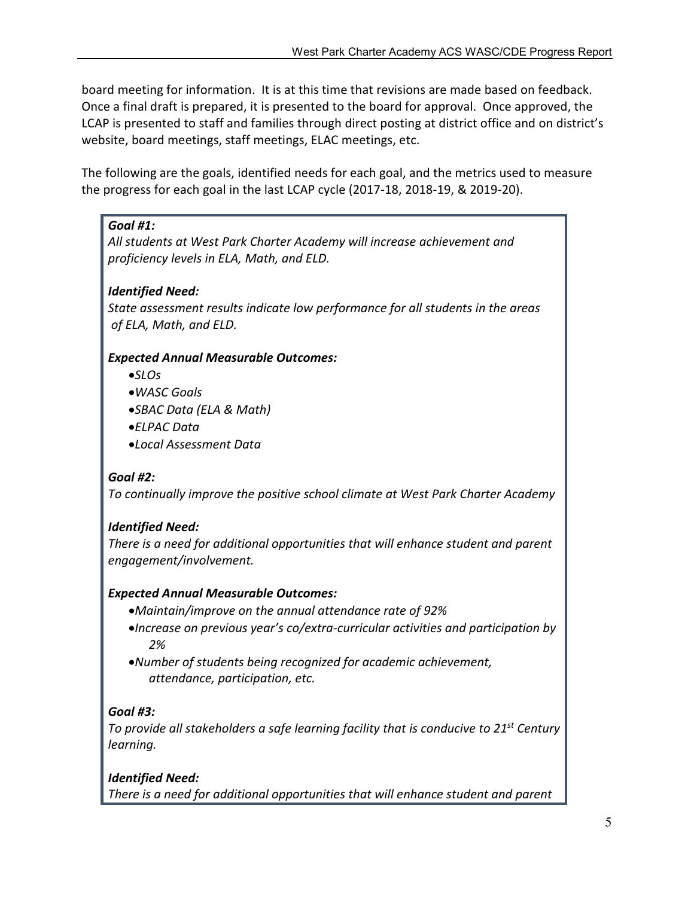board meeting for information. It is at this time that revisions are made based on feedback. Once a final draft is prepared, it is presented to the board for approval. Once approved, the LCAP is presented to staff and families through direct posting at district office and on district's website, board meetings, staff meetings, ELAC meetings, etc.

The following are the goals, identified needs for each goal, and the metrics used to measure the progress for each goal in the last LCAP cycle (2017-18, 2018-19, & 2019-20).

***Goal #1:***
*All students at West Park Charter Academy will increase achievement and proficiency levels in ELA, Math, and ELD.*

***Identified Need:***
*State assessment results indicate low performance for all students in the areas of ELA, Math, and ELD.*

***Expected Annual Measurable Outcomes:***

- *SLOs*
- *WASC Goals*
- *SBAC Data (ELA & Math)*
- *ELPAC Data*
- *Local Assessment Data*

***Goal #2:***
*To continually improve the positive school climate at West Park Charter Academy*

***Identified Need:***
*There is a need for additional opportunities that will enhance student and parent engagement/involvement.*

***Expected Annual Measurable Outcomes:***

- *Maintain/improve on the annual attendance rate of 92%*
- *Increase on previous year's co/extra-curricular activities and participation by 2%*
- *Number of students being recognized for academic achievement, attendance, participation, etc.*

***Goal #3:***
*To provide all stakeholders a safe learning facility that is conducive to 21st Century learning.*

***Identified Need:***
*There is a need for additional opportunities that will enhance student and parent*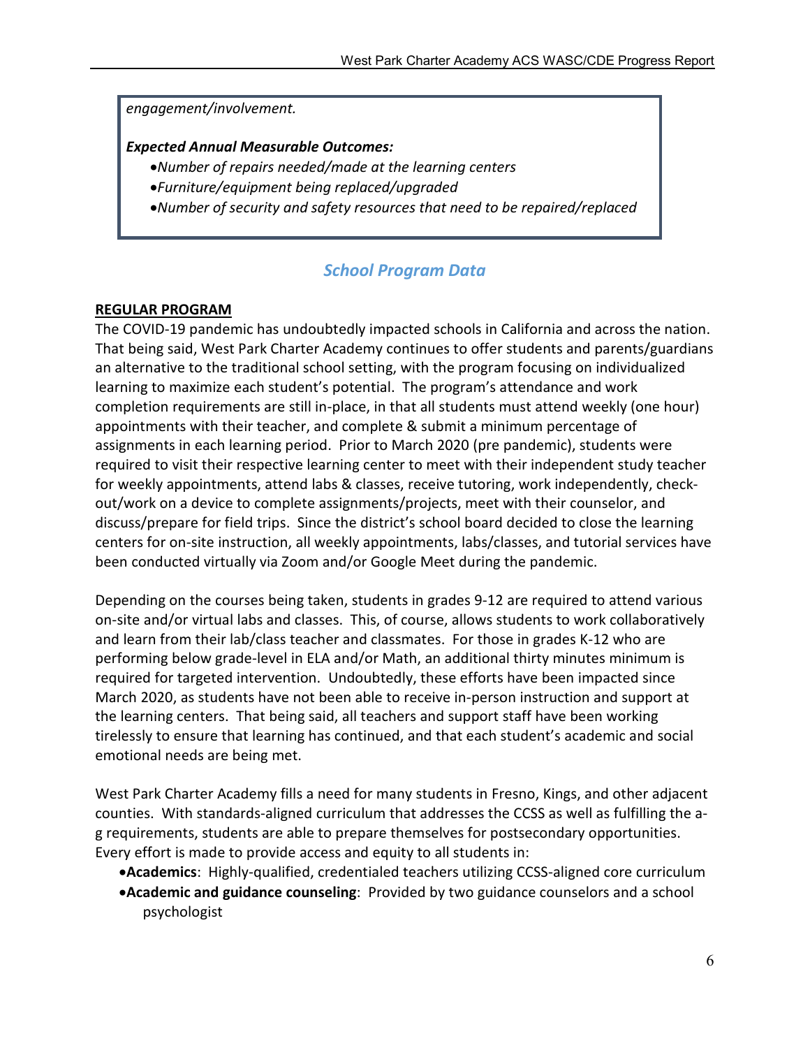*engagement/involvement.*

***Expected Annual Measurable Outcomes:***

- *Number of repairs needed/made at the learning centers*
- *Furniture/equipment being replaced/upgraded*
- *Number of security and safety resources that need to be repaired/replaced*

## *School Program Data*

**REGULAR PROGRAM**

The COVID-19 pandemic has undoubtedly impacted schools in California and across the nation. That being said, West Park Charter Academy continues to offer students and parents/guardians an alternative to the traditional school setting, with the program focusing on individualized learning to maximize each student's potential. The program's attendance and work completion requirements are still in-place, in that all students must attend weekly (one hour) appointments with their teacher, and complete & submit a minimum percentage of assignments in each learning period. Prior to March 2020 (pre pandemic), students were required to visit their respective learning center to meet with their independent study teacher for weekly appointments, attend labs & classes, receive tutoring, work independently, check-out/work on a device to complete assignments/projects, meet with their counselor, and discuss/prepare for field trips. Since the district's school board decided to close the learning centers for on-site instruction, all weekly appointments, labs/classes, and tutorial services have been conducted virtually via Zoom and/or Google Meet during the pandemic.

Depending on the courses being taken, students in grades 9-12 are required to attend various on-site and/or virtual labs and classes. This, of course, allows students to work collaboratively and learn from their lab/class teacher and classmates. For those in grades K-12 who are performing below grade-level in ELA and/or Math, an additional thirty minutes minimum is required for targeted intervention. Undoubtedly, these efforts have been impacted since March 2020, as students have not been able to receive in-person instruction and support at the learning centers. That being said, all teachers and support staff have been working tirelessly to ensure that learning has continued, and that each student's academic and social emotional needs are being met.

West Park Charter Academy fills a need for many students in Fresno, Kings, and other adjacent counties. With standards-aligned curriculum that addresses the CCSS as well as fulfilling the a-g requirements, students are able to prepare themselves for postsecondary opportunities. Every effort is made to provide access and equity to all students in:

- **Academics**: Highly-qualified, credentialed teachers utilizing CCSS-aligned core curriculum
- **Academic and guidance counseling**: Provided by two guidance counselors and a school psychologist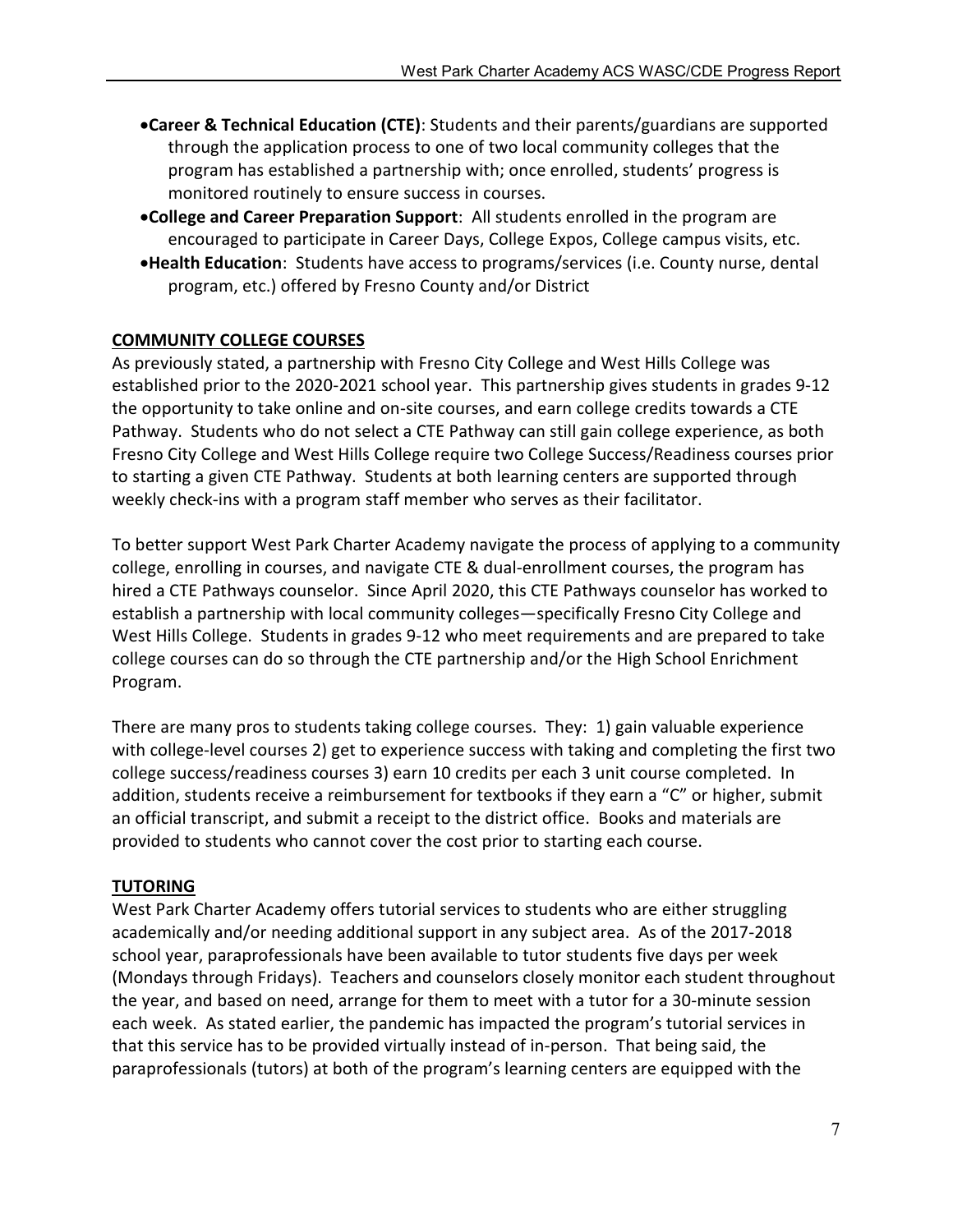- **Career & Technical Education (CTE)**: Students and their parents/guardians are supported through the application process to one of two local community colleges that the program has established a partnership with; once enrolled, students' progress is monitored routinely to ensure success in courses.
- **College and Career Preparation Support**: All students enrolled in the program are encouraged to participate in Career Days, College Expos, College campus visits, etc.
- **Health Education**: Students have access to programs/services (i.e. County nurse, dental program, etc.) offered by Fresno County and/or District

**COMMUNITY COLLEGE COURSES**

As previously stated, a partnership with Fresno City College and West Hills College was established prior to the 2020-2021 school year. This partnership gives students in grades 9-12 the opportunity to take online and on-site courses, and earn college credits towards a CTE Pathway. Students who do not select a CTE Pathway can still gain college experience, as both Fresno City College and West Hills College require two College Success/Readiness courses prior to starting a given CTE Pathway. Students at both learning centers are supported through weekly check-ins with a program staff member who serves as their facilitator.

To better support West Park Charter Academy navigate the process of applying to a community college, enrolling in courses, and navigate CTE & dual-enrollment courses, the program has hired a CTE Pathways counselor. Since April 2020, this CTE Pathways counselor has worked to establish a partnership with local community colleges—specifically Fresno City College and West Hills College. Students in grades 9-12 who meet requirements and are prepared to take college courses can do so through the CTE partnership and/or the High School Enrichment Program.

There are many pros to students taking college courses. They: 1) gain valuable experience with college-level courses 2) get to experience success with taking and completing the first two college success/readiness courses 3) earn 10 credits per each 3 unit course completed. In addition, students receive a reimbursement for textbooks if they earn a "C" or higher, submit an official transcript, and submit a receipt to the district office. Books and materials are provided to students who cannot cover the cost prior to starting each course.

**TUTORING**

West Park Charter Academy offers tutorial services to students who are either struggling academically and/or needing additional support in any subject area. As of the 2017-2018 school year, paraprofessionals have been available to tutor students five days per week (Mondays through Fridays). Teachers and counselors closely monitor each student throughout the year, and based on need, arrange for them to meet with a tutor for a 30-minute session each week. As stated earlier, the pandemic has impacted the program's tutorial services in that this service has to be provided virtually instead of in-person. That being said, the paraprofessionals (tutors) at both of the program's learning centers are equipped with the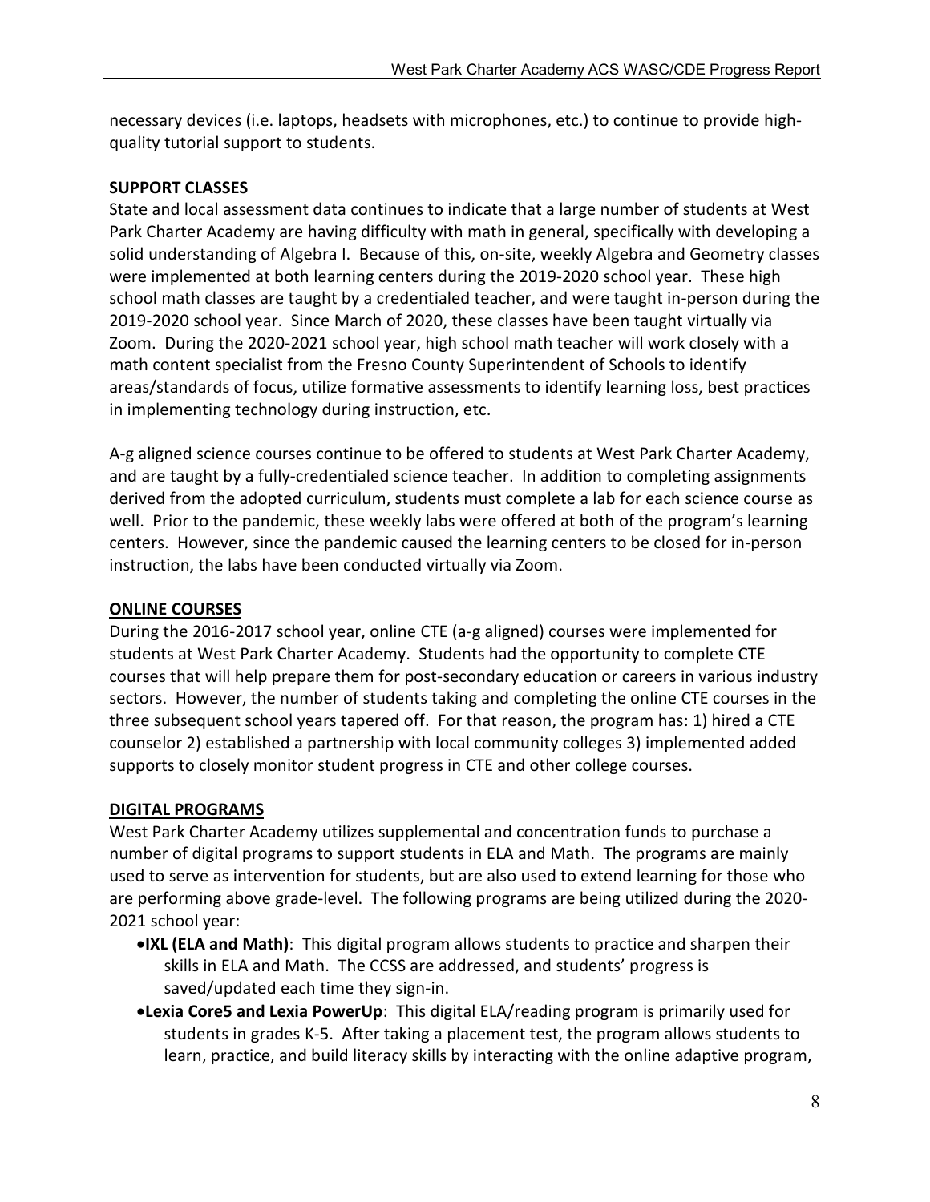necessary devices (i.e. laptops, headsets with microphones, etc.) to continue to provide high-quality tutorial support to students.

**SUPPORT CLASSES**

State and local assessment data continues to indicate that a large number of students at West Park Charter Academy are having difficulty with math in general, specifically with developing a solid understanding of Algebra I. Because of this, on-site, weekly Algebra and Geometry classes were implemented at both learning centers during the 2019-2020 school year. These high school math classes are taught by a credentialed teacher, and were taught in-person during the 2019-2020 school year. Since March of 2020, these classes have been taught virtually via Zoom. During the 2020-2021 school year, high school math teacher will work closely with a math content specialist from the Fresno County Superintendent of Schools to identify areas/standards of focus, utilize formative assessments to identify learning loss, best practices in implementing technology during instruction, etc.

A-g aligned science courses continue to be offered to students at West Park Charter Academy, and are taught by a fully-credentialed science teacher. In addition to completing assignments derived from the adopted curriculum, students must complete a lab for each science course as well. Prior to the pandemic, these weekly labs were offered at both of the program's learning centers. However, since the pandemic caused the learning centers to be closed for in-person instruction, the labs have been conducted virtually via Zoom.

**ONLINE COURSES**

During the 2016-2017 school year, online CTE (a-g aligned) courses were implemented for students at West Park Charter Academy. Students had the opportunity to complete CTE courses that will help prepare them for post-secondary education or careers in various industry sectors. However, the number of students taking and completing the online CTE courses in the three subsequent school years tapered off. For that reason, the program has: 1) hired a CTE counselor 2) established a partnership with local community colleges 3) implemented added supports to closely monitor student progress in CTE and other college courses.

**DIGITAL PROGRAMS**

West Park Charter Academy utilizes supplemental and concentration funds to purchase a number of digital programs to support students in ELA and Math. The programs are mainly used to serve as intervention for students, but are also used to extend learning for those who are performing above grade-level. The following programs are being utilized during the 2020-2021 school year:

- **IXL (ELA and Math)**: This digital program allows students to practice and sharpen their skills in ELA and Math. The CCSS are addressed, and students' progress is saved/updated each time they sign-in.
- **Lexia Core5 and Lexia PowerUp**: This digital ELA/reading program is primarily used for students in grades K-5. After taking a placement test, the program allows students to learn, practice, and build literacy skills by interacting with the online adaptive program,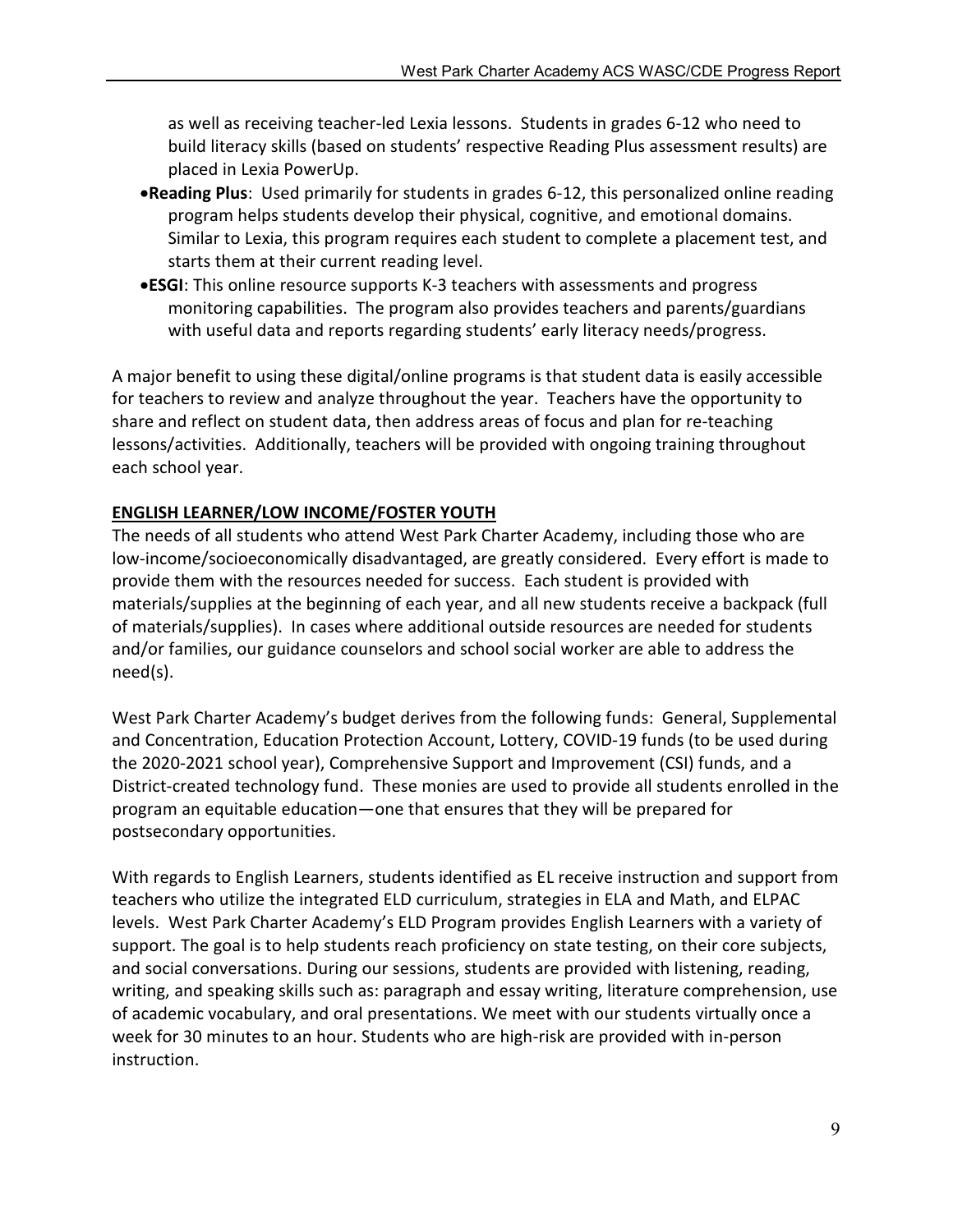as well as receiving teacher-led Lexia lessons. Students in grades 6-12 who need to build literacy skills (based on students' respective Reading Plus assessment results) are placed in Lexia PowerUp.

- **Reading Plus**: Used primarily for students in grades 6-12, this personalized online reading program helps students develop their physical, cognitive, and emotional domains. Similar to Lexia, this program requires each student to complete a placement test, and starts them at their current reading level.
- **ESGI**: This online resource supports K-3 teachers with assessments and progress monitoring capabilities. The program also provides teachers and parents/guardians with useful data and reports regarding students' early literacy needs/progress.

A major benefit to using these digital/online programs is that student data is easily accessible for teachers to review and analyze throughout the year. Teachers have the opportunity to share and reflect on student data, then address areas of focus and plan for re-teaching lessons/activities. Additionally, teachers will be provided with ongoing training throughout each school year.

**ENGLISH LEARNER/LOW INCOME/FOSTER YOUTH**

The needs of all students who attend West Park Charter Academy, including those who are low-income/socioeconomically disadvantaged, are greatly considered. Every effort is made to provide them with the resources needed for success. Each student is provided with materials/supplies at the beginning of each year, and all new students receive a backpack (full of materials/supplies). In cases where additional outside resources are needed for students and/or families, our guidance counselors and school social worker are able to address the need(s).

West Park Charter Academy's budget derives from the following funds: General, Supplemental and Concentration, Education Protection Account, Lottery, COVID-19 funds (to be used during the 2020-2021 school year), Comprehensive Support and Improvement (CSI) funds, and a District-created technology fund. These monies are used to provide all students enrolled in the program an equitable education—one that ensures that they will be prepared for postsecondary opportunities.

With regards to English Learners, students identified as EL receive instruction and support from teachers who utilize the integrated ELD curriculum, strategies in ELA and Math, and ELPAC levels. West Park Charter Academy's ELD Program provides English Learners with a variety of support. The goal is to help students reach proficiency on state testing, on their core subjects, and social conversations. During our sessions, students are provided with listening, reading, writing, and speaking skills such as: paragraph and essay writing, literature comprehension, use of academic vocabulary, and oral presentations. We meet with our students virtually once a week for 30 minutes to an hour. Students who are high-risk are provided with in-person instruction.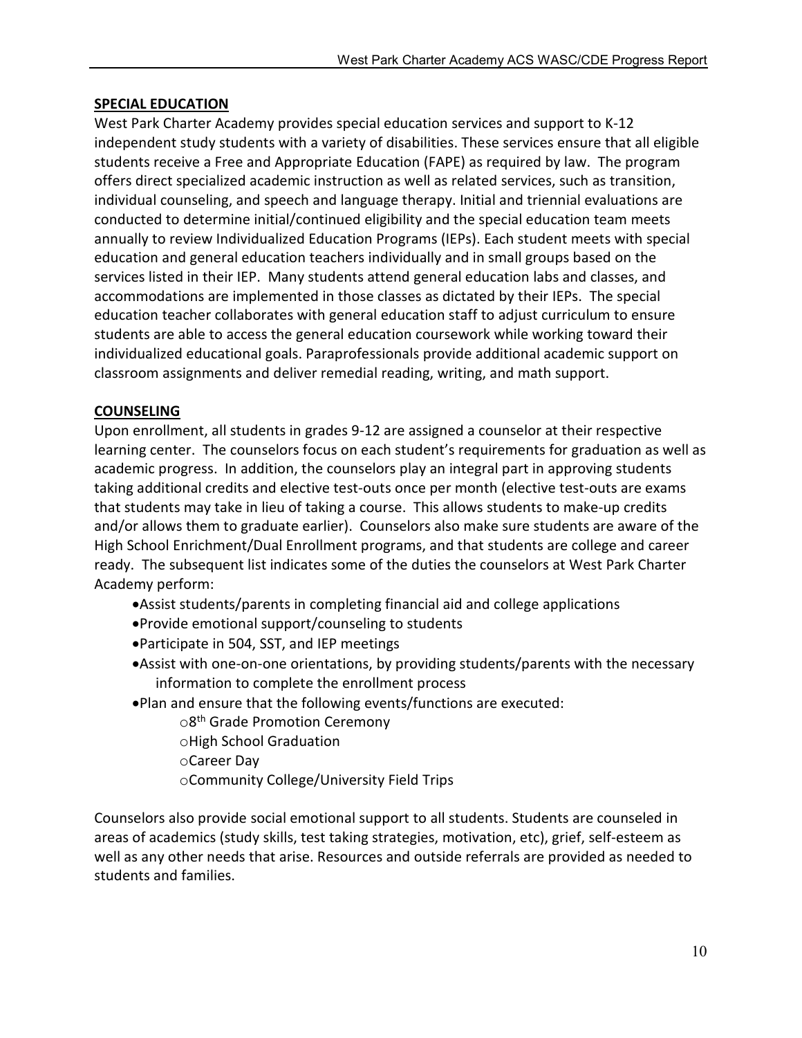## SPECIAL EDUCATION

West Park Charter Academy provides special education services and support to K-12 independent study students with a variety of disabilities. These services ensure that all eligible students receive a Free and Appropriate Education (FAPE) as required by law. The program offers direct specialized academic instruction as well as related services, such as transition, individual counseling, and speech and language therapy. Initial and triennial evaluations are conducted to determine initial/continued eligibility and the special education team meets annually to review Individualized Education Programs (IEPs). Each student meets with special education and general education teachers individually and in small groups based on the services listed in their IEP. Many students attend general education labs and classes, and accommodations are implemented in those classes as dictated by their IEPs. The special education teacher collaborates with general education staff to adjust curriculum to ensure students are able to access the general education coursework while working toward their individualized educational goals. Paraprofessionals provide additional academic support on classroom assignments and deliver remedial reading, writing, and math support.

## COUNSELING

Upon enrollment, all students in grades 9-12 are assigned a counselor at their respective learning center. The counselors focus on each student's requirements for graduation as well as academic progress. In addition, the counselors play an integral part in approving students taking additional credits and elective test-outs once per month (elective test-outs are exams that students may take in lieu of taking a course. This allows students to make-up credits and/or allows them to graduate earlier). Counselors also make sure students are aware of the High School Enrichment/Dual Enrollment programs, and that students are college and career ready. The subsequent list indicates some of the duties the counselors at West Park Charter Academy perform:

- Assist students/parents in completing financial aid and college applications
- Provide emotional support/counseling to students
- Participate in 504, SST, and IEP meetings
- Assist with one-on-one orientations, by providing students/parents with the necessary information to complete the enrollment process
- Plan and ensure that the following events/functions are executed:
  - 8th Grade Promotion Ceremony
  - High School Graduation
  - Career Day
  - Community College/University Field Trips

Counselors also provide social emotional support to all students. Students are counseled in areas of academics (study skills, test taking strategies, motivation, etc), grief, self-esteem as well as any other needs that arise. Resources and outside referrals are provided as needed to students and families.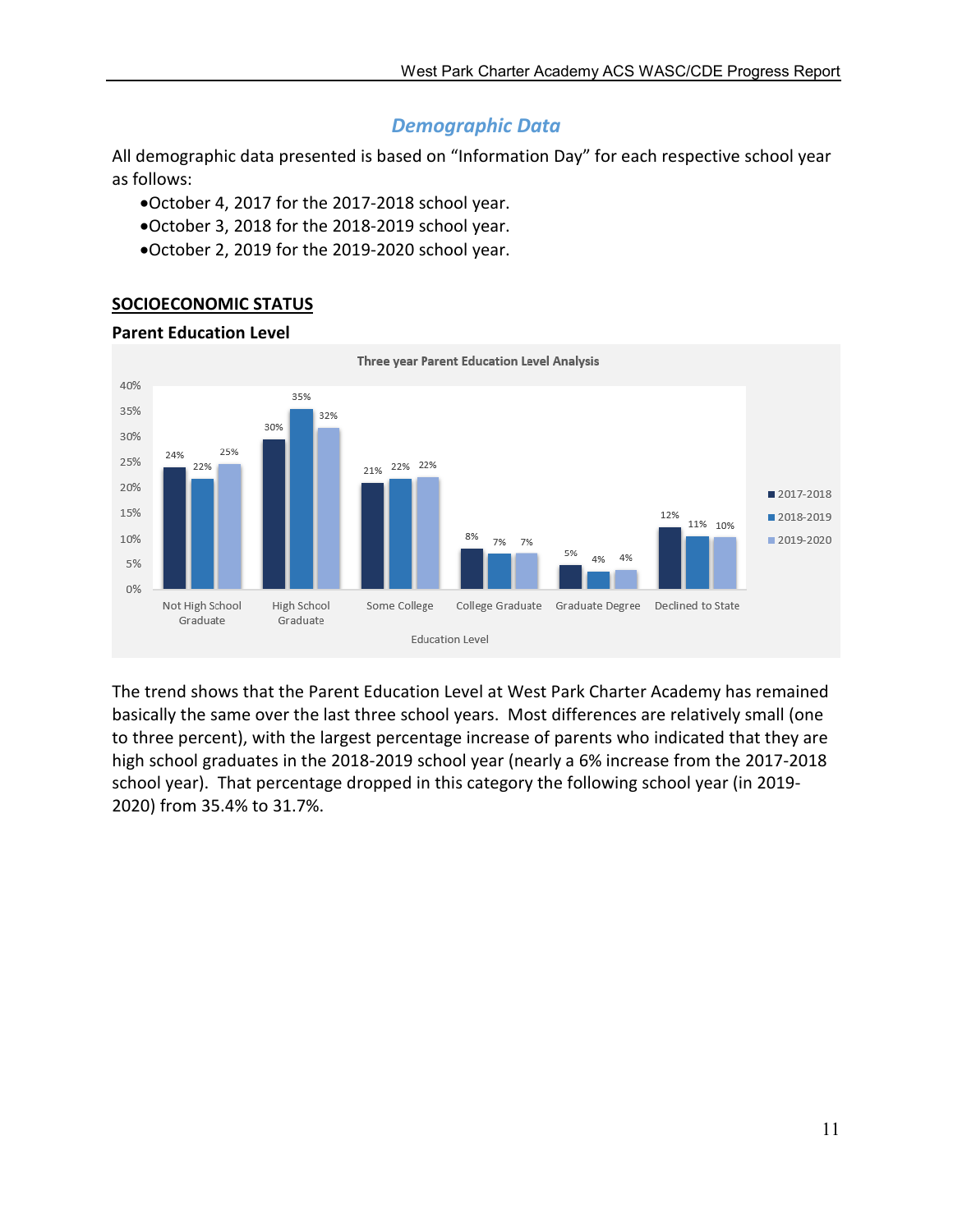## *Demographic Data*

All demographic data presented is based on "Information Day" for each respective school year as follows:

- October 4, 2017 for the 2017-2018 school year.
- October 3, 2018 for the 2018-2019 school year.
- October 2, 2019 for the 2019-2020 school year.

### SOCIOECONOMIC STATUS

**Parent Education Level**

Three year Parent Education Level Analysis

| Education Level | 2017-2018 | 2018-2019 | 2019-2020 |
|---|---|---|---|
| Not High School Graduate | 24% | 22% | 25% |
| High School Graduate | 30% | 35% | 32% |
| Some College | 21% | 22% | 22% |
| College Graduate | 8% | 7% | 7% |
| Graduate Degree | 5% | 4% | 4% |
| Declined to State | 12% | 11% | 10% |

The trend shows that the Parent Education Level at West Park Charter Academy has remained basically the same over the last three school years. Most differences are relatively small (one to three percent), with the largest percentage increase of parents who indicated that they are high school graduates in the 2018-2019 school year (nearly a 6% increase from the 2017-2018 school year). That percentage dropped in this category the following school year (in 2019-2020) from 35.4% to 31.7%.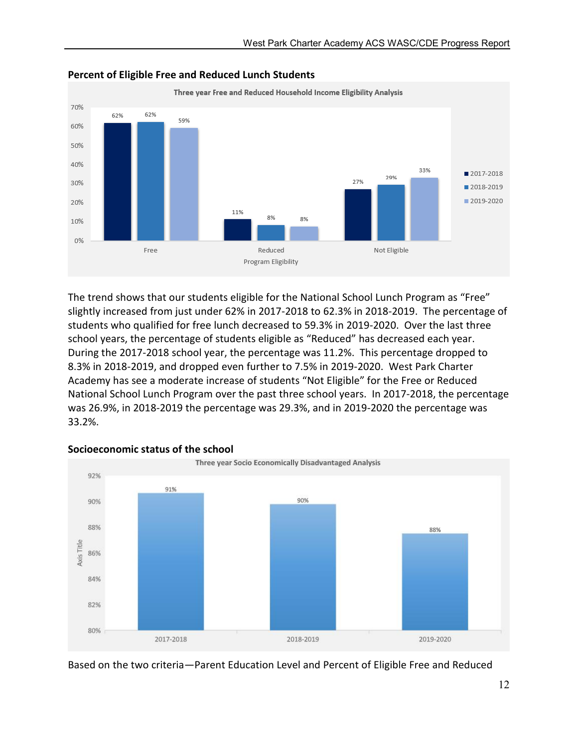**Percent of Eligible Free and Reduced Lunch Students**

Three year Free and Reduced Household Income Eligibility Analysis

| Program Eligibility | 2017-2018 | 2018-2019 | 2019-2020 |
|---|---|---|---|
| Free | 62% | 62% | 59% |
| Reduced | 11% | 8% | 8% |
| Not Eligible | 27% | 29% | 33% |

The trend shows that our students eligible for the National School Lunch Program as "Free" slightly increased from just under 62% in 2017-2018 to 62.3% in 2018-2019. The percentage of students who qualified for free lunch decreased to 59.3% in 2019-2020. Over the last three school years, the percentage of students eligible as "Reduced" has decreased each year. During the 2017-2018 school year, the percentage was 11.2%. This percentage dropped to 8.3% in 2018-2019, and dropped even further to 7.5% in 2019-2020. West Park Charter Academy has see a moderate increase of students "Not Eligible" for the Free or Reduced National School Lunch Program over the past three school years. In 2017-2018, the percentage was 26.9%, in 2018-2019 the percentage was 29.3%, and in 2019-2020 the percentage was 33.2%.

**Socioeconomic status of the school**

Three year Socio Economically Disadvantaged Analysis

| Year | Percent |
|---|---|
| 2017-2018 | 91% |
| 2018-2019 | 90% |
| 2019-2020 | 88% |

Based on the two criteria—Parent Education Level and Percent of Eligible Free and Reduced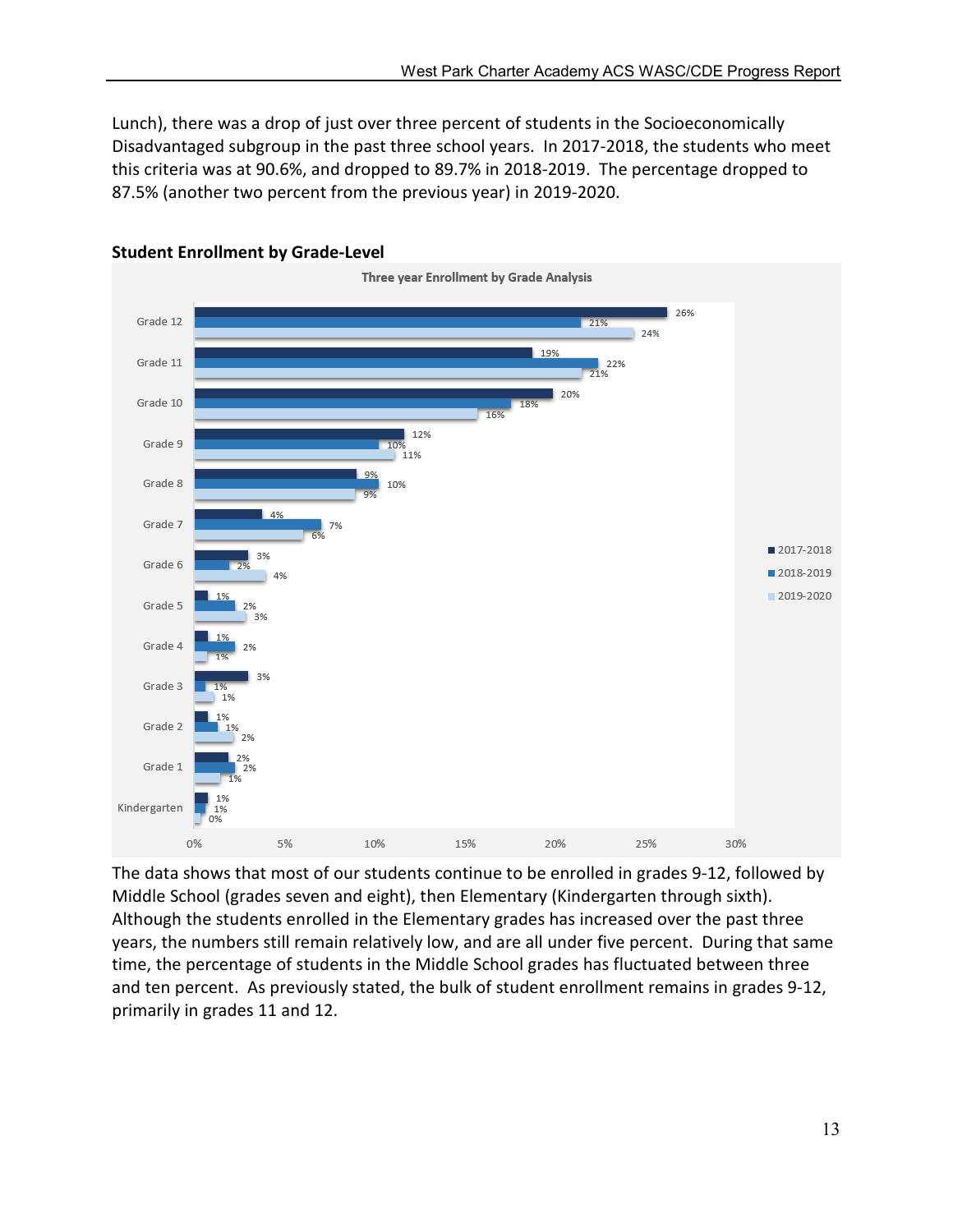Lunch), there was a drop of just over three percent of students in the Socioeconomically Disadvantaged subgroup in the past three school years. In 2017-2018, the students who meet this criteria was at 90.6%, and dropped to 89.7% in 2018-2019. The percentage dropped to 87.5% (another two percent from the previous year) in 2019-2020.

**Student Enrollment by Grade-Level**

Three year Enrollment by Grade Analysis

| Grade | 2017-2018 | 2018-2019 | 2019-2020 |
|---|---|---|---|
| Grade 12 | 26% | 21% | 24% |
| Grade 11 | 19% | 22% | 21% |
| Grade 10 | 20% | 18% | 16% |
| Grade 9 | 12% | 10% | 11% |
| Grade 8 | 9% | 10% | 9% |
| Grade 7 | 4% | 7% | 6% |
| Grade 6 | 3% | 2% | 4% |
| Grade 5 | 1% | 2% | 3% |
| Grade 4 | 1% | 2% | 1% |
| Grade 3 | 3% | 1% | 1% |
| Grade 2 | 1% | 1% | 2% |
| Grade 1 | 2% | 2% | 1% |
| Kindergarten | 1% | 1% | 0% |

The data shows that most of our students continue to be enrolled in grades 9-12, followed by Middle School (grades seven and eight), then Elementary (Kindergarten through sixth). Although the students enrolled in the Elementary grades has increased over the past three years, the numbers still remain relatively low, and are all under five percent. During that same time, the percentage of students in the Middle School grades has fluctuated between three and ten percent. As previously stated, the bulk of student enrollment remains in grades 9-12, primarily in grades 11 and 12.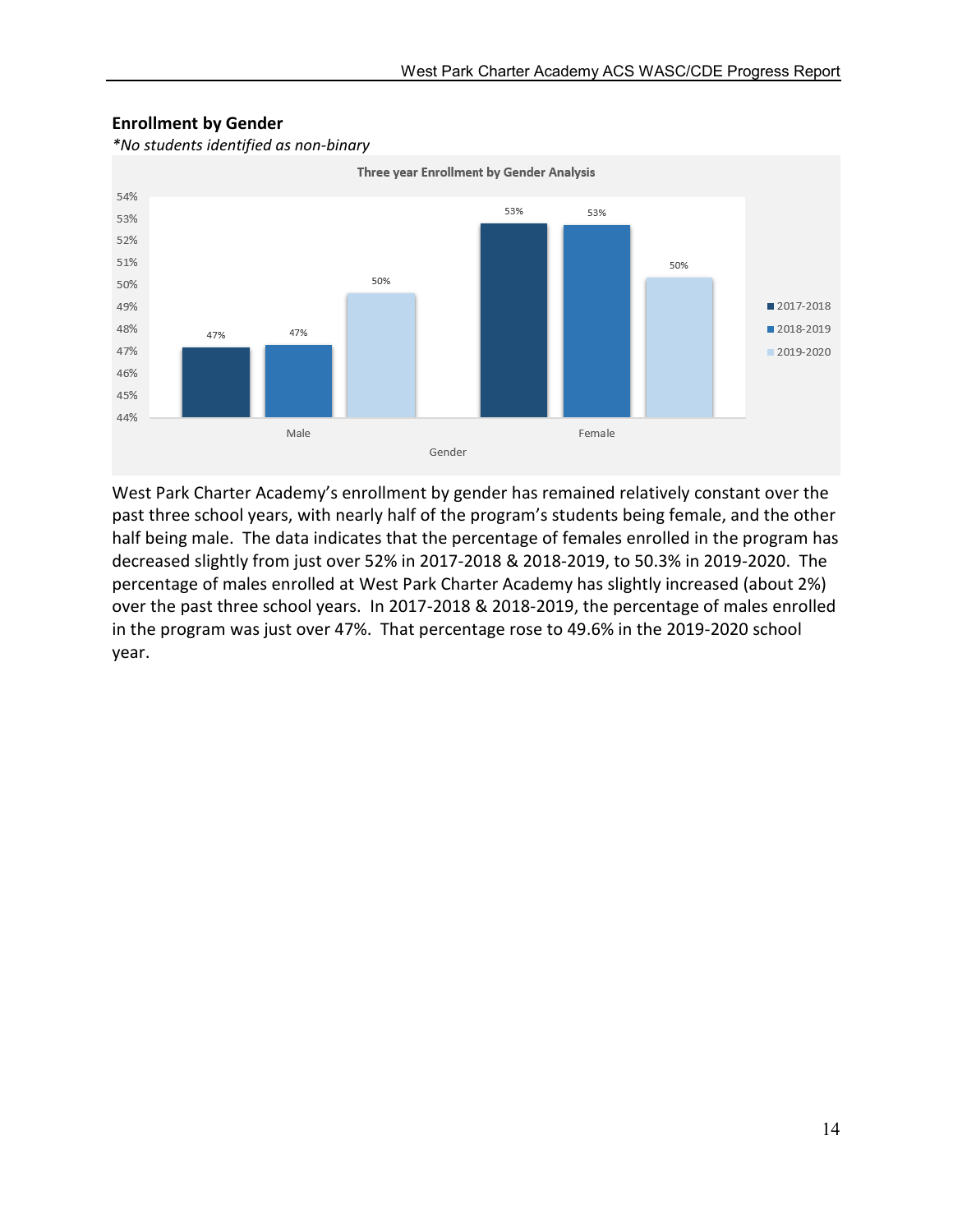## Enrollment by Gender

*\*No students identified as non-binary*

**Three year Enrollment by Gender Analysis**

| Gender | 2017-2018 | 2018-2019 | 2019-2020 |
| --- | --- | --- | --- |
| Male | 47% | 47% | 50% |
| Female | 53% | 53% | 50% |

West Park Charter Academy's enrollment by gender has remained relatively constant over the past three school years, with nearly half of the program's students being female, and the other half being male. The data indicates that the percentage of females enrolled in the program has decreased slightly from just over 52% in 2017-2018 & 2018-2019, to 50.3% in 2019-2020. The percentage of males enrolled at West Park Charter Academy has slightly increased (about 2%) over the past three school years. In 2017-2018 & 2018-2019, the percentage of males enrolled in the program was just over 47%. That percentage rose to 49.6% in the 2019-2020 school year.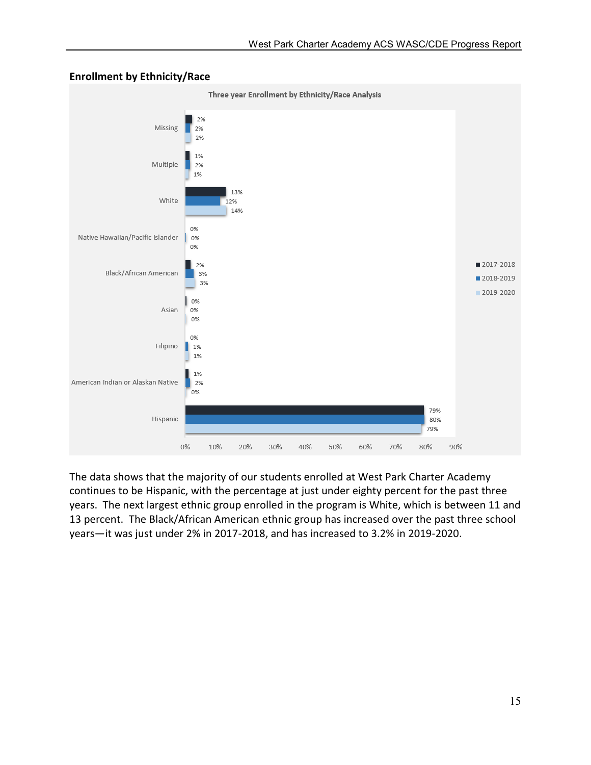## Enrollment by Ethnicity/Race

**Three year Enrollment by Ethnicity/Race Analysis**

| Ethnicity/Race | 2017-2018 | 2018-2019 | 2019-2020 |
|---|---|---|---|
| Missing | 2% | 2% | 2% |
| Multiple | 1% | 2% | 1% |
| White | 13% | 12% | 14% |
| Native Hawaiian/Pacific Islander | 0% | 0% | 0% |
| Black/African American | 2% | 3% | 3% |
| Asian | 0% | 0% | 0% |
| Filipino | 0% | 1% | 1% |
| American Indian or Alaskan Native | 1% | 2% | 0% |
| Hispanic | 79% | 80% | 79% |

The data shows that the majority of our students enrolled at West Park Charter Academy continues to be Hispanic, with the percentage at just under eighty percent for the past three years. The next largest ethnic group enrolled in the program is White, which is between 11 and 13 percent. The Black/African American ethnic group has increased over the past three school years—it was just under 2% in 2017-2018, and has increased to 3.2% in 2019-2020.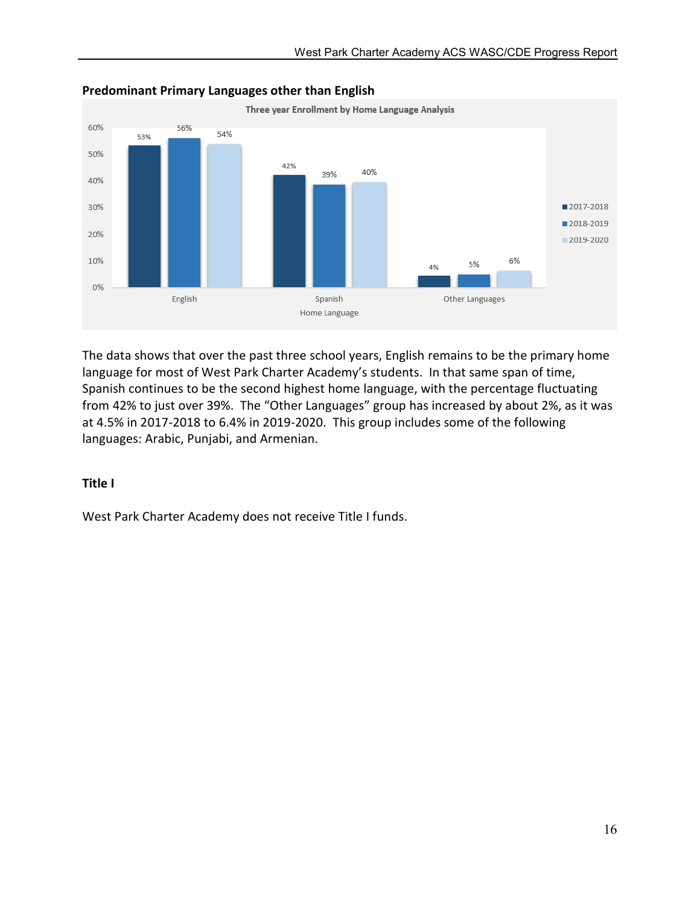**Predominant Primary Languages other than English**

Three year Enrollment by Home Language Analysis

| Home Language | 2017-2018 | 2018-2019 | 2019-2020 |
| --- | --- | --- | --- |
| English | 53% | 56% | 54% |
| Spanish | 42% | 39% | 40% |
| Other Languages | 4% | 5% | 6% |

The data shows that over the past three school years, English remains to be the primary home language for most of West Park Charter Academy's students. In that same span of time, Spanish continues to be the second highest home language, with the percentage fluctuating from 42% to just over 39%. The "Other Languages" group has increased by about 2%, as it was at 4.5% in 2017-2018 to 6.4% in 2019-2020. This group includes some of the following languages: Arabic, Punjabi, and Armenian.

**Title I**

West Park Charter Academy does not receive Title I funds.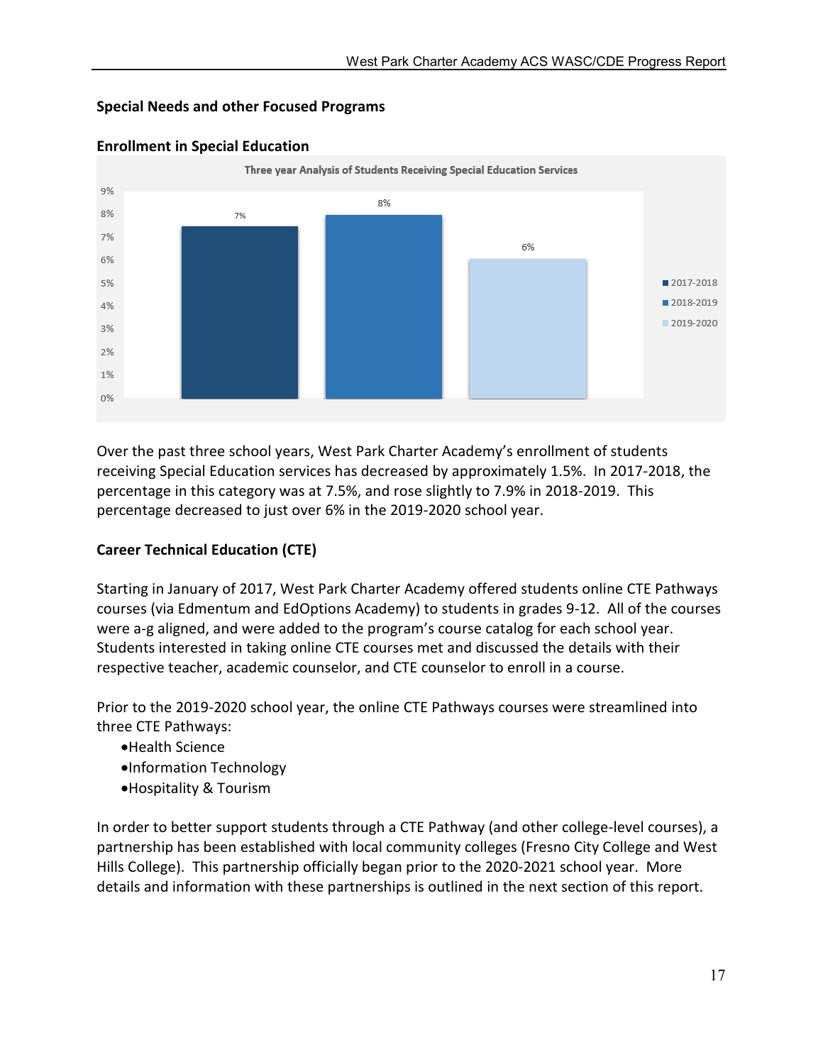## Special Needs and other Focused Programs

### Enrollment in Special Education

Three year Analysis of Students Receiving Special Education Services

| Year | Percentage |
| --- | --- |
| 2017-2018 | 7% |
| 2018-2019 | 8% |
| 2019-2020 | 6% |

Over the past three school years, West Park Charter Academy's enrollment of students receiving Special Education services has decreased by approximately 1.5%. In 2017-2018, the percentage in this category was at 7.5%, and rose slightly to 7.9% in 2018-2019. This percentage decreased to just over 6% in the 2019-2020 school year.

### Career Technical Education (CTE)

Starting in January of 2017, West Park Charter Academy offered students online CTE Pathways courses (via Edmentum and EdOptions Academy) to students in grades 9-12. All of the courses were a-g aligned, and were added to the program's course catalog for each school year. Students interested in taking online CTE courses met and discussed the details with their respective teacher, academic counselor, and CTE counselor to enroll in a course.

Prior to the 2019-2020 school year, the online CTE Pathways courses were streamlined into three CTE Pathways:

- Health Science
- Information Technology
- Hospitality & Tourism

In order to better support students through a CTE Pathway (and other college-level courses), a partnership has been established with local community colleges (Fresno City College and West Hills College). This partnership officially began prior to the 2020-2021 school year. More details and information with these partnerships is outlined in the next section of this report.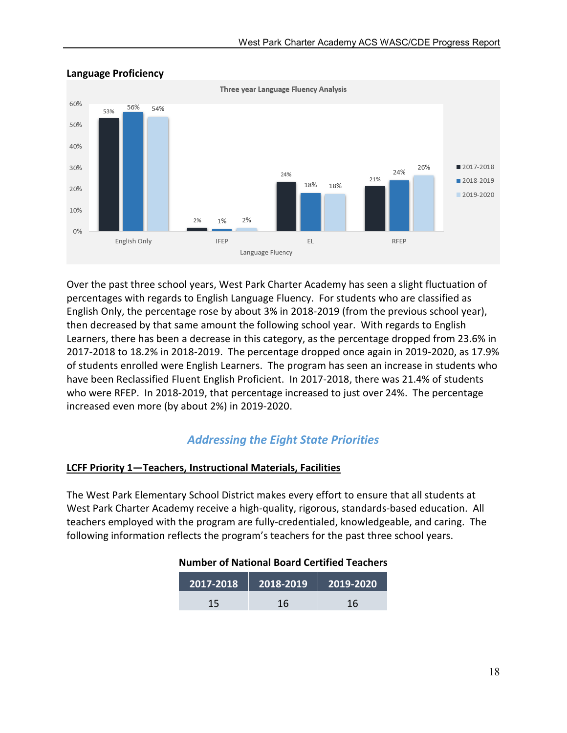**Language Proficiency**

Three year Language Fluency Analysis

| Language Fluency | 2017-2018 | 2018-2019 | 2019-2020 |
|---|---|---|---|
| English Only | 53% | 56% | 54% |
| IFEP | 2% | 1% | 2% |
| EL | 24% | 18% | 18% |
| RFEP | 21% | 24% | 26% |

Over the past three school years, West Park Charter Academy has seen a slight fluctuation of percentages with regards to English Language Fluency. For students who are classified as English Only, the percentage rose by about 3% in 2018-2019 (from the previous school year), then decreased by that same amount the following school year. With regards to English Learners, there has been a decrease in this category, as the percentage dropped from 23.6% in 2017-2018 to 18.2% in 2018-2019. The percentage dropped once again in 2019-2020, as 17.9% of students enrolled were English Learners. The program has seen an increase in students who have been Reclassified Fluent English Proficient. In 2017-2018, there was 21.4% of students who were RFEP. In 2018-2019, that percentage increased to just over 24%. The percentage increased even more (by about 2%) in 2019-2020.

## *Addressing the Eight State Priorities*

### LCFF Priority 1—Teachers, Instructional Materials, Facilities

The West Park Elementary School District makes every effort to ensure that all students at West Park Charter Academy receive a high-quality, rigorous, standards-based education. All teachers employed with the program are fully-credentialed, knowledgeable, and caring. The following information reflects the program's teachers for the past three school years.

**Number of National Board Certified Teachers**

| 2017-2018 | 2018-2019 | 2019-2020 |
|---|---|---|
| 15 | 16 | 16 |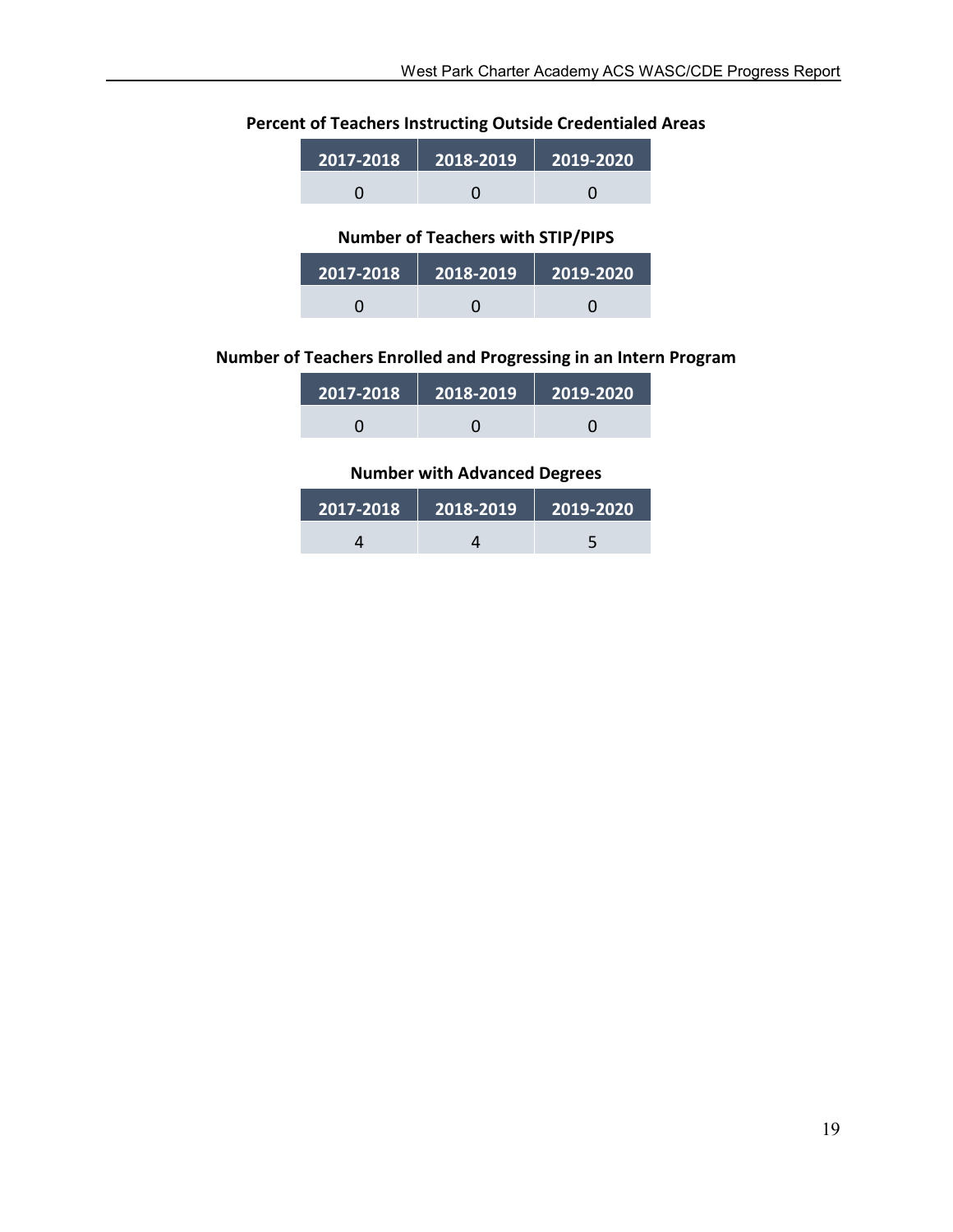**Percent of Teachers Instructing Outside Credentialed Areas**

| 2017-2018 | 2018-2019 | 2019-2020 |
|---|---|---|
| 0 | 0 | 0 |

**Number of Teachers with STIP/PIPS**

| 2017-2018 | 2018-2019 | 2019-2020 |
|---|---|---|
| 0 | 0 | 0 |

**Number of Teachers Enrolled and Progressing in an Intern Program**

| 2017-2018 | 2018-2019 | 2019-2020 |
|---|---|---|
| 0 | 0 | 0 |

**Number with Advanced Degrees**

| 2017-2018 | 2018-2019 | 2019-2020 |
|---|---|---|
| 4 | 4 | 5 |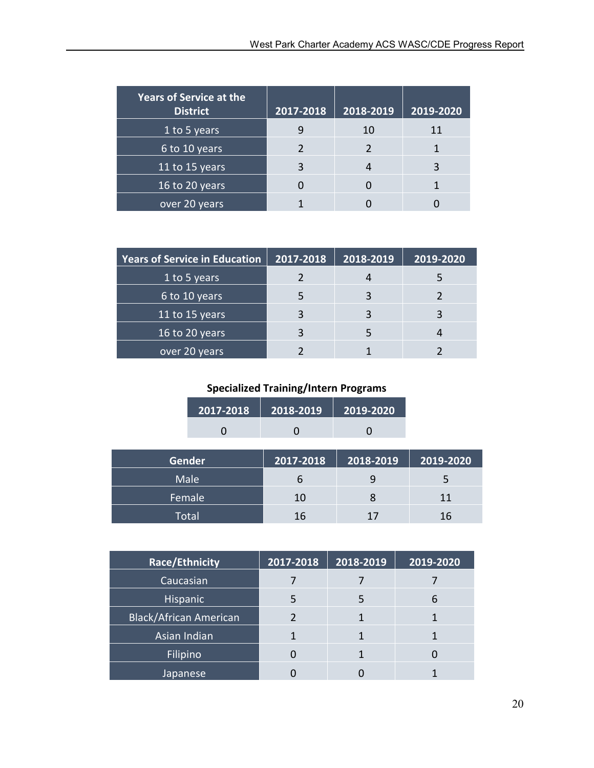| Years of Service at the District | 2017-2018 | 2018-2019 | 2019-2020 |
|---|---|---|---|
| 1 to 5 years | 9 | 10 | 11 |
| 6 to 10 years | 2 | 2 | 1 |
| 11 to 15 years | 3 | 4 | 3 |
| 16 to 20 years | 0 | 0 | 1 |
| over 20 years | 1 | 0 | 0 |

| Years of Service in Education | 2017-2018 | 2018-2019 | 2019-2020 |
|---|---|---|---|
| 1 to 5 years | 2 | 4 | 5 |
| 6 to 10 years | 5 | 3 | 2 |
| 11 to 15 years | 3 | 3 | 3 |
| 16 to 20 years | 3 | 5 | 4 |
| over 20 years | 2 | 1 | 2 |

**Specialized Training/Intern Programs**

| 2017-2018 | 2018-2019 | 2019-2020 |
|---|---|---|
| 0 | 0 | 0 |

| Gender | 2017-2018 | 2018-2019 | 2019-2020 |
|---|---|---|---|
| Male | 6 | 9 | 5 |
| Female | 10 | 8 | 11 |
| Total | 16 | 17 | 16 |

| Race/Ethnicity | 2017-2018 | 2018-2019 | 2019-2020 |
|---|---|---|---|
| Caucasian | 7 | 7 | 7 |
| Hispanic | 5 | 5 | 6 |
| Black/African American | 2 | 1 | 1 |
| Asian Indian | 1 | 1 | 1 |
| Filipino | 0 | 1 | 0 |
| Japanese | 0 | 0 | 1 |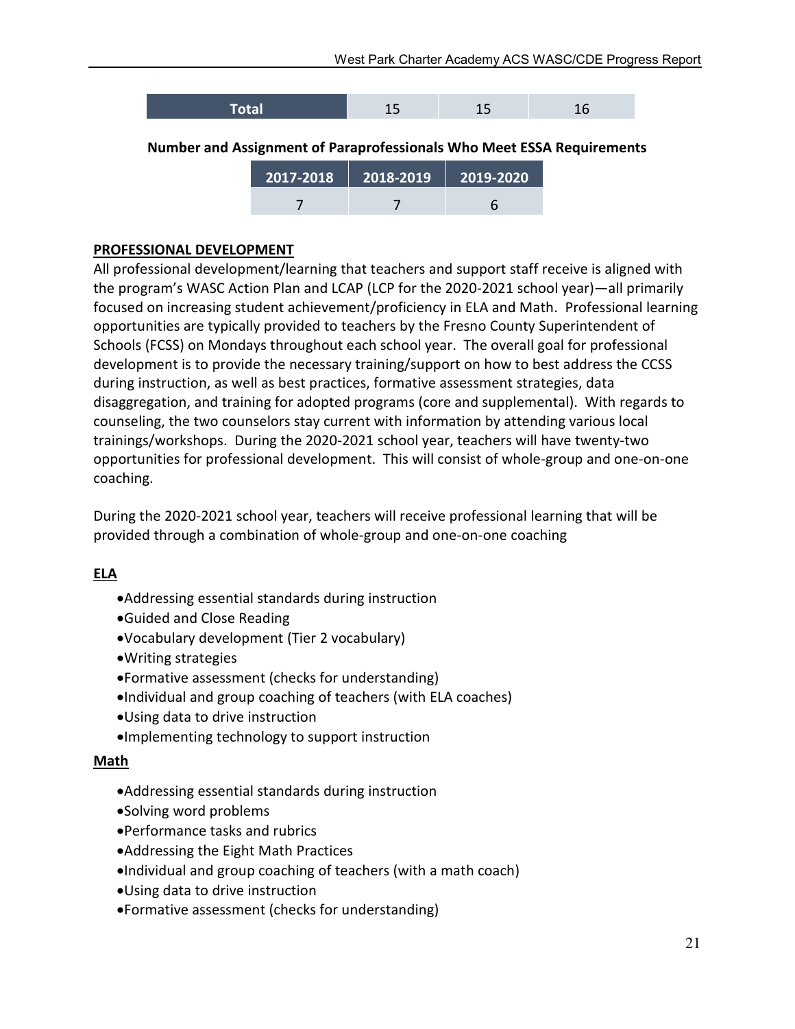| Total | 15 | 15 | 16 |
|---|---|---|---|

**Number and Assignment of Paraprofessionals Who Meet ESSA Requirements**

| 2017-2018 | 2018-2019 | 2019-2020 |
|---|---|---|
| 7 | 7 | 6 |

**PROFESSIONAL DEVELOPMENT**

All professional development/learning that teachers and support staff receive is aligned with the program's WASC Action Plan and LCAP (LCP for the 2020-2021 school year)—all primarily focused on increasing student achievement/proficiency in ELA and Math. Professional learning opportunities are typically provided to teachers by the Fresno County Superintendent of Schools (FCSS) on Mondays throughout each school year. The overall goal for professional development is to provide the necessary training/support on how to best address the CCSS during instruction, as well as best practices, formative assessment strategies, data disaggregation, and training for adopted programs (core and supplemental). With regards to counseling, the two counselors stay current with information by attending various local trainings/workshops. During the 2020-2021 school year, teachers will have twenty-two opportunities for professional development. This will consist of whole-group and one-on-one coaching.

During the 2020-2021 school year, teachers will receive professional learning that will be provided through a combination of whole-group and one-on-one coaching

**ELA**

- Addressing essential standards during instruction
- Guided and Close Reading
- Vocabulary development (Tier 2 vocabulary)
- Writing strategies
- Formative assessment (checks for understanding)
- Individual and group coaching of teachers (with ELA coaches)
- Using data to drive instruction
- Implementing technology to support instruction

**Math**

- Addressing essential standards during instruction
- Solving word problems
- Performance tasks and rubrics
- Addressing the Eight Math Practices
- Individual and group coaching of teachers (with a math coach)
- Using data to drive instruction
- Formative assessment (checks for understanding)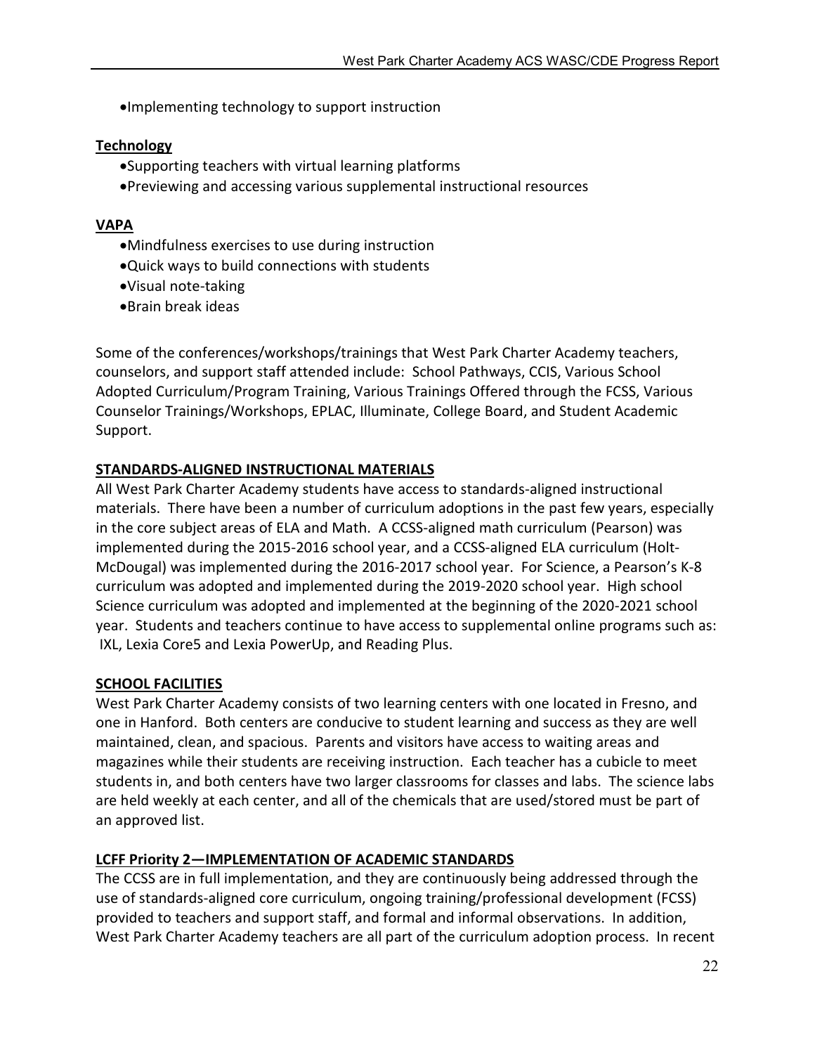- Implementing technology to support instruction

**Technology**

- Supporting teachers with virtual learning platforms
- Previewing and accessing various supplemental instructional resources

**VAPA**

- Mindfulness exercises to use during instruction
- Quick ways to build connections with students
- Visual note-taking
- Brain break ideas

Some of the conferences/workshops/trainings that West Park Charter Academy teachers, counselors, and support staff attended include: School Pathways, CCIS, Various School Adopted Curriculum/Program Training, Various Trainings Offered through the FCSS, Various Counselor Trainings/Workshops, EPLAC, Illuminate, College Board, and Student Academic Support.

## STANDARDS-ALIGNED INSTRUCTIONAL MATERIALS

All West Park Charter Academy students have access to standards-aligned instructional materials. There have been a number of curriculum adoptions in the past few years, especially in the core subject areas of ELA and Math. A CCSS-aligned math curriculum (Pearson) was implemented during the 2015-2016 school year, and a CCSS-aligned ELA curriculum (Holt-McDougal) was implemented during the 2016-2017 school year. For Science, a Pearson's K-8 curriculum was adopted and implemented during the 2019-2020 school year. High school Science curriculum was adopted and implemented at the beginning of the 2020-2021 school year. Students and teachers continue to have access to supplemental online programs such as: IXL, Lexia Core5 and Lexia PowerUp, and Reading Plus.

## SCHOOL FACILITIES

West Park Charter Academy consists of two learning centers with one located in Fresno, and one in Hanford. Both centers are conducive to student learning and success as they are well maintained, clean, and spacious. Parents and visitors have access to waiting areas and magazines while their students are receiving instruction. Each teacher has a cubicle to meet students in, and both centers have two larger classrooms for classes and labs. The science labs are held weekly at each center, and all of the chemicals that are used/stored must be part of an approved list.

## LCFF Priority 2—IMPLEMENTATION OF ACADEMIC STANDARDS

The CCSS are in full implementation, and they are continuously being addressed through the use of standards-aligned core curriculum, ongoing training/professional development (FCSS) provided to teachers and support staff, and formal and informal observations. In addition, West Park Charter Academy teachers are all part of the curriculum adoption process. In recent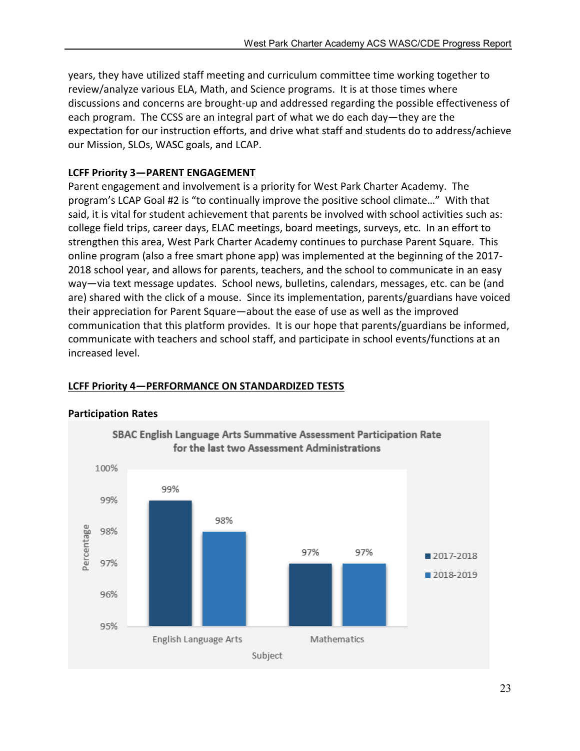years, they have utilized staff meeting and curriculum committee time working together to review/analyze various ELA, Math, and Science programs. It is at those times where discussions and concerns are brought-up and addressed regarding the possible effectiveness of each program. The CCSS are an integral part of what we do each day—they are the expectation for our instruction efforts, and drive what staff and students do to address/achieve our Mission, SLOs, WASC goals, and LCAP.

**LCFF Priority 3—PARENT ENGAGEMENT**

Parent engagement and involvement is a priority for West Park Charter Academy. The program's LCAP Goal #2 is "to continually improve the positive school climate…" With that said, it is vital for student achievement that parents be involved with school activities such as: college field trips, career days, ELAC meetings, board meetings, surveys, etc. In an effort to strengthen this area, West Park Charter Academy continues to purchase Parent Square. This online program (also a free smart phone app) was implemented at the beginning of the 2017-2018 school year, and allows for parents, teachers, and the school to communicate in an easy way—via text message updates. School news, bulletins, calendars, messages, etc. can be (and are) shared with the click of a mouse. Since its implementation, parents/guardians have voiced their appreciation for Parent Square—about the ease of use as well as the improved communication that this platform provides. It is our hope that parents/guardians be informed, communicate with teachers and school staff, and participate in school events/functions at an increased level.

**LCFF Priority 4—PERFORMANCE ON STANDARDIZED TESTS**

**Participation Rates**

SBAC English Language Arts Summative Assessment Participation Rate for the last two Assessment Administrations

| Subject | 2017-2018 | 2018-2019 |
| --- | --- | --- |
| English Language Arts | 99% | 98% |
| Mathematics | 97% | 97% |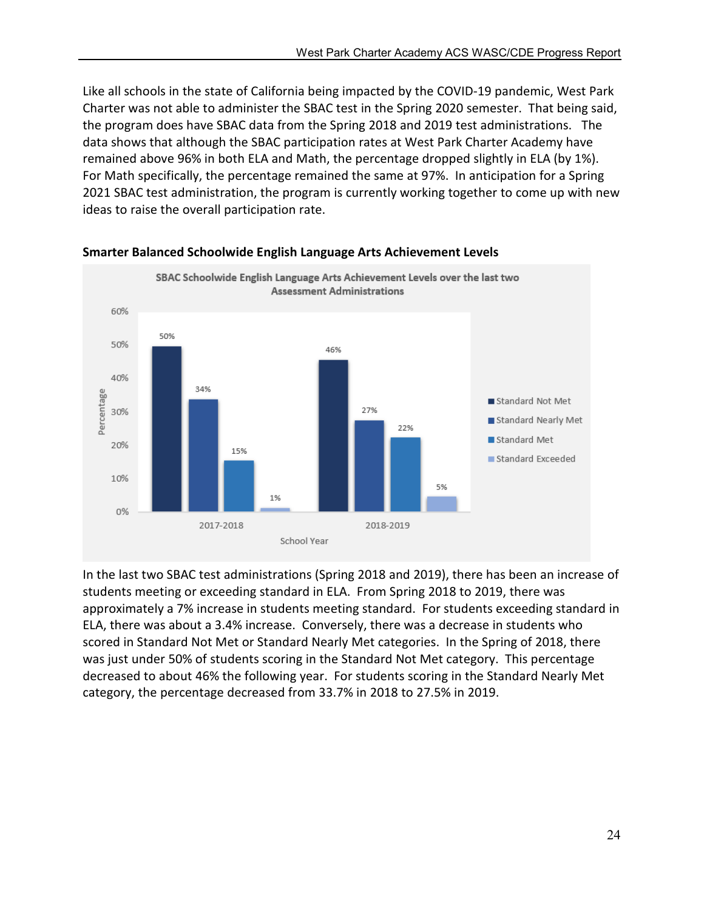Like all schools in the state of California being impacted by the COVID-19 pandemic, West Park Charter was not able to administer the SBAC test in the Spring 2020 semester. That being said, the program does have SBAC data from the Spring 2018 and 2019 test administrations. The data shows that although the SBAC participation rates at West Park Charter Academy have remained above 96% in both ELA and Math, the percentage dropped slightly in ELA (by 1%). For Math specifically, the percentage remained the same at 97%. In anticipation for a Spring 2021 SBAC test administration, the program is currently working together to come up with new ideas to raise the overall participation rate.

**Smarter Balanced Schoolwide English Language Arts Achievement Levels**

SBAC Schoolwide English Language Arts Achievement Levels over the last two Assessment Administrations

| School Year | Standard Not Met | Standard Nearly Met | Standard Met | Standard Exceeded |
|---|---|---|---|---|
| 2017-2018 | 50% | 34% | 15% | 1% |
| 2018-2019 | 46% | 27% | 22% | 5% |

In the last two SBAC test administrations (Spring 2018 and 2019), there has been an increase of students meeting or exceeding standard in ELA. From Spring 2018 to 2019, there was approximately a 7% increase in students meeting standard. For students exceeding standard in ELA, there was about a 3.4% increase. Conversely, there was a decrease in students who scored in Standard Not Met or Standard Nearly Met categories. In the Spring of 2018, there was just under 50% of students scoring in the Standard Not Met category. This percentage decreased to about 46% the following year. For students scoring in the Standard Nearly Met category, the percentage decreased from 33.7% in 2018 to 27.5% in 2019.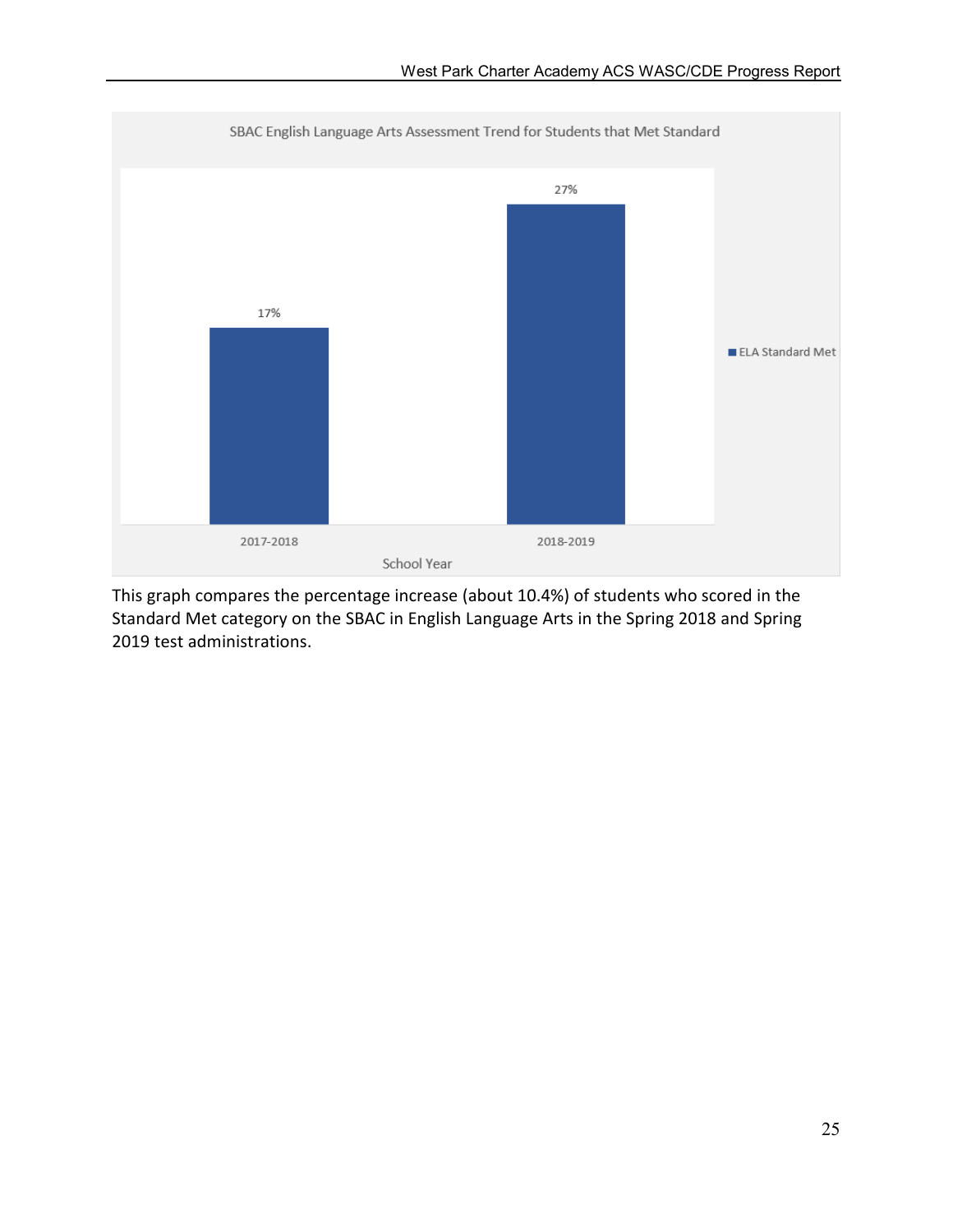SBAC English Language Arts Assessment Trend for Students that Met Standard

| School Year | ELA Standard Met |
|---|---|
| 2017-2018 | 17% |
| 2018-2019 | 27% |

This graph compares the percentage increase (about 10.4%) of students who scored in the Standard Met category on the SBAC in English Language Arts in the Spring 2018 and Spring 2019 test administrations.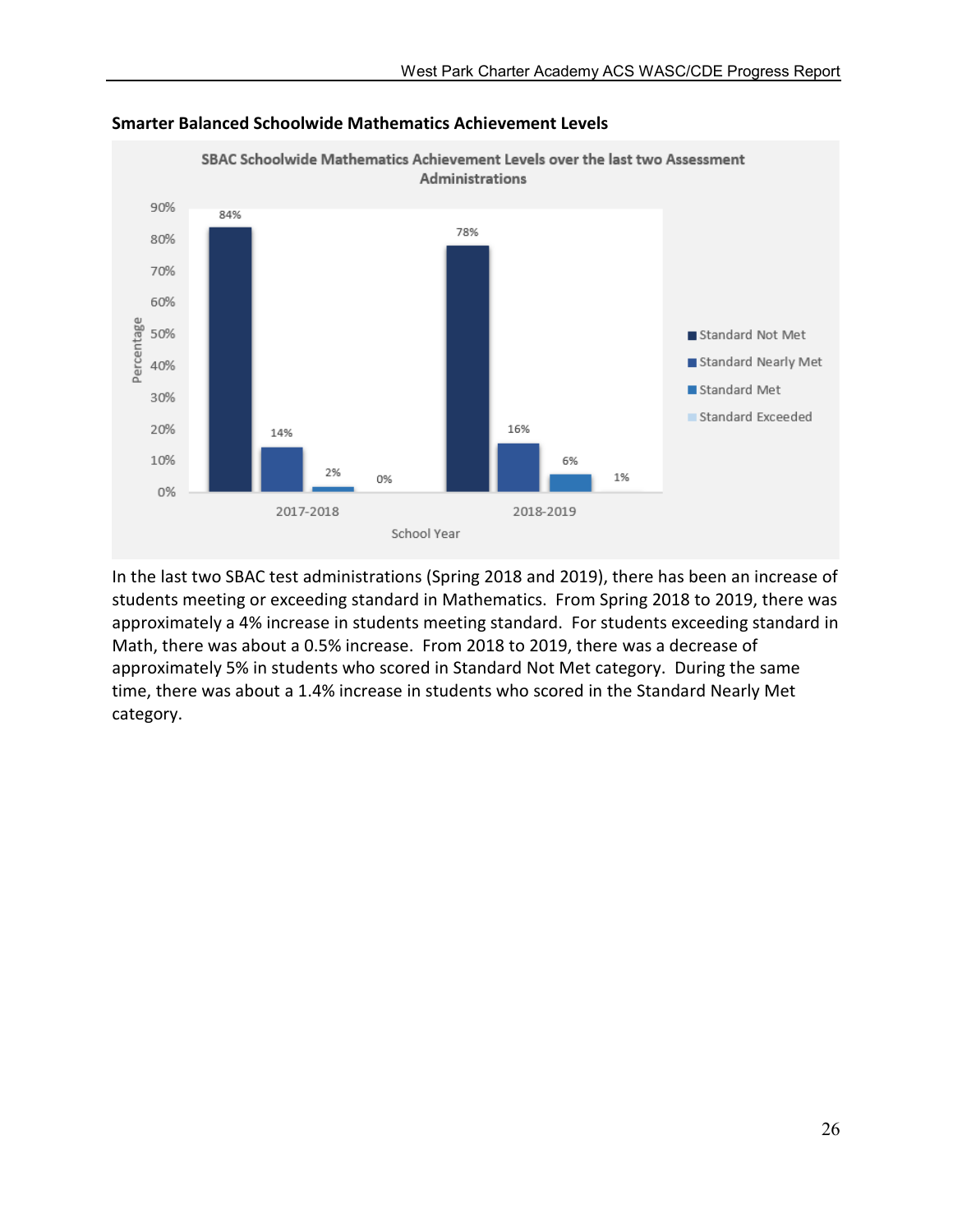**Smarter Balanced Schoolwide Mathematics Achievement Levels**

SBAC Schoolwide Mathematics Achievement Levels over the last two Assessment Administrations

| School Year | Standard Not Met | Standard Nearly Met | Standard Met | Standard Exceeded |
|---|---|---|---|---|
| 2017-2018 | 84% | 14% | 2% | 0% |
| 2018-2019 | 78% | 16% | 6% | 1% |

In the last two SBAC test administrations (Spring 2018 and 2019), there has been an increase of students meeting or exceeding standard in Mathematics. From Spring 2018 to 2019, there was approximately a 4% increase in students meeting standard. For students exceeding standard in Math, there was about a 0.5% increase. From 2018 to 2019, there was a decrease of approximately 5% in students who scored in Standard Not Met category. During the same time, there was about a 1.4% increase in students who scored in the Standard Nearly Met category.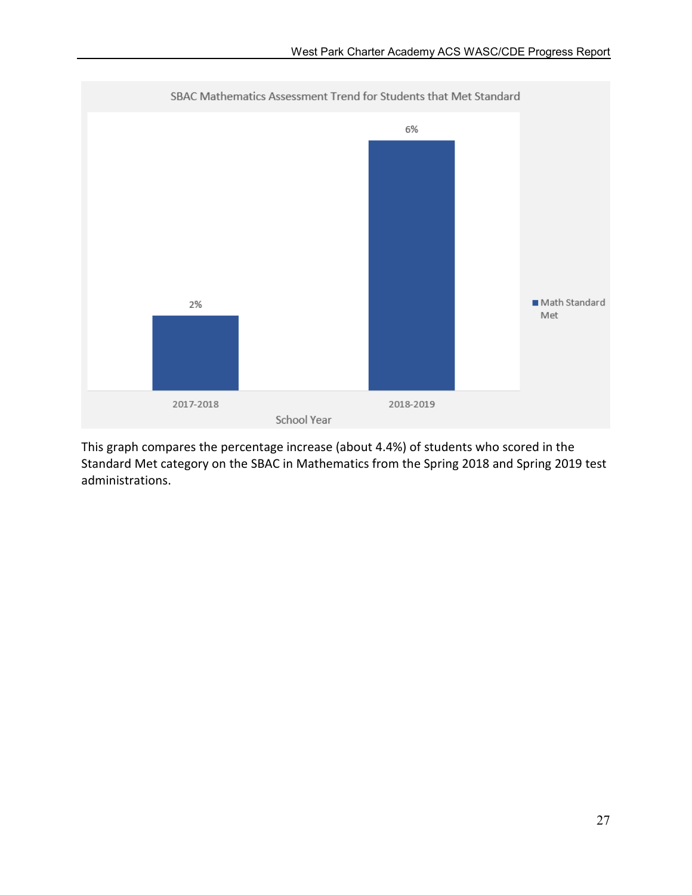SBAC Mathematics Assessment Trend for Students that Met Standard

| School Year | Math Standard Met |
| --- | --- |
| 2017-2018 | 2% |
| 2018-2019 | 6% |

This graph compares the percentage increase (about 4.4%) of students who scored in the Standard Met category on the SBAC in Mathematics from the Spring 2018 and Spring 2019 test administrations.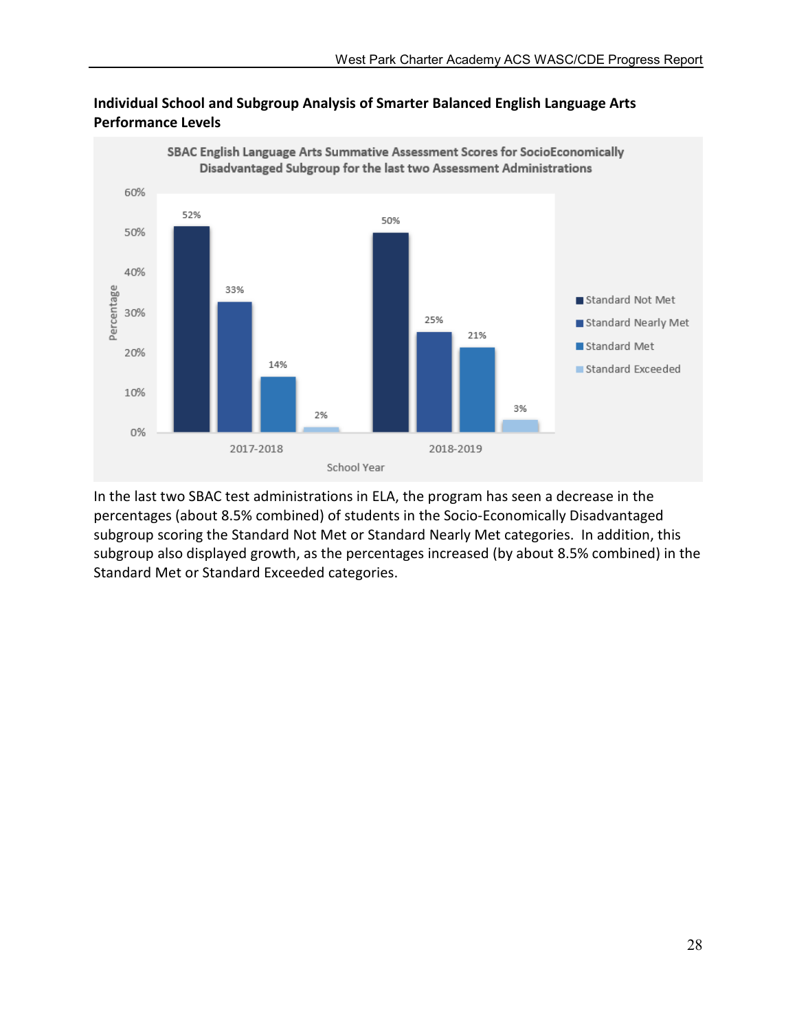**Individual School and Subgroup Analysis of Smarter Balanced English Language Arts Performance Levels**

SBAC English Language Arts Summative Assessment Scores for SocioEconomically Disadvantaged Subgroup for the last two Assessment Administrations

| School Year | Standard Not Met | Standard Nearly Met | Standard Met | Standard Exceeded |
|---|---|---|---|---|
| 2017-2018 | 52% | 33% | 14% | 2% |
| 2018-2019 | 50% | 25% | 21% | 3% |

In the last two SBAC test administrations in ELA, the program has seen a decrease in the percentages (about 8.5% combined) of students in the Socio-Economically Disadvantaged subgroup scoring the Standard Not Met or Standard Nearly Met categories. In addition, this subgroup also displayed growth, as the percentages increased (by about 8.5% combined) in the Standard Met or Standard Exceeded categories.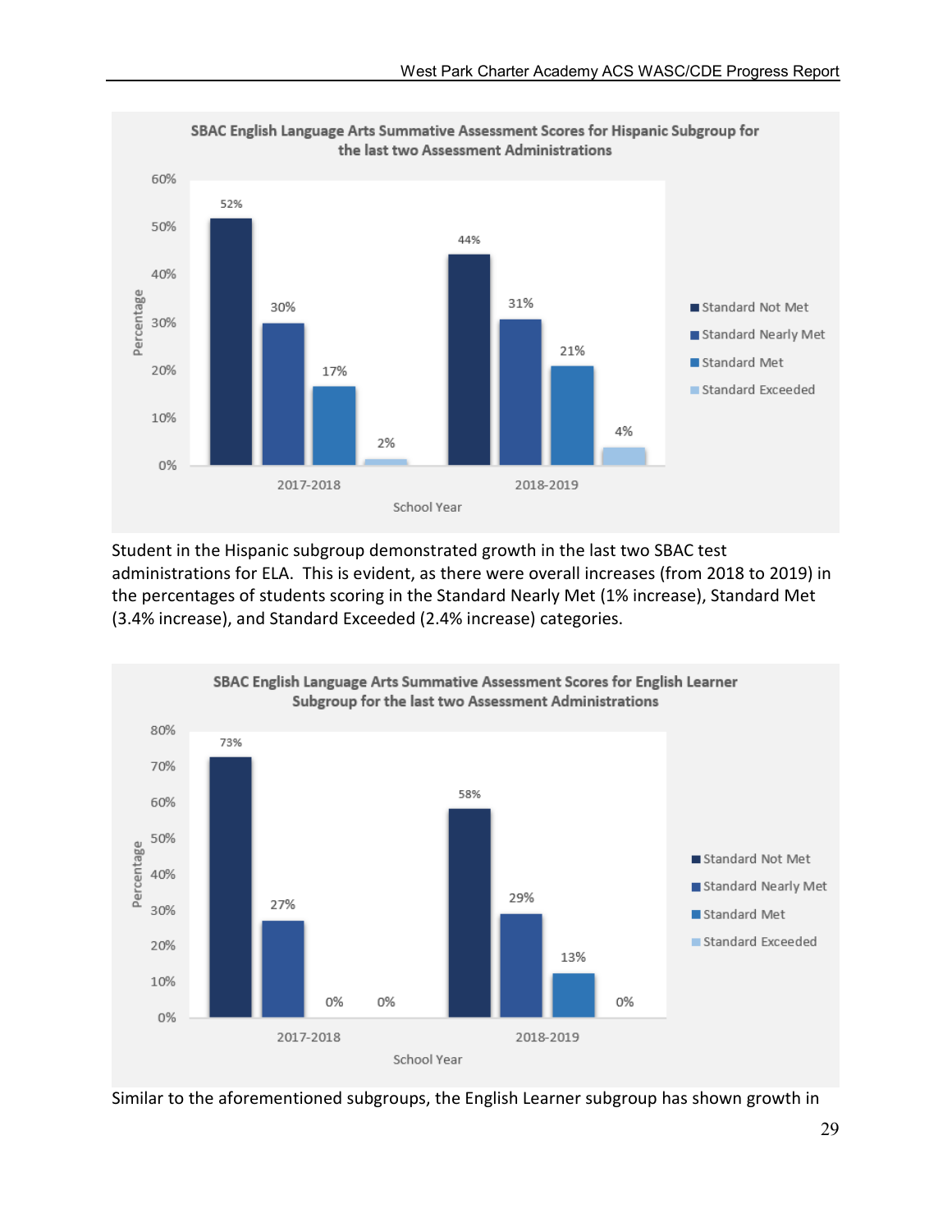**SBAC English Language Arts Summative Assessment Scores for Hispanic Subgroup for the last two Assessment Administrations**

| School Year | Standard Not Met | Standard Nearly Met | Standard Met | Standard Exceeded |
|---|---|---|---|---|
| 2017-2018 | 52% | 30% | 17% | 2% |
| 2018-2019 | 44% | 31% | 21% | 4% |

Student in the Hispanic subgroup demonstrated growth in the last two SBAC test administrations for ELA. This is evident, as there were overall increases (from 2018 to 2019) in the percentages of students scoring in the Standard Nearly Met (1% increase), Standard Met (3.4% increase), and Standard Exceeded (2.4% increase) categories.

**SBAC English Language Arts Summative Assessment Scores for English Learner Subgroup for the last two Assessment Administrations**

| School Year | Standard Not Met | Standard Nearly Met | Standard Met | Standard Exceeded |
|---|---|---|---|---|
| 2017-2018 | 73% | 27% | 0% | 0% |
| 2018-2019 | 58% | 29% | 13% | 0% |

Similar to the aforementioned subgroups, the English Learner subgroup has shown growth in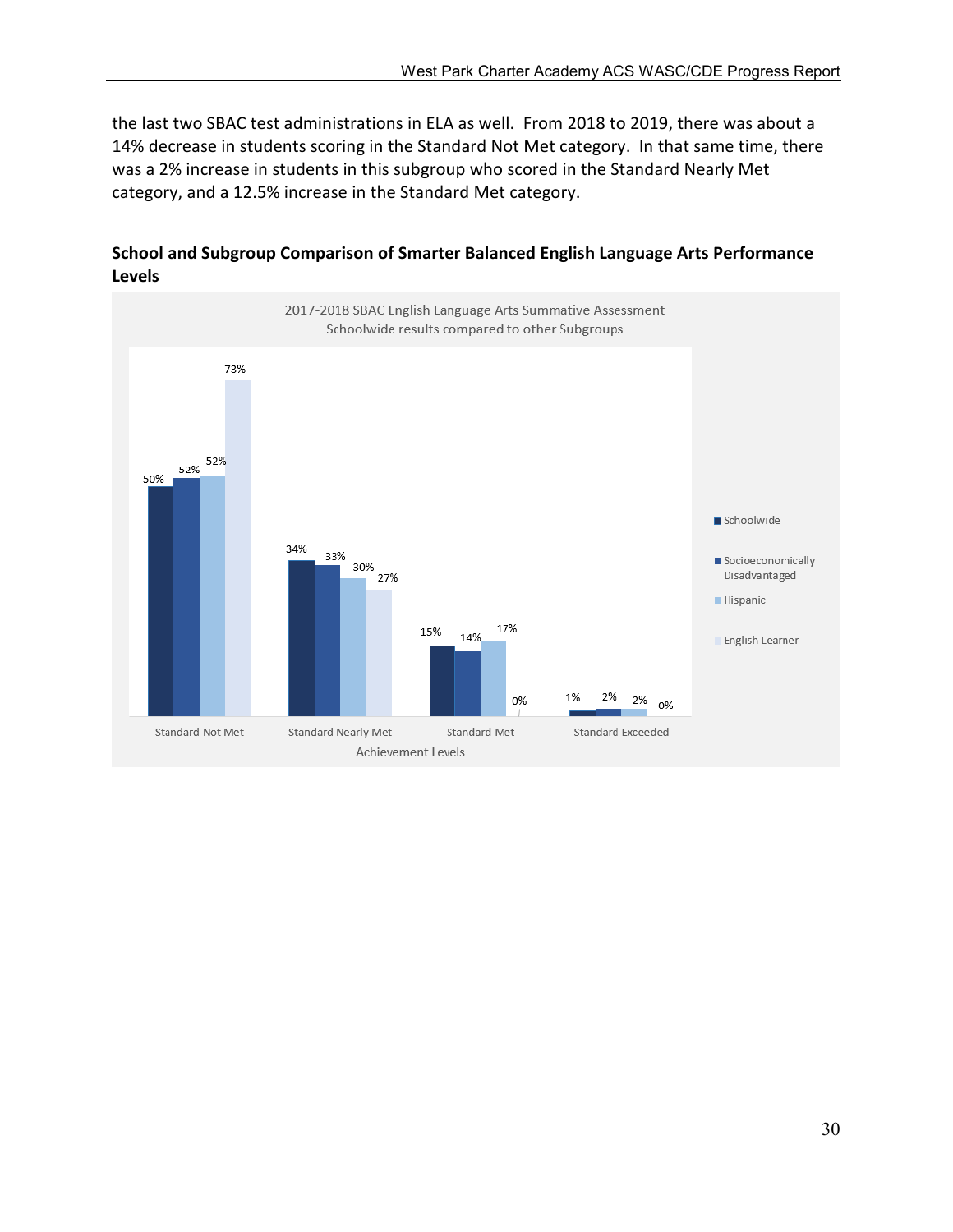the last two SBAC test administrations in ELA as well. From 2018 to 2019, there was about a 14% decrease in students scoring in the Standard Not Met category. In that same time, there was a 2% increase in students in this subgroup who scored in the Standard Nearly Met category, and a 12.5% increase in the Standard Met category.

**School and Subgroup Comparison of Smarter Balanced English Language Arts Performance Levels**

2017-2018 SBAC English Language Arts Summative Assessment
Schoolwide results compared to other Subgroups

| Achievement Levels | Schoolwide | Socioeconomically Disadvantaged | Hispanic | English Learner |
|---|---|---|---|---|
| Standard Not Met | 50% | 52% | 52% | 73% |
| Standard Nearly Met | 34% | 33% | 30% | 27% |
| Standard Met | 15% | 14% | 17% | 0% |
| Standard Exceeded | 1% | 2% | 2% | 0% |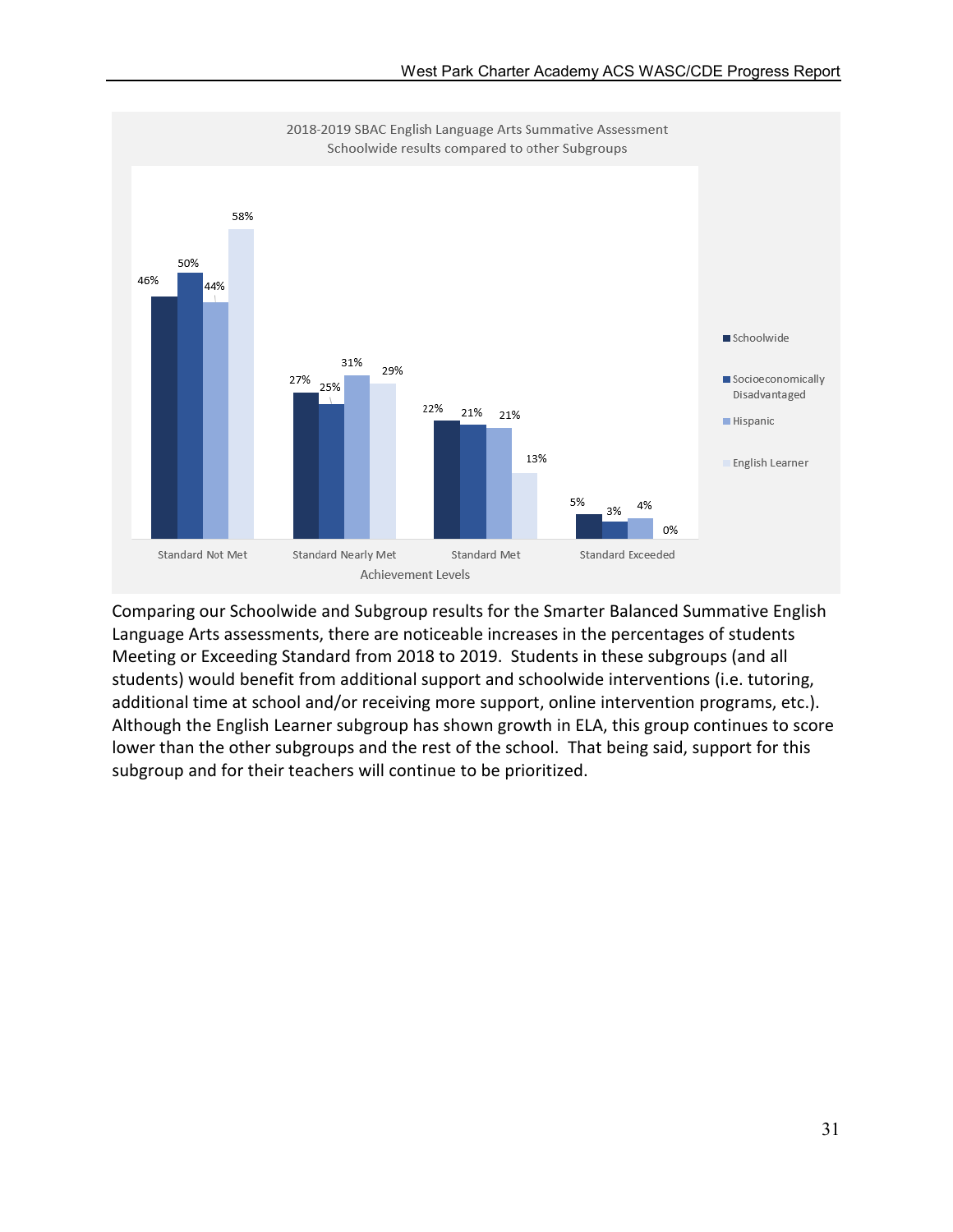2018-2019 SBAC English Language Arts Summative Assessment
Schoolwide results compared to other Subgroups

| Achievement Levels | Schoolwide | Socioeconomically Disadvantaged | Hispanic | English Learner |
|---|---|---|---|---|
| Standard Not Met | 46% | 50% | 44% | 58% |
| Standard Nearly Met | 27% | 25% | 31% | 29% |
| Standard Met | 22% | 21% | 21% | 13% |
| Standard Exceeded | 5% | 3% | 4% | 0% |

Comparing our Schoolwide and Subgroup results for the Smarter Balanced Summative English Language Arts assessments, there are noticeable increases in the percentages of students Meeting or Exceeding Standard from 2018 to 2019. Students in these subgroups (and all students) would benefit from additional support and schoolwide interventions (i.e. tutoring, additional time at school and/or receiving more support, online intervention programs, etc.). Although the English Learner subgroup has shown growth in ELA, this group continues to score lower than the other subgroups and the rest of the school. That being said, support for this subgroup and for their teachers will continue to be prioritized.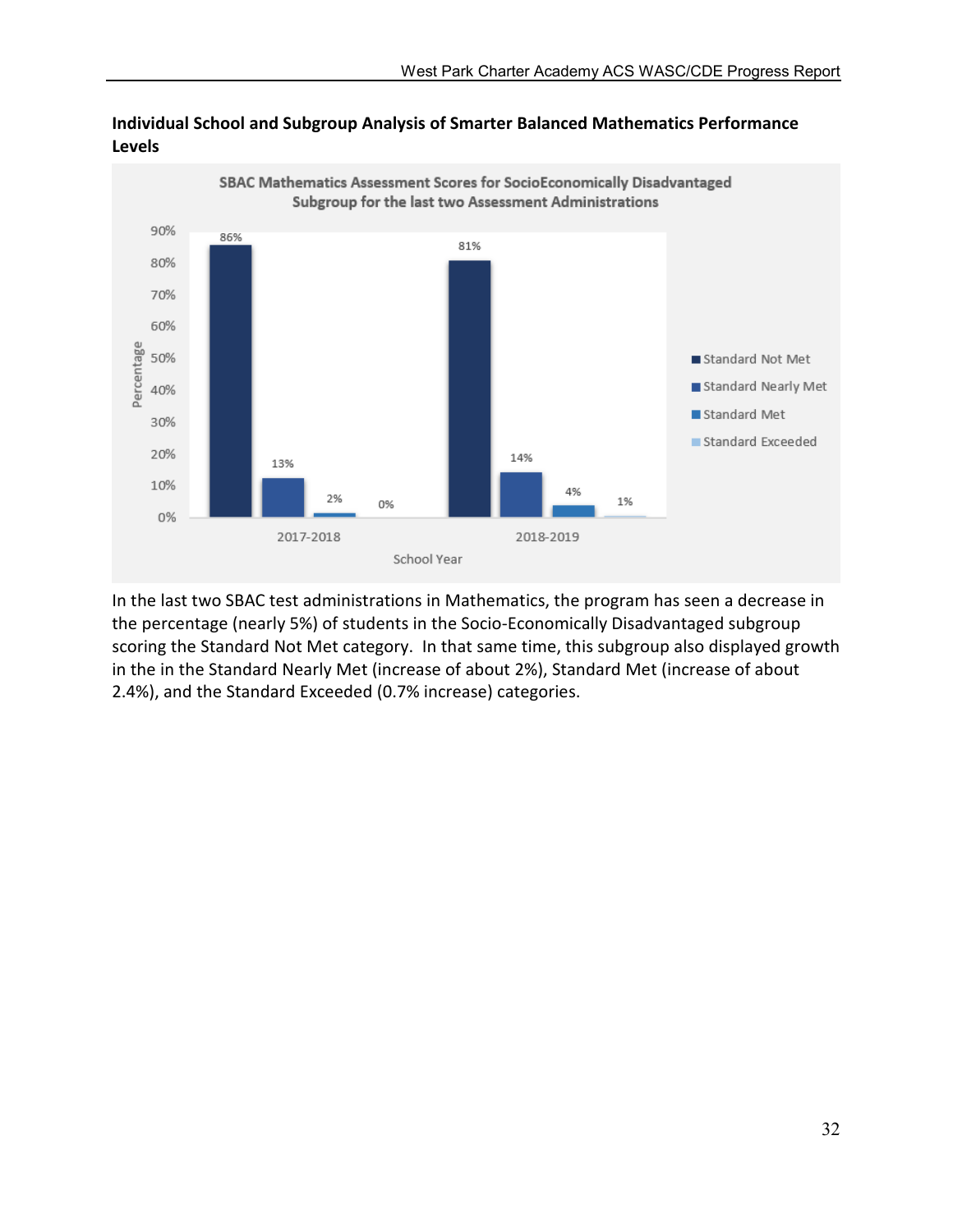**Individual School and Subgroup Analysis of Smarter Balanced Mathematics Performance Levels**

SBAC Mathematics Assessment Scores for SocioEconomically Disadvantaged Subgroup for the last two Assessment Administrations

| School Year | Standard Not Met | Standard Nearly Met | Standard Met | Standard Exceeded |
| --- | --- | --- | --- | --- |
| 2017-2018 | 86% | 13% | 2% | 0% |
| 2018-2019 | 81% | 14% | 4% | 1% |

In the last two SBAC test administrations in Mathematics, the program has seen a decrease in the percentage (nearly 5%) of students in the Socio-Economically Disadvantaged subgroup scoring the Standard Not Met category. In that same time, this subgroup also displayed growth in the in the Standard Nearly Met (increase of about 2%), Standard Met (increase of about 2.4%), and the Standard Exceeded (0.7% increase) categories.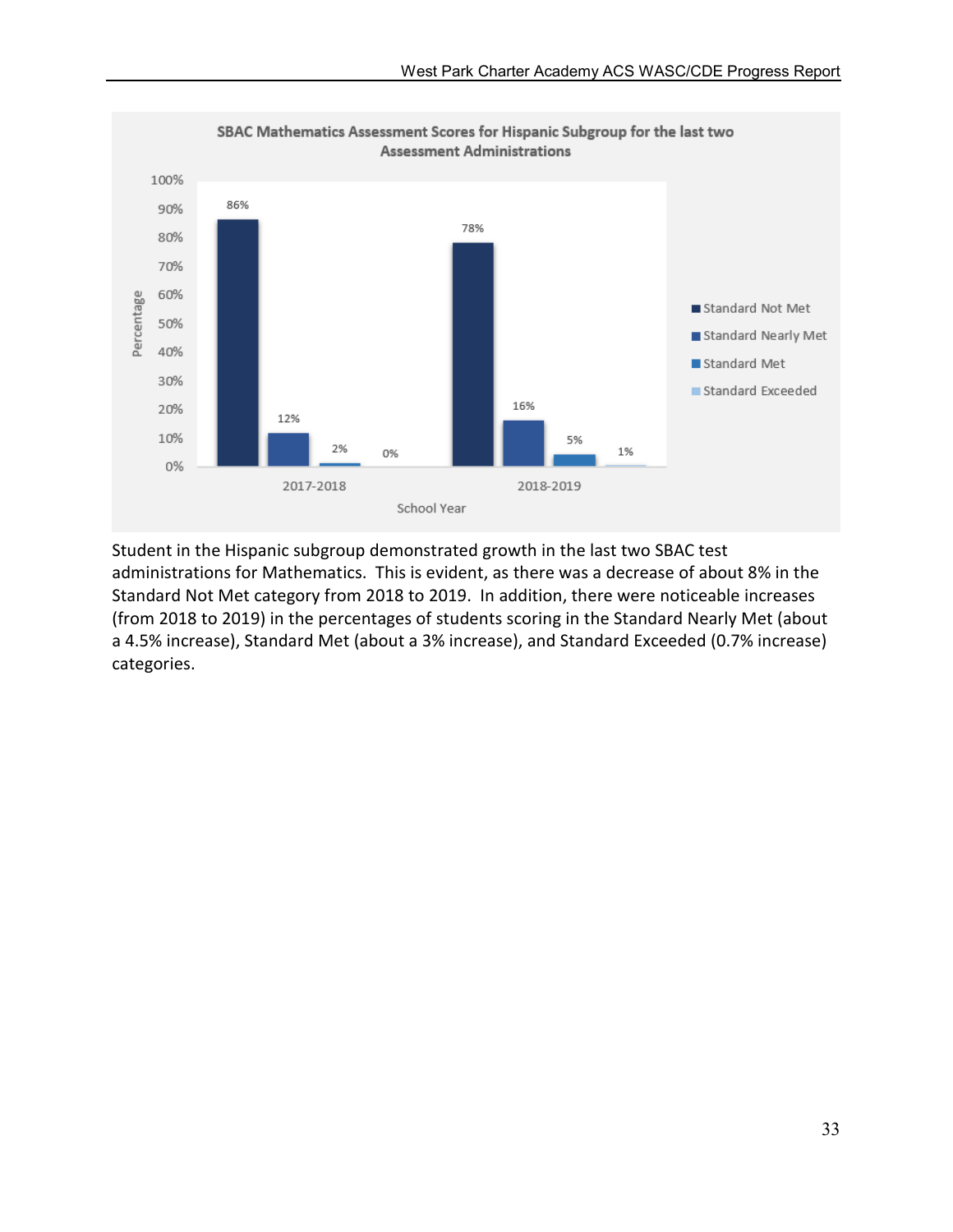**SBAC Mathematics Assessment Scores for Hispanic Subgroup for the last two Assessment Administrations**

| School Year | Standard Not Met | Standard Nearly Met | Standard Met | Standard Exceeded |
|---|---|---|---|---|
| 2017-2018 | 86% | 12% | 2% | 0% |
| 2018-2019 | 78% | 16% | 5% | 1% |

Student in the Hispanic subgroup demonstrated growth in the last two SBAC test administrations for Mathematics. This is evident, as there was a decrease of about 8% in the Standard Not Met category from 2018 to 2019. In addition, there were noticeable increases (from 2018 to 2019) in the percentages of students scoring in the Standard Nearly Met (about a 4.5% increase), Standard Met (about a 3% increase), and Standard Exceeded (0.7% increase) categories.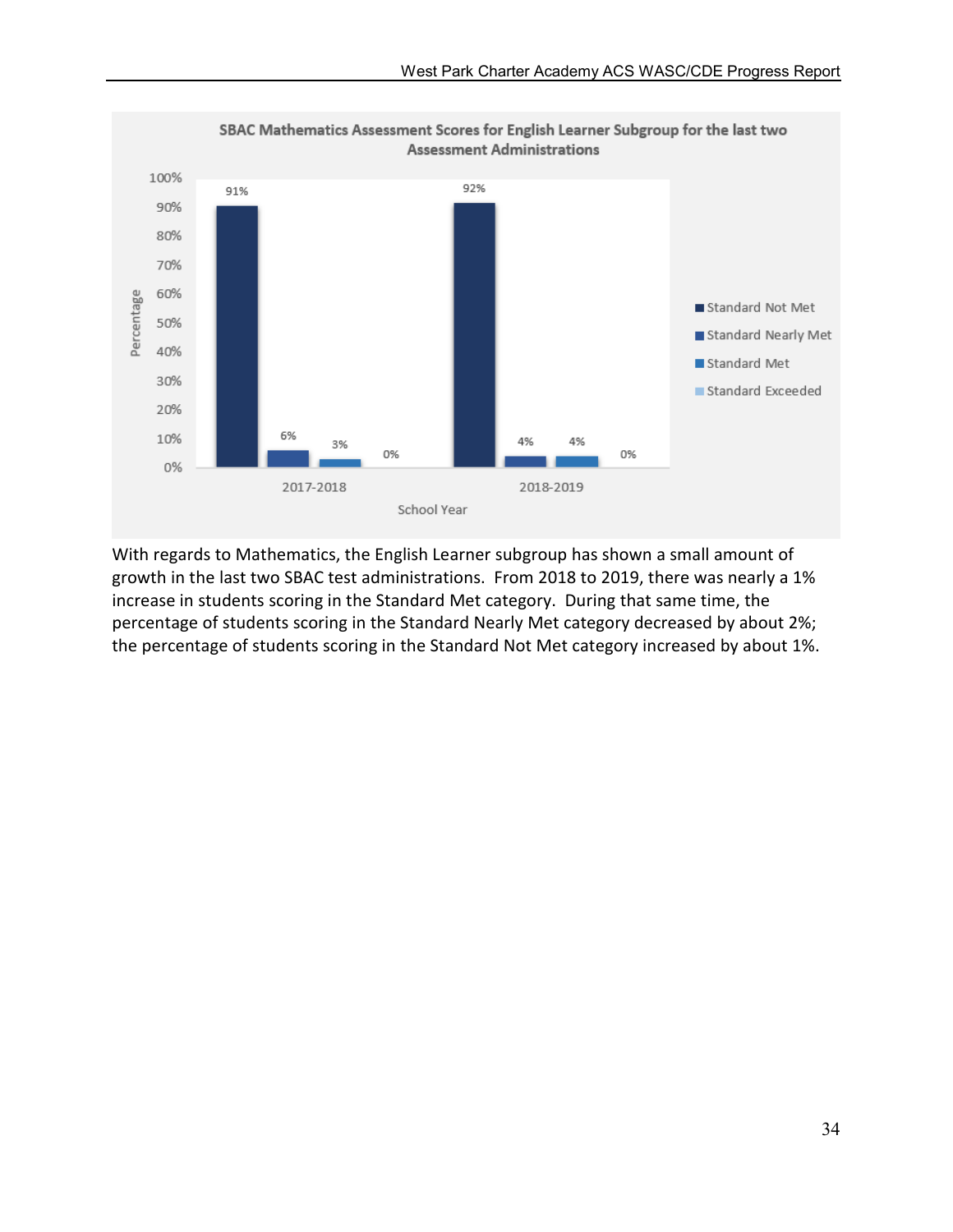**SBAC Mathematics Assessment Scores for English Learner Subgroup for the last two Assessment Administrations**

| School Year | Standard Not Met | Standard Nearly Met | Standard Met | Standard Exceeded |
|---|---|---|---|---|
| 2017-2018 | 91% | 6% | 3% | 0% |
| 2018-2019 | 92% | 4% | 4% | 0% |

With regards to Mathematics, the English Learner subgroup has shown a small amount of growth in the last two SBAC test administrations. From 2018 to 2019, there was nearly a 1% increase in students scoring in the Standard Met category. During that same time, the percentage of students scoring in the Standard Nearly Met category decreased by about 2%; the percentage of students scoring in the Standard Not Met category increased by about 1%.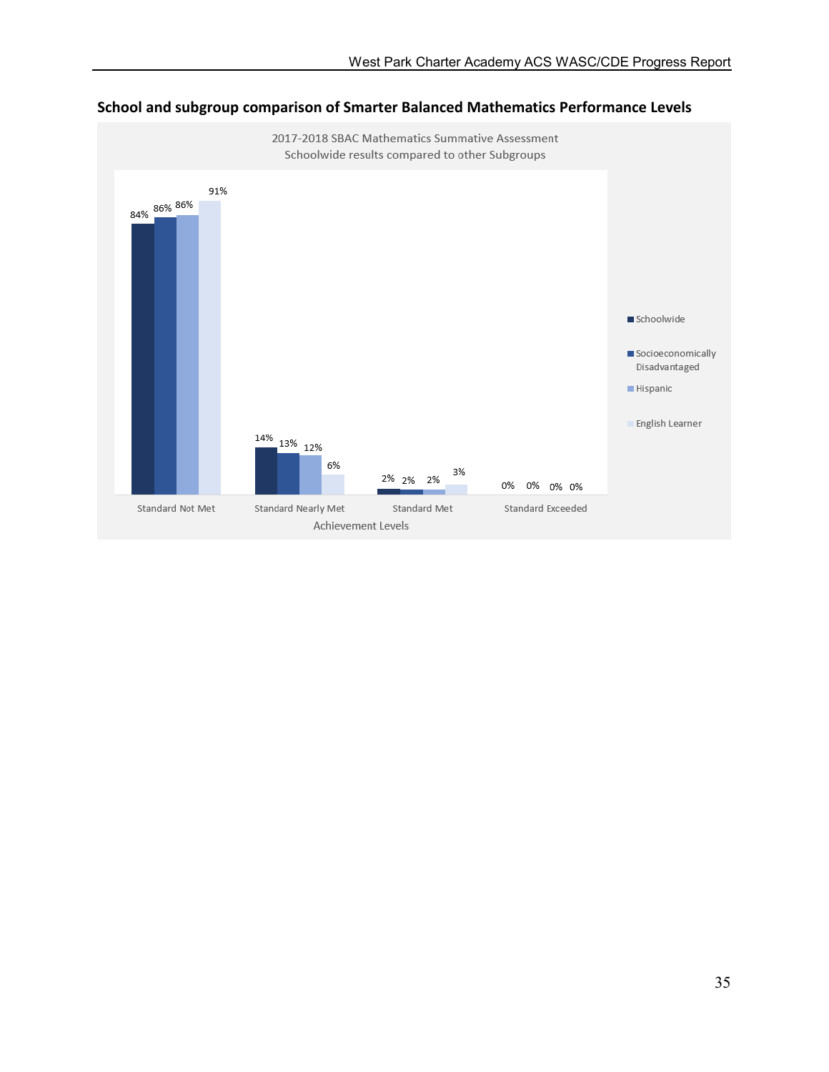**School and subgroup comparison of Smarter Balanced Mathematics Performance Levels**

2017-2018 SBAC Mathematics Summative Assessment
Schoolwide results compared to other Subgroups

| Achievement Levels | Schoolwide | Socioeconomically Disadvantaged | Hispanic | English Learner |
|---|---|---|---|---|
| Standard Not Met | 84% | 86% | 86% | 91% |
| Standard Nearly Met | 14% | 13% | 12% | 6% |
| Standard Met | 2% | 2% | 2% | 3% |
| Standard Exceeded | 0% | 0% | 0% | 0% |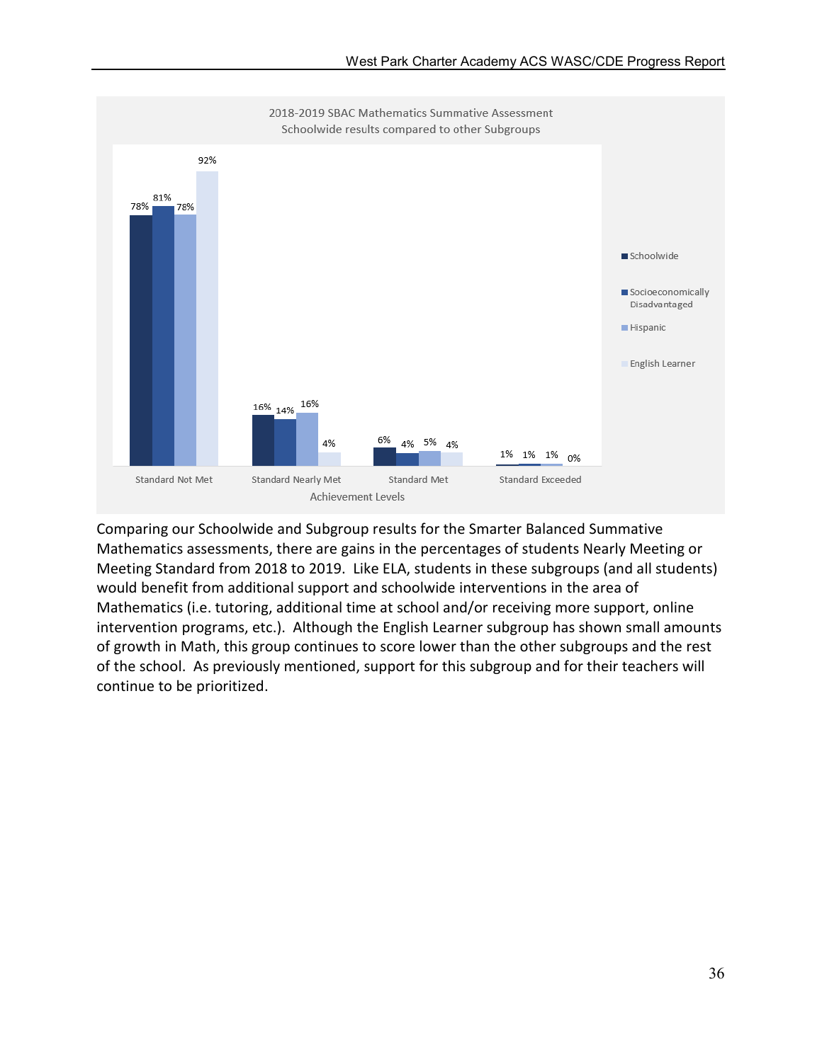**2018-2019 SBAC Mathematics Summative Assessment**
**Schoolwide results compared to other Subgroups**

| Achievement Levels | Schoolwide | Socioeconomically Disadvantaged | Hispanic | English Learner |
|---|---|---|---|---|
| Standard Not Met | 78% | 81% | 78% | 92% |
| Standard Nearly Met | 16% | 14% | 16% | 4% |
| Standard Met | 6% | 4% | 5% | 4% |
| Standard Exceeded | 1% | 1% | 1% | 0% |

Comparing our Schoolwide and Subgroup results for the Smarter Balanced Summative Mathematics assessments, there are gains in the percentages of students Nearly Meeting or Meeting Standard from 2018 to 2019. Like ELA, students in these subgroups (and all students) would benefit from additional support and schoolwide interventions in the area of Mathematics (i.e. tutoring, additional time at school and/or receiving more support, online intervention programs, etc.). Although the English Learner subgroup has shown small amounts of growth in Math, this group continues to score lower than the other subgroups and the rest of the school. As previously mentioned, support for this subgroup and for their teachers will continue to be prioritized.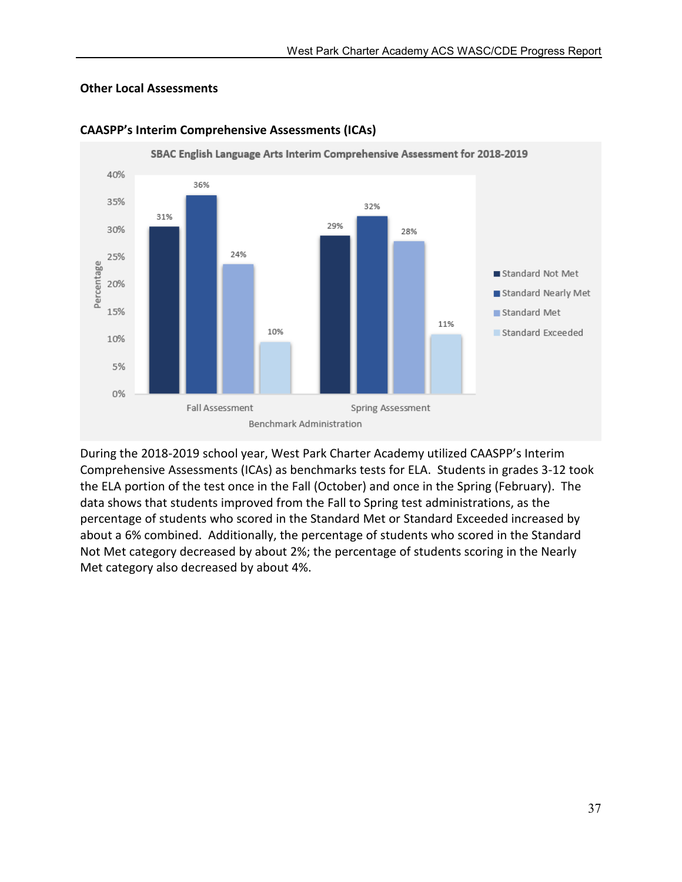## Other Local Assessments

### CAASPP's Interim Comprehensive Assessments (ICAs)

**SBAC English Language Arts Interim Comprehensive Assessment for 2018-2019**

| Benchmark Administration | Standard Not Met | Standard Nearly Met | Standard Met | Standard Exceeded |
|---|---|---|---|---|
| Fall Assessment | 31% | 36% | 24% | 10% |
| Spring Assessment | 29% | 32% | 28% | 11% |

During the 2018-2019 school year, West Park Charter Academy utilized CAASPP's Interim Comprehensive Assessments (ICAs) as benchmarks tests for ELA. Students in grades 3-12 took the ELA portion of the test once in the Fall (October) and once in the Spring (February). The data shows that students improved from the Fall to Spring test administrations, as the percentage of students who scored in the Standard Met or Standard Exceeded increased by about a 6% combined. Additionally, the percentage of students who scored in the Standard Not Met category decreased by about 2%; the percentage of students scoring in the Nearly Met category also decreased by about 4%.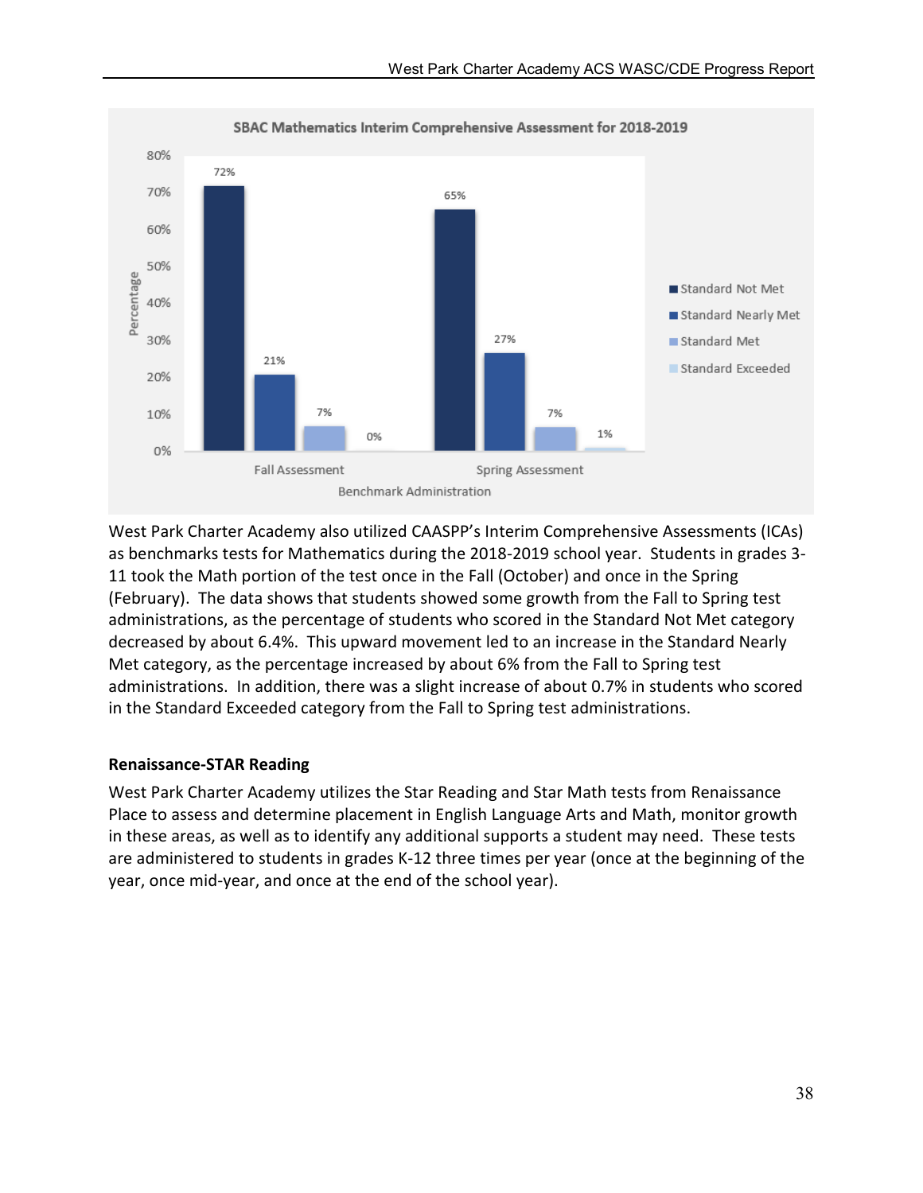**SBAC Mathematics Interim Comprehensive Assessment for 2018-2019**

| Benchmark Administration | Standard Not Met | Standard Nearly Met | Standard Met | Standard Exceeded |
|---|---|---|---|---|
| Fall Assessment | 72% | 21% | 7% | 0% |
| Spring Assessment | 65% | 27% | 7% | 1% |

West Park Charter Academy also utilized CAASPP's Interim Comprehensive Assessments (ICAs) as benchmarks tests for Mathematics during the 2018-2019 school year. Students in grades 3-11 took the Math portion of the test once in the Fall (October) and once in the Spring (February). The data shows that students showed some growth from the Fall to Spring test administrations, as the percentage of students who scored in the Standard Not Met category decreased by about 6.4%. This upward movement led to an increase in the Standard Nearly Met category, as the percentage increased by about 6% from the Fall to Spring test administrations. In addition, there was a slight increase of about 0.7% in students who scored in the Standard Exceeded category from the Fall to Spring test administrations.

**Renaissance-STAR Reading**

West Park Charter Academy utilizes the Star Reading and Star Math tests from Renaissance Place to assess and determine placement in English Language Arts and Math, monitor growth in these areas, as well as to identify any additional supports a student may need. These tests are administered to students in grades K-12 three times per year (once at the beginning of the year, once mid-year, and once at the end of the school year).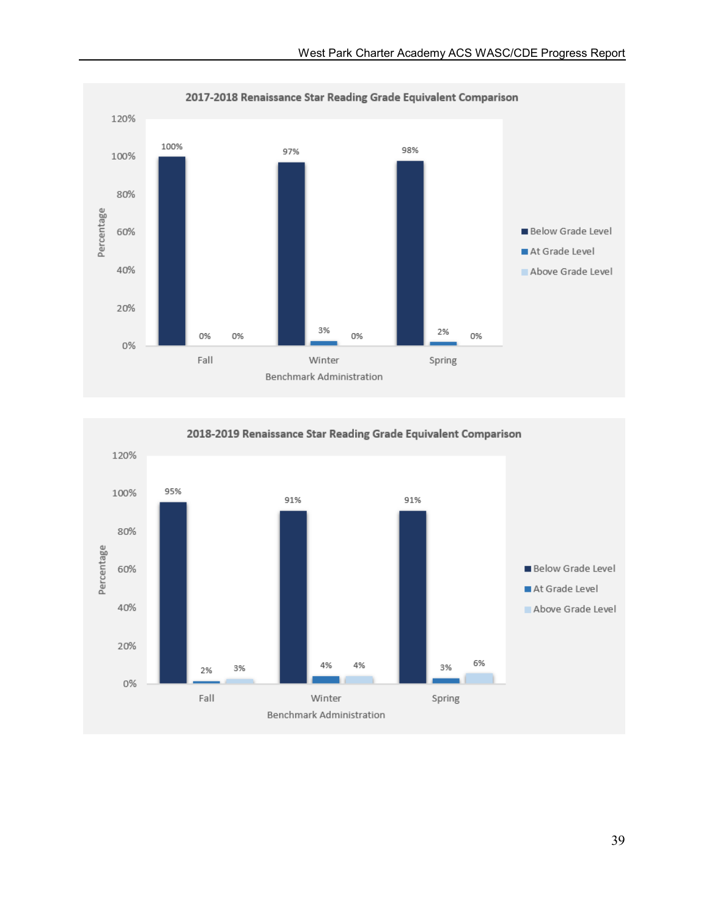**2017-2018 Renaissance Star Reading Grade Equivalent Comparison**

| Benchmark Administration | Below Grade Level | At Grade Level | Above Grade Level |
|---|---|---|---|
| Fall | 100% | 0% | 0% |
| Winter | 97% | 3% | 0% |
| Spring | 98% | 2% | 0% |

**2018-2019 Renaissance Star Reading Grade Equivalent Comparison**

| Benchmark Administration | Below Grade Level | At Grade Level | Above Grade Level |
|---|---|---|---|
| Fall | 95% | 2% | 3% |
| Winter | 91% | 4% | 4% |
| Spring | 91% | 3% | 6% |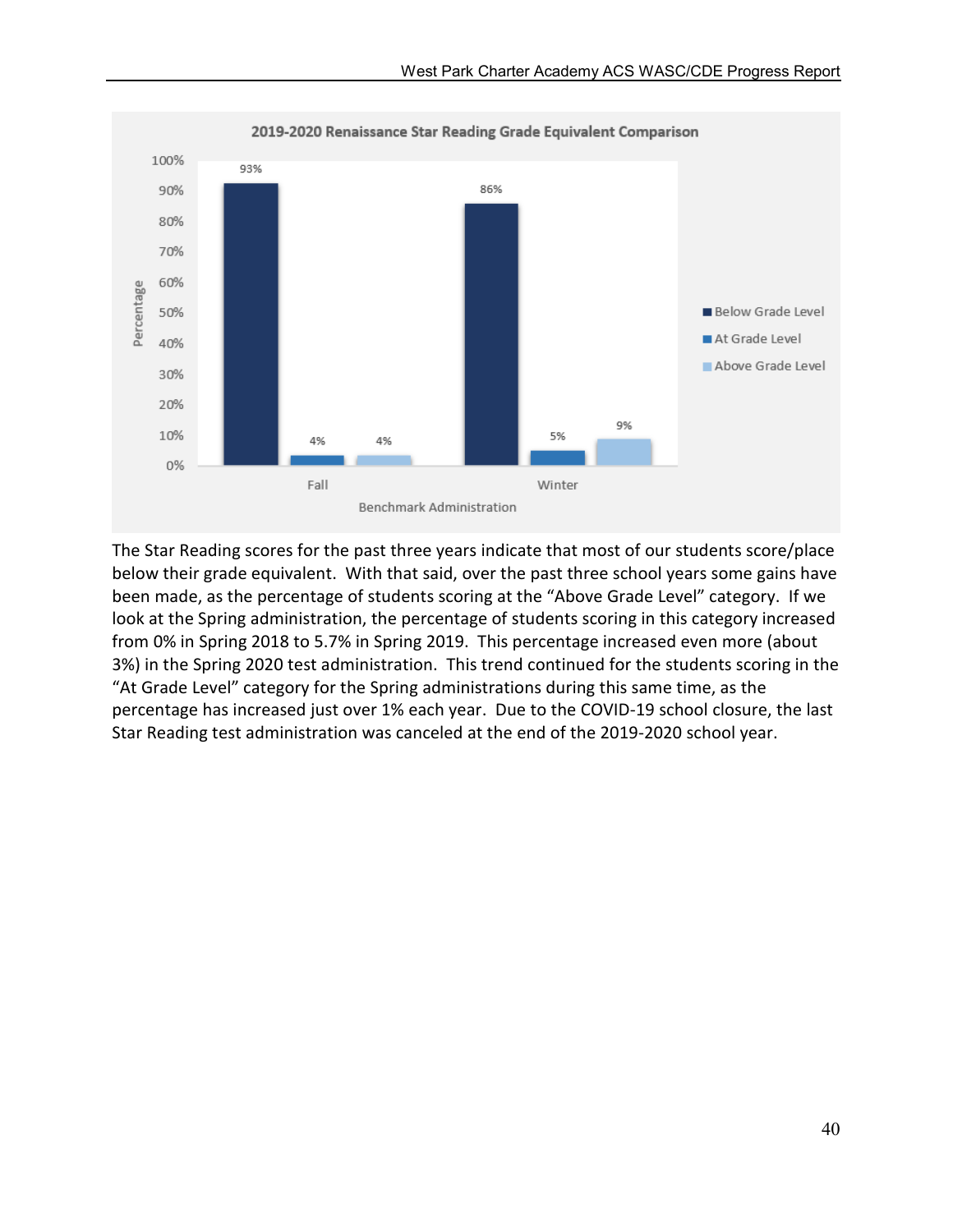**2019-2020 Renaissance Star Reading Grade Equivalent Comparison**

| Benchmark Administration | Below Grade Level | At Grade Level | Above Grade Level |
|---|---|---|---|
| Fall | 93% | 4% | 4% |
| Winter | 86% | 5% | 9% |

The Star Reading scores for the past three years indicate that most of our students score/place below their grade equivalent. With that said, over the past three school years some gains have been made, as the percentage of students scoring at the "Above Grade Level" category. If we look at the Spring administration, the percentage of students scoring in this category increased from 0% in Spring 2018 to 5.7% in Spring 2019. This percentage increased even more (about 3%) in the Spring 2020 test administration. This trend continued for the students scoring in the "At Grade Level" category for the Spring administrations during this same time, as the percentage has increased just over 1% each year. Due to the COVID-19 school closure, the last Star Reading test administration was canceled at the end of the 2019-2020 school year.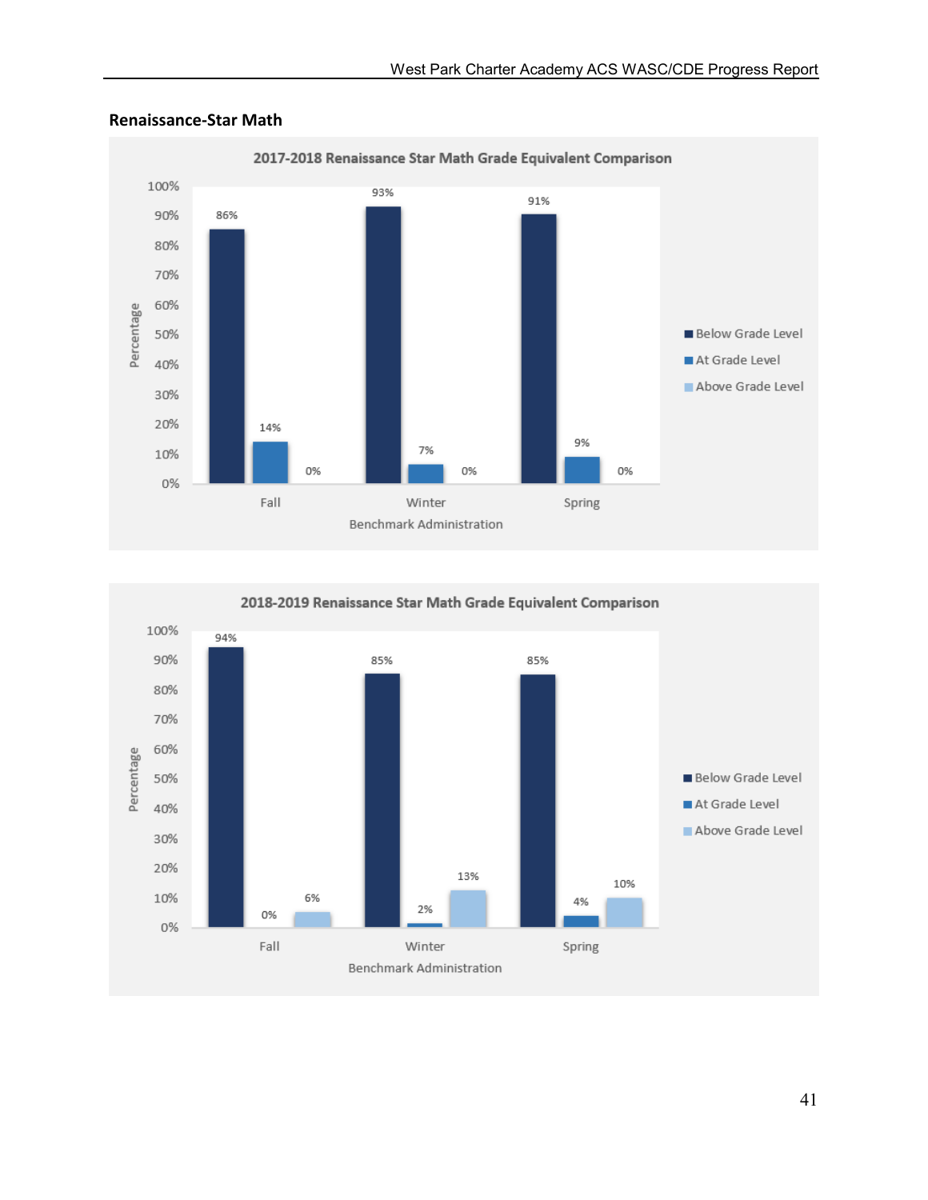## Renaissance-Star Math

**2017-2018 Renaissance Star Math Grade Equivalent Comparison**

| Benchmark Administration | Below Grade Level | At Grade Level | Above Grade Level |
|---|---|---|---|
| Fall | 86% | 14% | 0% |
| Winter | 93% | 7% | 0% |
| Spring | 91% | 9% | 0% |

**2018-2019 Renaissance Star Math Grade Equivalent Comparison**

| Benchmark Administration | Below Grade Level | At Grade Level | Above Grade Level |
|---|---|---|---|
| Fall | 94% | 0% | 6% |
| Winter | 85% | 2% | 13% |
| Spring | 85% | 4% | 10% |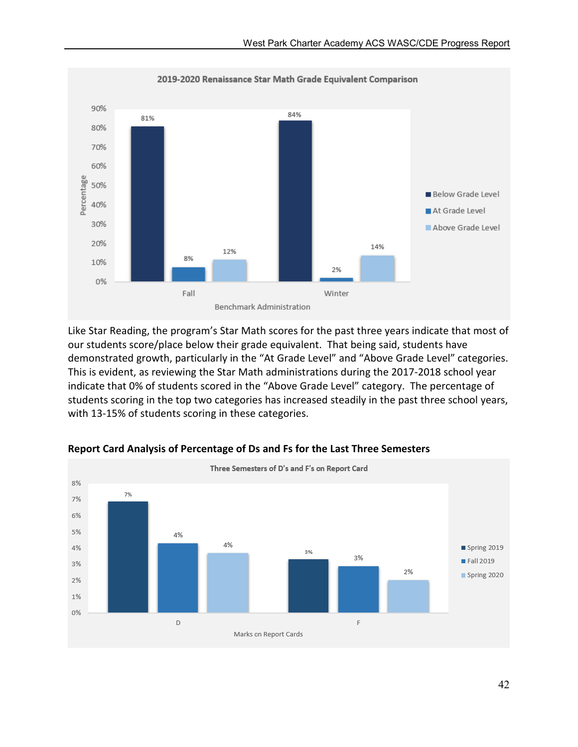**2019-2020 Renaissance Star Math Grade Equivalent Comparison**

| Benchmark Administration | Below Grade Level | At Grade Level | Above Grade Level |
|---|---|---|---|
| Fall | 81% | 8% | 12% |
| Winter | 84% | 2% | 14% |

Like Star Reading, the program's Star Math scores for the past three years indicate that most of our students score/place below their grade equivalent. That being said, students have demonstrated growth, particularly in the "At Grade Level" and "Above Grade Level" categories. This is evident, as reviewing the Star Math administrations during the 2017-2018 school year indicate that 0% of students scored in the "Above Grade Level" category. The percentage of students scoring in the top two categories has increased steadily in the past three school years, with 13-15% of students scoring in these categories.

**Report Card Analysis of Percentage of Ds and Fs for the Last Three Semesters**

**Three Semesters of D's and F's on Report Card**

| Marks on Report Cards | Spring 2019 | Fall 2019 | Spring 2020 |
|---|---|---|---|
| D | 7% | 4% | 4% |
| F | 3% | 3% | 2% |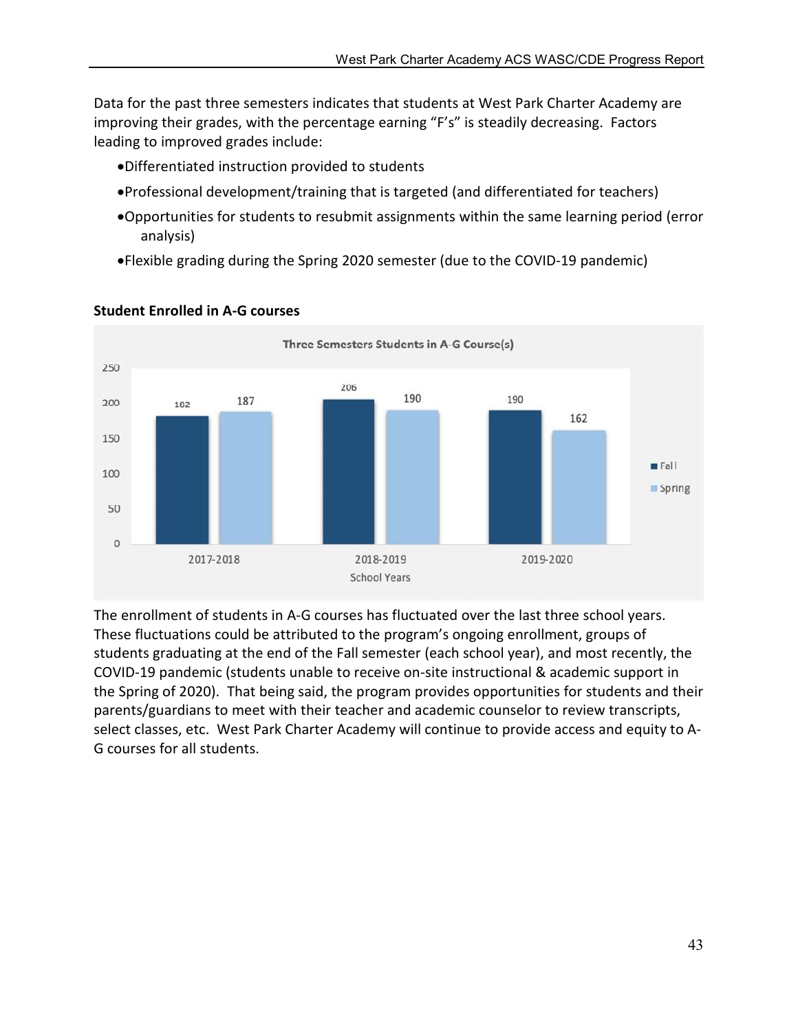Data for the past three semesters indicates that students at West Park Charter Academy are improving their grades, with the percentage earning "F's" is steadily decreasing. Factors leading to improved grades include:

- Differentiated instruction provided to students
- Professional development/training that is targeted (and differentiated for teachers)
- Opportunities for students to resubmit assignments within the same learning period (error analysis)
- Flexible grading during the Spring 2020 semester (due to the COVID-19 pandemic)

**Student Enrolled in A-G courses**

Three Semesters Students in A-G Course(s)

| School Years | Fall | Spring |
| --- | --- | --- |
| 2017-2018 | 182 | 187 |
| 2018-2019 | 206 | 190 |
| 2019-2020 | 190 | 162 |

The enrollment of students in A-G courses has fluctuated over the last three school years. These fluctuations could be attributed to the program's ongoing enrollment, groups of students graduating at the end of the Fall semester (each school year), and most recently, the COVID-19 pandemic (students unable to receive on-site instructional & academic support in the Spring of 2020). That being said, the program provides opportunities for students and their parents/guardians to meet with their teacher and academic counselor to review transcripts, select classes, etc. West Park Charter Academy will continue to provide access and equity to A-G courses for all students.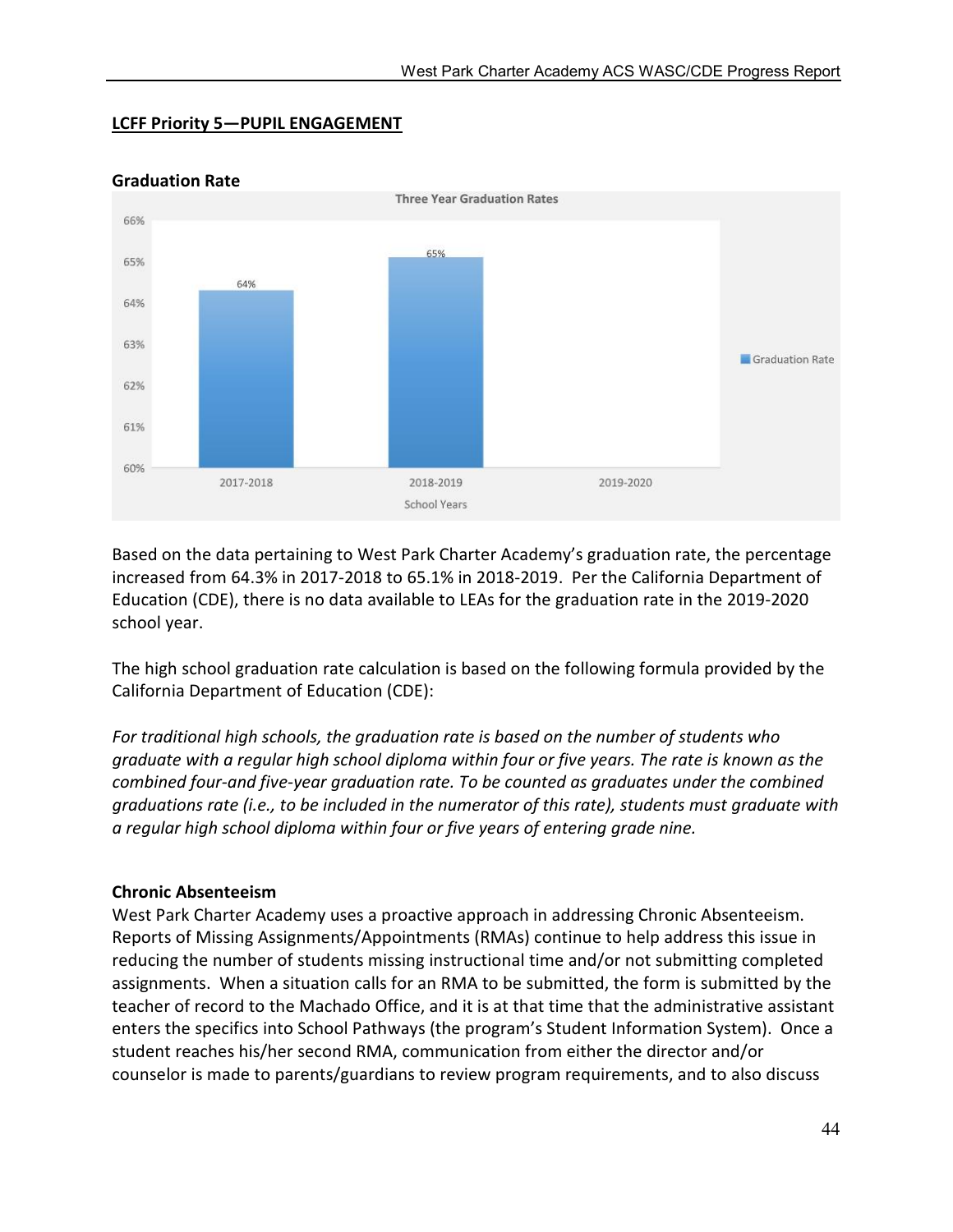**LCFF Priority 5—PUPIL ENGAGEMENT**

**Graduation Rate**

Three Year Graduation Rates

| School Years | Graduation Rate |
|---|---|
| 2017-2018 | 64% |
| 2018-2019 | 65% |
| 2019-2020 | |

Based on the data pertaining to West Park Charter Academy's graduation rate, the percentage increased from 64.3% in 2017-2018 to 65.1% in 2018-2019. Per the California Department of Education (CDE), there is no data available to LEAs for the graduation rate in the 2019-2020 school year.

The high school graduation rate calculation is based on the following formula provided by the California Department of Education (CDE):

*For traditional high schools, the graduation rate is based on the number of students who graduate with a regular high school diploma within four or five years. The rate is known as the combined four-and five-year graduation rate. To be counted as graduates under the combined graduations rate (i.e., to be included in the numerator of this rate), students must graduate with a regular high school diploma within four or five years of entering grade nine.*

**Chronic Absenteeism**

West Park Charter Academy uses a proactive approach in addressing Chronic Absenteeism. Reports of Missing Assignments/Appointments (RMAs) continue to help address this issue in reducing the number of students missing instructional time and/or not submitting completed assignments. When a situation calls for an RMA to be submitted, the form is submitted by the teacher of record to the Machado Office, and it is at that time that the administrative assistant enters the specifics into School Pathways (the program's Student Information System). Once a student reaches his/her second RMA, communication from either the director and/or counselor is made to parents/guardians to review program requirements, and to also discuss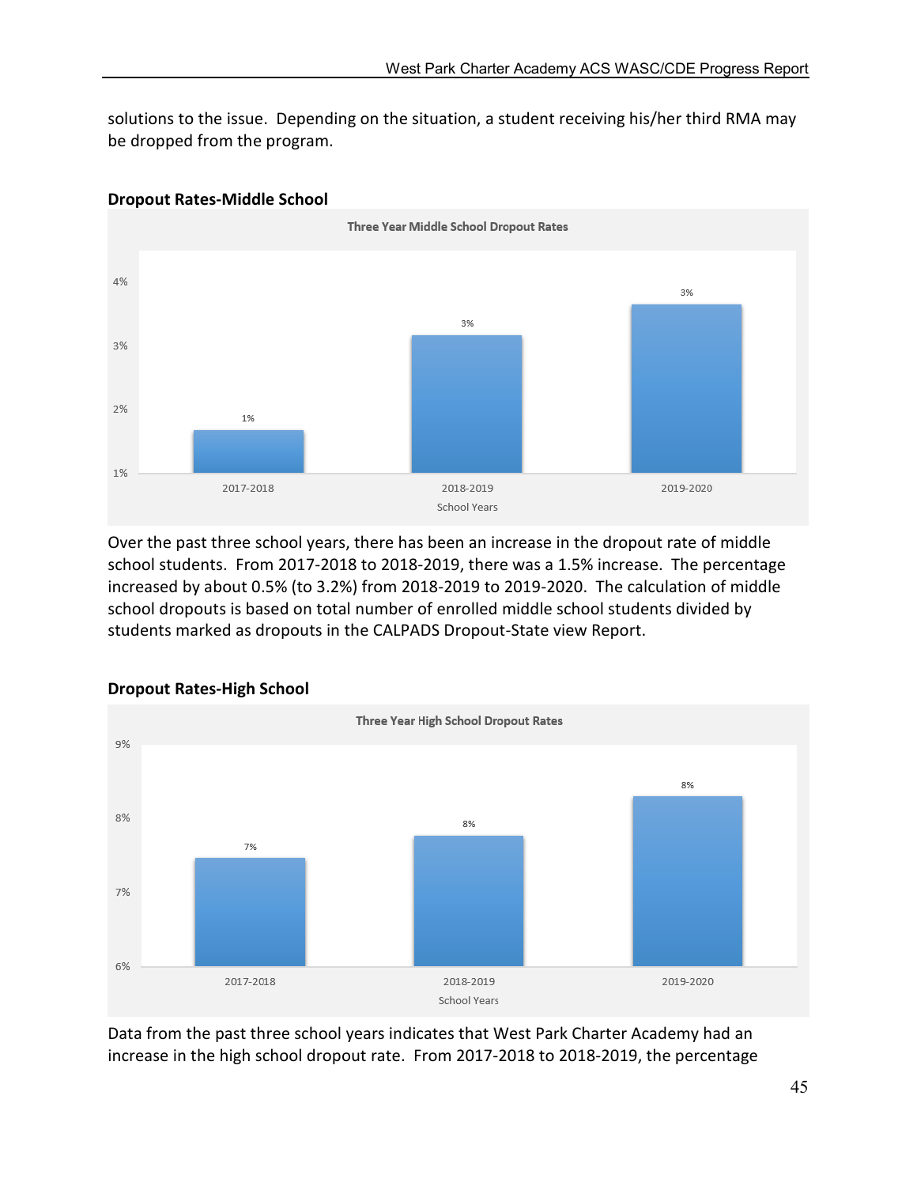solutions to the issue. Depending on the situation, a student receiving his/her third RMA may be dropped from the program.

**Dropout Rates-Middle School**

Three Year Middle School Dropout Rates

| School Years | Dropout Rate |
|---|---|
| 2017-2018 | 1% |
| 2018-2019 | 3% |
| 2019-2020 | 3% |

Over the past three school years, there has been an increase in the dropout rate of middle school students. From 2017-2018 to 2018-2019, there was a 1.5% increase. The percentage increased by about 0.5% (to 3.2%) from 2018-2019 to 2019-2020. The calculation of middle school dropouts is based on total number of enrolled middle school students divided by students marked as dropouts in the CALPADS Dropout-State view Report.

**Dropout Rates-High School**

Three Year High School Dropout Rates

| School Years | Dropout Rate |
|---|---|
| 2017-2018 | 7% |
| 2018-2019 | 8% |
| 2019-2020 | 8% |

Data from the past three school years indicates that West Park Charter Academy had an increase in the high school dropout rate. From 2017-2018 to 2018-2019, the percentage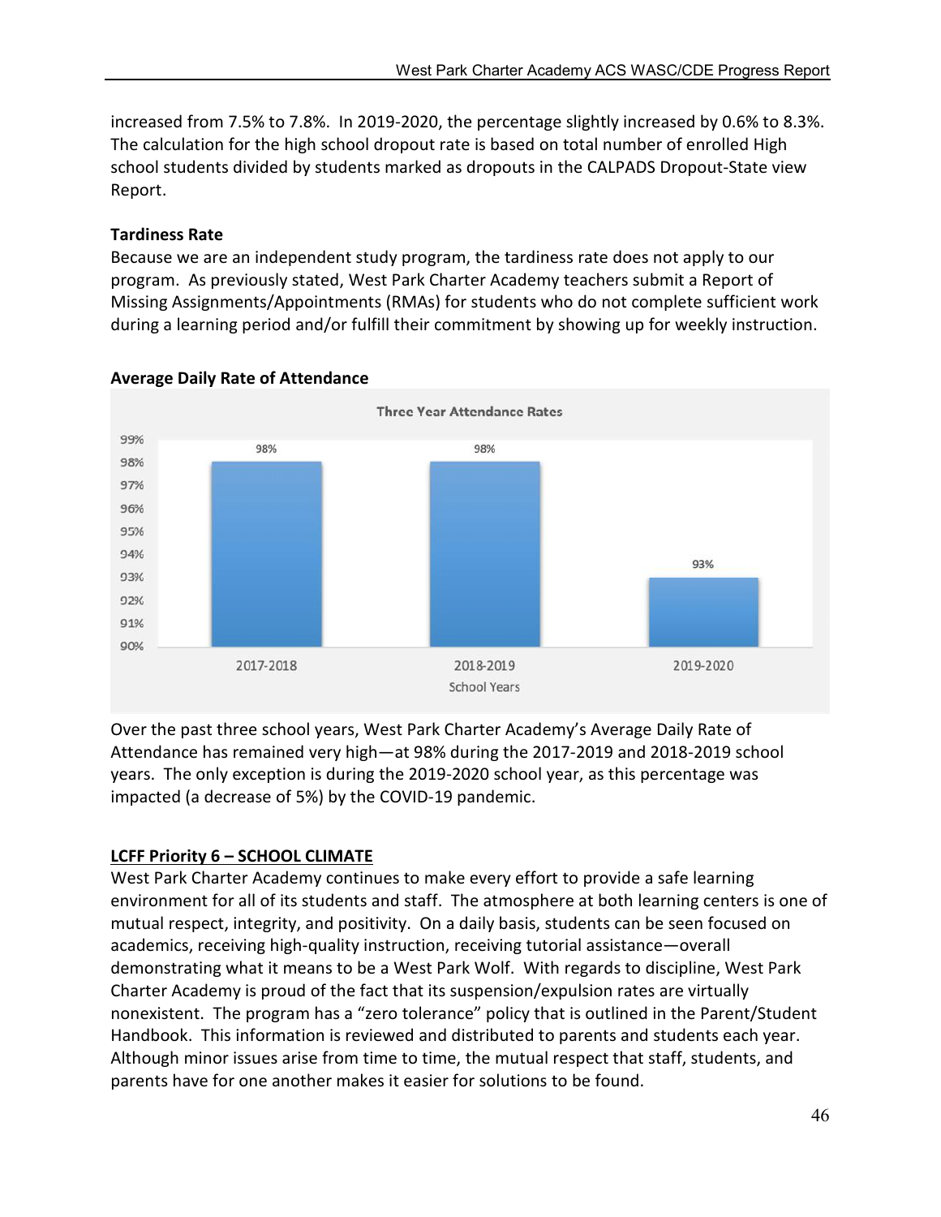increased from 7.5% to 7.8%. In 2019-2020, the percentage slightly increased by 0.6% to 8.3%. The calculation for the high school dropout rate is based on total number of enrolled High school students divided by students marked as dropouts in the CALPADS Dropout-State view Report.

**Tardiness Rate**

Because we are an independent study program, the tardiness rate does not apply to our program. As previously stated, West Park Charter Academy teachers submit a Report of Missing Assignments/Appointments (RMAs) for students who do not complete sufficient work during a learning period and/or fulfill their commitment by showing up for weekly instruction.

**Average Daily Rate of Attendance**

Three Year Attendance Rates

| School Years | Attendance Rate |
|---|---|
| 2017-2018 | 98% |
| 2018-2019 | 98% |
| 2019-2020 | 93% |

Over the past three school years, West Park Charter Academy's Average Daily Rate of Attendance has remained very high—at 98% during the 2017-2019 and 2018-2019 school years. The only exception is during the 2019-2020 school year, as this percentage was impacted (a decrease of 5%) by the COVID-19 pandemic.

**LCFF Priority 6 – SCHOOL CLIMATE**

West Park Charter Academy continues to make every effort to provide a safe learning environment for all of its students and staff. The atmosphere at both learning centers is one of mutual respect, integrity, and positivity. On a daily basis, students can be seen focused on academics, receiving high-quality instruction, receiving tutorial assistance—overall demonstrating what it means to be a West Park Wolf. With regards to discipline, West Park Charter Academy is proud of the fact that its suspension/expulsion rates are virtually nonexistent. The program has a "zero tolerance" policy that is outlined in the Parent/Student Handbook. This information is reviewed and distributed to parents and students each year. Although minor issues arise from time to time, the mutual respect that staff, students, and parents have for one another makes it easier for solutions to be found.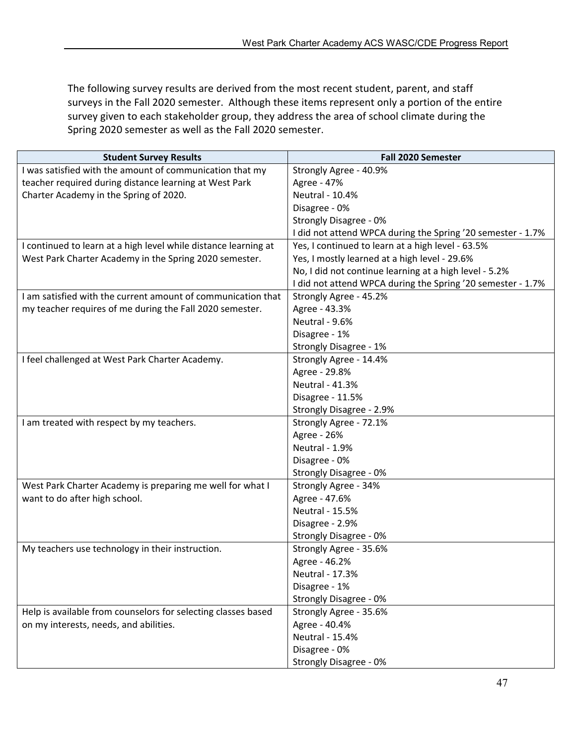The following survey results are derived from the most recent student, parent, and staff surveys in the Fall 2020 semester. Although these items represent only a portion of the entire survey given to each stakeholder group, they address the area of school climate during the Spring 2020 semester as well as the Fall 2020 semester.

| Student Survey Results | Fall 2020 Semester |
|---|---|
| I was satisfied with the amount of communication that my teacher required during distance learning at West Park Charter Academy in the Spring of 2020. | Strongly Agree - 40.9%<br>Agree - 47%<br>Neutral - 10.4%<br>Disagree - 0%<br>Strongly Disagree - 0%<br>I did not attend WPCA during the Spring '20 semester - 1.7% |
| I continued to learn at a high level while distance learning at West Park Charter Academy in the Spring 2020 semester. | Yes, I continued to learn at a high level - 63.5%<br>Yes, I mostly learned at a high level - 29.6%<br>No, I did not continue learning at a high level - 5.2%<br>I did not attend WPCA during the Spring '20 semester - 1.7% |
| I am satisfied with the current amount of communication that my teacher requires of me during the Fall 2020 semester. | Strongly Agree - 45.2%<br>Agree - 43.3%<br>Neutral - 9.6%<br>Disagree - 1%<br>Strongly Disagree - 1% |
| I feel challenged at West Park Charter Academy. | Strongly Agree - 14.4%<br>Agree - 29.8%<br>Neutral - 41.3%<br>Disagree - 11.5%<br>Strongly Disagree - 2.9% |
| I am treated with respect by my teachers. | Strongly Agree - 72.1%<br>Agree - 26%<br>Neutral - 1.9%<br>Disagree - 0%<br>Strongly Disagree - 0% |
| West Park Charter Academy is preparing me well for what I want to do after high school. | Strongly Agree - 34%<br>Agree - 47.6%<br>Neutral - 15.5%<br>Disagree - 2.9%<br>Strongly Disagree - 0% |
| My teachers use technology in their instruction. | Strongly Agree - 35.6%<br>Agree - 46.2%<br>Neutral - 17.3%<br>Disagree - 1%<br>Strongly Disagree - 0% |
| Help is available from counselors for selecting classes based on my interests, needs, and abilities. | Strongly Agree - 35.6%<br>Agree - 40.4%<br>Neutral - 15.4%<br>Disagree - 0%<br>Strongly Disagree - 0% |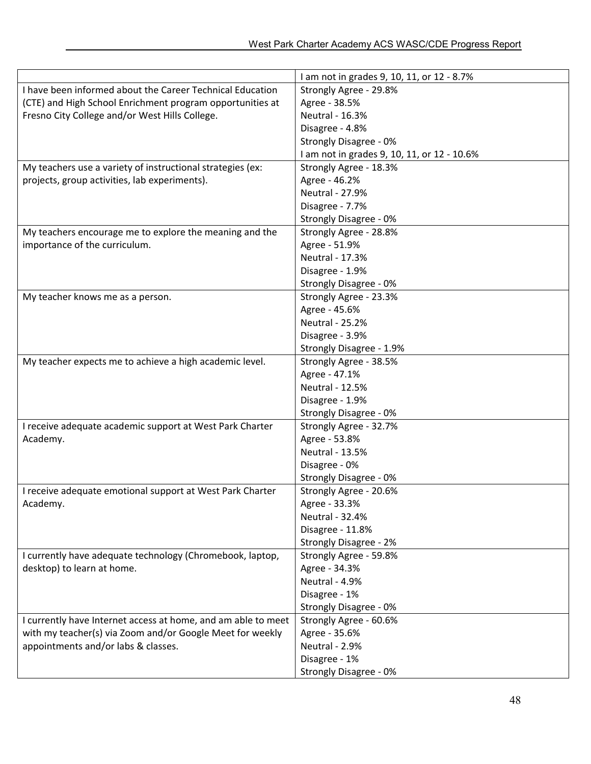| | |
|---|---|
| | I am not in grades 9, 10, 11, or 12 - 8.7% |
| I have been informed about the Career Technical Education (CTE) and High School Enrichment program opportunities at Fresno City College and/or West Hills College. | Strongly Agree - 29.8%<br>Agree - 38.5%<br>Neutral - 16.3%<br>Disagree - 4.8%<br>Strongly Disagree - 0%<br>I am not in grades 9, 10, 11, or 12 - 10.6% |
| My teachers use a variety of instructional strategies (ex: projects, group activities, lab experiments). | Strongly Agree - 18.3%<br>Agree - 46.2%<br>Neutral - 27.9%<br>Disagree - 7.7%<br>Strongly Disagree - 0% |
| My teachers encourage me to explore the meaning and the importance of the curriculum. | Strongly Agree - 28.8%<br>Agree - 51.9%<br>Neutral - 17.3%<br>Disagree - 1.9%<br>Strongly Disagree - 0% |
| My teacher knows me as a person. | Strongly Agree - 23.3%<br>Agree - 45.6%<br>Neutral - 25.2%<br>Disagree - 3.9%<br>Strongly Disagree - 1.9% |
| My teacher expects me to achieve a high academic level. | Strongly Agree - 38.5%<br>Agree - 47.1%<br>Neutral - 12.5%<br>Disagree - 1.9%<br>Strongly Disagree - 0% |
| I receive adequate academic support at West Park Charter Academy. | Strongly Agree - 32.7%<br>Agree - 53.8%<br>Neutral - 13.5%<br>Disagree - 0%<br>Strongly Disagree - 0% |
| I receive adequate emotional support at West Park Charter Academy. | Strongly Agree - 20.6%<br>Agree - 33.3%<br>Neutral - 32.4%<br>Disagree - 11.8%<br>Strongly Disagree - 2% |
| I currently have adequate technology (Chromebook, laptop, desktop) to learn at home. | Strongly Agree - 59.8%<br>Agree - 34.3%<br>Neutral - 4.9%<br>Disagree - 1%<br>Strongly Disagree - 0% |
| I currently have Internet access at home, and am able to meet with my teacher(s) via Zoom and/or Google Meet for weekly appointments and/or labs & classes. | Strongly Agree - 60.6%<br>Agree - 35.6%<br>Neutral - 2.9%<br>Disagree - 1%<br>Strongly Disagree - 0% |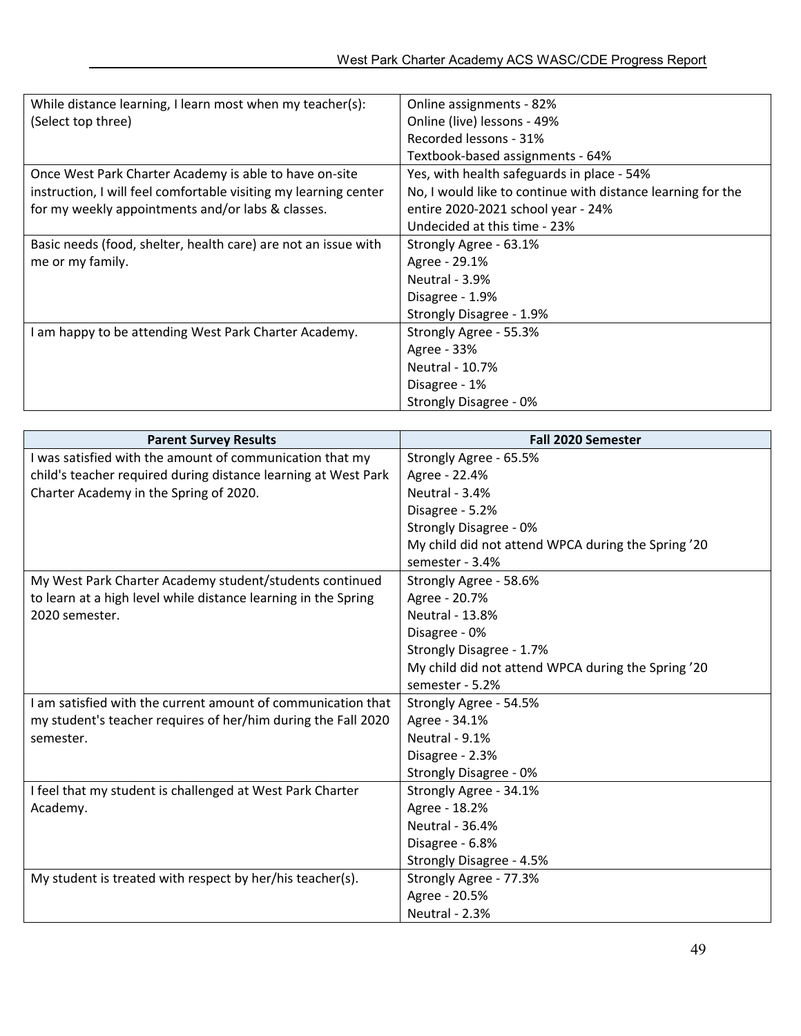| | |
|---|---|
| While distance learning, I learn most when my teacher(s): (Select top three) | Online assignments - 82%<br>Online (live) lessons - 49%<br>Recorded lessons - 31%<br>Textbook-based assignments - 64% |
| Once West Park Charter Academy is able to have on-site instruction, I will feel comfortable visiting my learning center for my weekly appointments and/or labs & classes. | Yes, with health safeguards in place - 54%<br>No, I would like to continue with distance learning for the entire 2020-2021 school year - 24%<br>Undecided at this time - 23% |
| Basic needs (food, shelter, health care) are not an issue with me or my family. | Strongly Agree - 63.1%<br>Agree - 29.1%<br>Neutral - 3.9%<br>Disagree - 1.9%<br>Strongly Disagree - 1.9% |
| I am happy to be attending West Park Charter Academy. | Strongly Agree - 55.3%<br>Agree - 33%<br>Neutral - 10.7%<br>Disagree - 1%<br>Strongly Disagree - 0% |

| Parent Survey Results | Fall 2020 Semester |
|---|---|
| I was satisfied with the amount of communication that my child's teacher required during distance learning at West Park Charter Academy in the Spring of 2020. | Strongly Agree - 65.5%<br>Agree - 22.4%<br>Neutral - 3.4%<br>Disagree - 5.2%<br>Strongly Disagree - 0%<br>My child did not attend WPCA during the Spring '20 semester - 3.4% |
| My West Park Charter Academy student/students continued to learn at a high level while distance learning in the Spring 2020 semester. | Strongly Agree - 58.6%<br>Agree - 20.7%<br>Neutral - 13.8%<br>Disagree - 0%<br>Strongly Disagree - 1.7%<br>My child did not attend WPCA during the Spring '20 semester - 5.2% |
| I am satisfied with the current amount of communication that my student's teacher requires of her/him during the Fall 2020 semester. | Strongly Agree - 54.5%<br>Agree - 34.1%<br>Neutral - 9.1%<br>Disagree - 2.3%<br>Strongly Disagree - 0% |
| I feel that my student is challenged at West Park Charter Academy. | Strongly Agree - 34.1%<br>Agree - 18.2%<br>Neutral - 36.4%<br>Disagree - 6.8%<br>Strongly Disagree - 4.5% |
| My student is treated with respect by her/his teacher(s). | Strongly Agree - 77.3%<br>Agree - 20.5%<br>Neutral - 2.3% |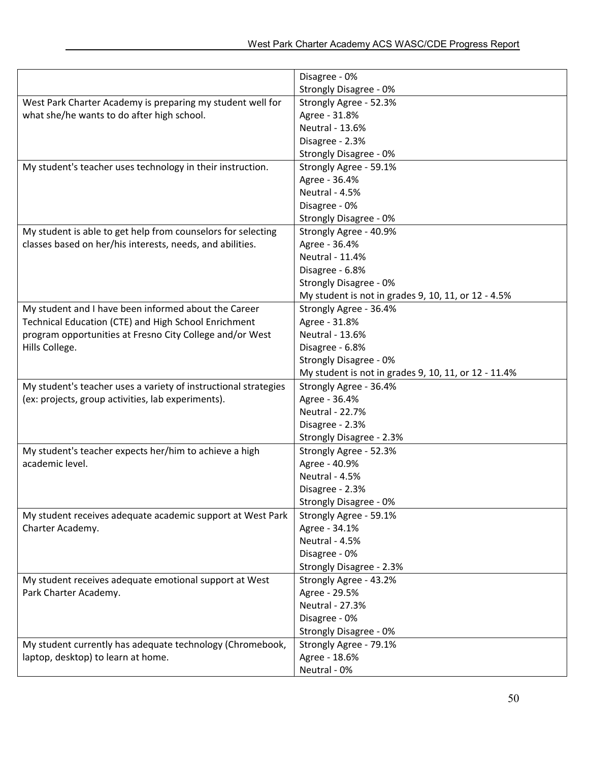| | |
|---|---|
| | Disagree - 0%<br>Strongly Disagree - 0% |
| West Park Charter Academy is preparing my student well for what she/he wants to do after high school. | Strongly Agree - 52.3%<br>Agree - 31.8%<br>Neutral - 13.6%<br>Disagree - 2.3%<br>Strongly Disagree - 0% |
| My student's teacher uses technology in their instruction. | Strongly Agree - 59.1%<br>Agree - 36.4%<br>Neutral - 4.5%<br>Disagree - 0%<br>Strongly Disagree - 0% |
| My student is able to get help from counselors for selecting classes based on her/his interests, needs, and abilities. | Strongly Agree - 40.9%<br>Agree - 36.4%<br>Neutral - 11.4%<br>Disagree - 6.8%<br>Strongly Disagree - 0%<br>My student is not in grades 9, 10, 11, or 12 - 4.5% |
| My student and I have been informed about the Career Technical Education (CTE) and High School Enrichment program opportunities at Fresno City College and/or West Hills College. | Strongly Agree - 36.4%<br>Agree - 31.8%<br>Neutral - 13.6%<br>Disagree - 6.8%<br>Strongly Disagree - 0%<br>My student is not in grades 9, 10, 11, or 12 - 11.4% |
| My student's teacher uses a variety of instructional strategies (ex: projects, group activities, lab experiments). | Strongly Agree - 36.4%<br>Agree - 36.4%<br>Neutral - 22.7%<br>Disagree - 2.3%<br>Strongly Disagree - 2.3% |
| My student's teacher expects her/him to achieve a high academic level. | Strongly Agree - 52.3%<br>Agree - 40.9%<br>Neutral - 4.5%<br>Disagree - 2.3%<br>Strongly Disagree - 0% |
| My student receives adequate academic support at West Park Charter Academy. | Strongly Agree - 59.1%<br>Agree - 34.1%<br>Neutral - 4.5%<br>Disagree - 0%<br>Strongly Disagree - 2.3% |
| My student receives adequate emotional support at West Park Charter Academy. | Strongly Agree - 43.2%<br>Agree - 29.5%<br>Neutral - 27.3%<br>Disagree - 0%<br>Strongly Disagree - 0% |
| My student currently has adequate technology (Chromebook, laptop, desktop) to learn at home. | Strongly Agree - 79.1%<br>Agree - 18.6%<br>Neutral - 0% |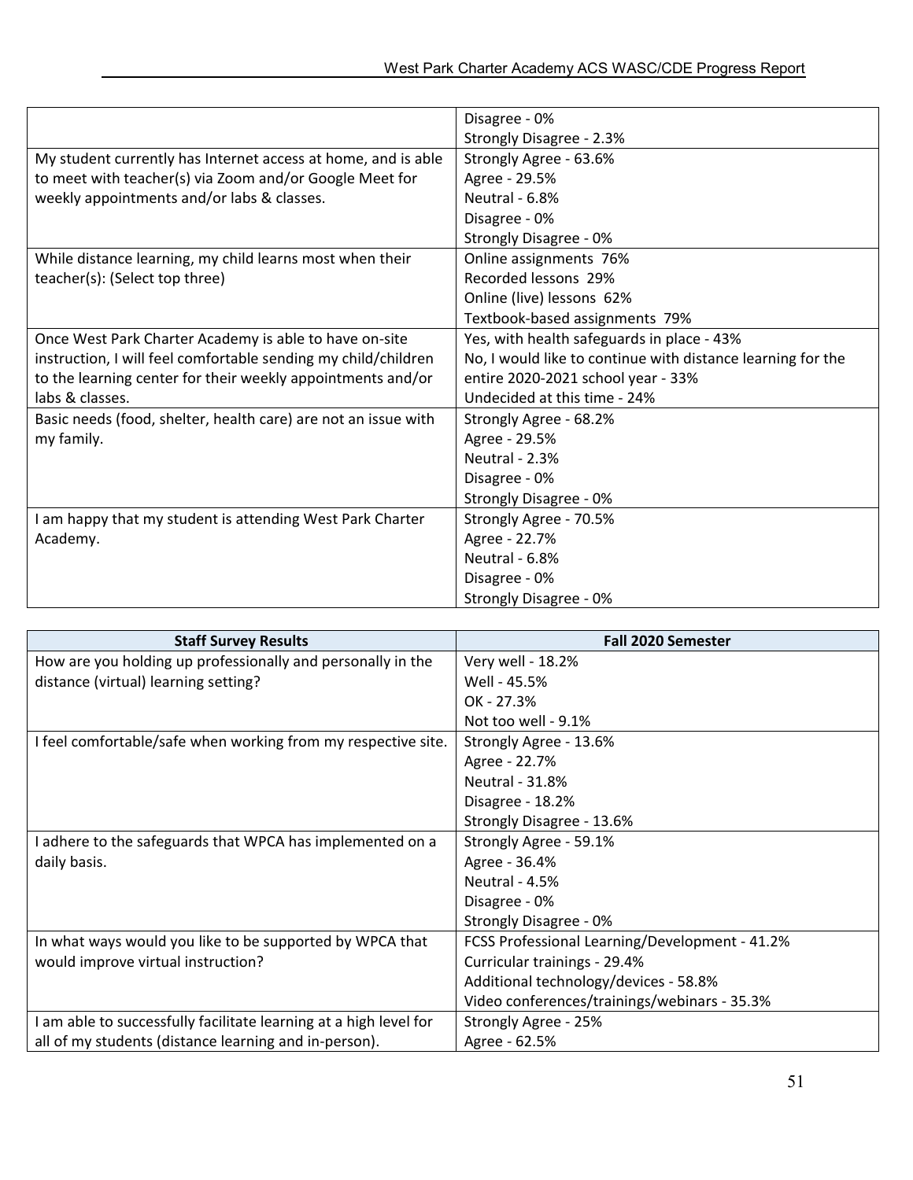| | |
|---|---|
| | Disagree - 0%<br>Strongly Disagree - 2.3% |
| My student currently has Internet access at home, and is able to meet with teacher(s) via Zoom and/or Google Meet for weekly appointments and/or labs & classes. | Strongly Agree - 63.6%<br>Agree - 29.5%<br>Neutral - 6.8%<br>Disagree - 0%<br>Strongly Disagree - 0% |
| While distance learning, my child learns most when their teacher(s): (Select top three) | Online assignments 76%<br>Recorded lessons 29%<br>Online (live) lessons 62%<br>Textbook-based assignments 79% |
| Once West Park Charter Academy is able to have on-site instruction, I will feel comfortable sending my child/children to the learning center for their weekly appointments and/or labs & classes. | Yes, with health safeguards in place - 43%<br>No, I would like to continue with distance learning for the entire 2020-2021 school year - 33%<br>Undecided at this time - 24% |
| Basic needs (food, shelter, health care) are not an issue with my family. | Strongly Agree - 68.2%<br>Agree - 29.5%<br>Neutral - 2.3%<br>Disagree - 0%<br>Strongly Disagree - 0% |
| I am happy that my student is attending West Park Charter Academy. | Strongly Agree - 70.5%<br>Agree - 22.7%<br>Neutral - 6.8%<br>Disagree - 0%<br>Strongly Disagree - 0% |

| Staff Survey Results | Fall 2020 Semester |
|---|---|
| How are you holding up professionally and personally in the distance (virtual) learning setting? | Very well - 18.2%<br>Well - 45.5%<br>OK - 27.3%<br>Not too well - 9.1% |
| I feel comfortable/safe when working from my respective site. | Strongly Agree - 13.6%<br>Agree - 22.7%<br>Neutral - 31.8%<br>Disagree - 18.2%<br>Strongly Disagree - 13.6% |
| I adhere to the safeguards that WPCA has implemented on a daily basis. | Strongly Agree - 59.1%<br>Agree - 36.4%<br>Neutral - 4.5%<br>Disagree - 0%<br>Strongly Disagree - 0% |
| In what ways would you like to be supported by WPCA that would improve virtual instruction? | FCSS Professional Learning/Development - 41.2%<br>Curricular trainings - 29.4%<br>Additional technology/devices - 58.8%<br>Video conferences/trainings/webinars - 35.3% |
| I am able to successfully facilitate learning at a high level for all of my students (distance learning and in-person). | Strongly Agree - 25%<br>Agree - 62.5% |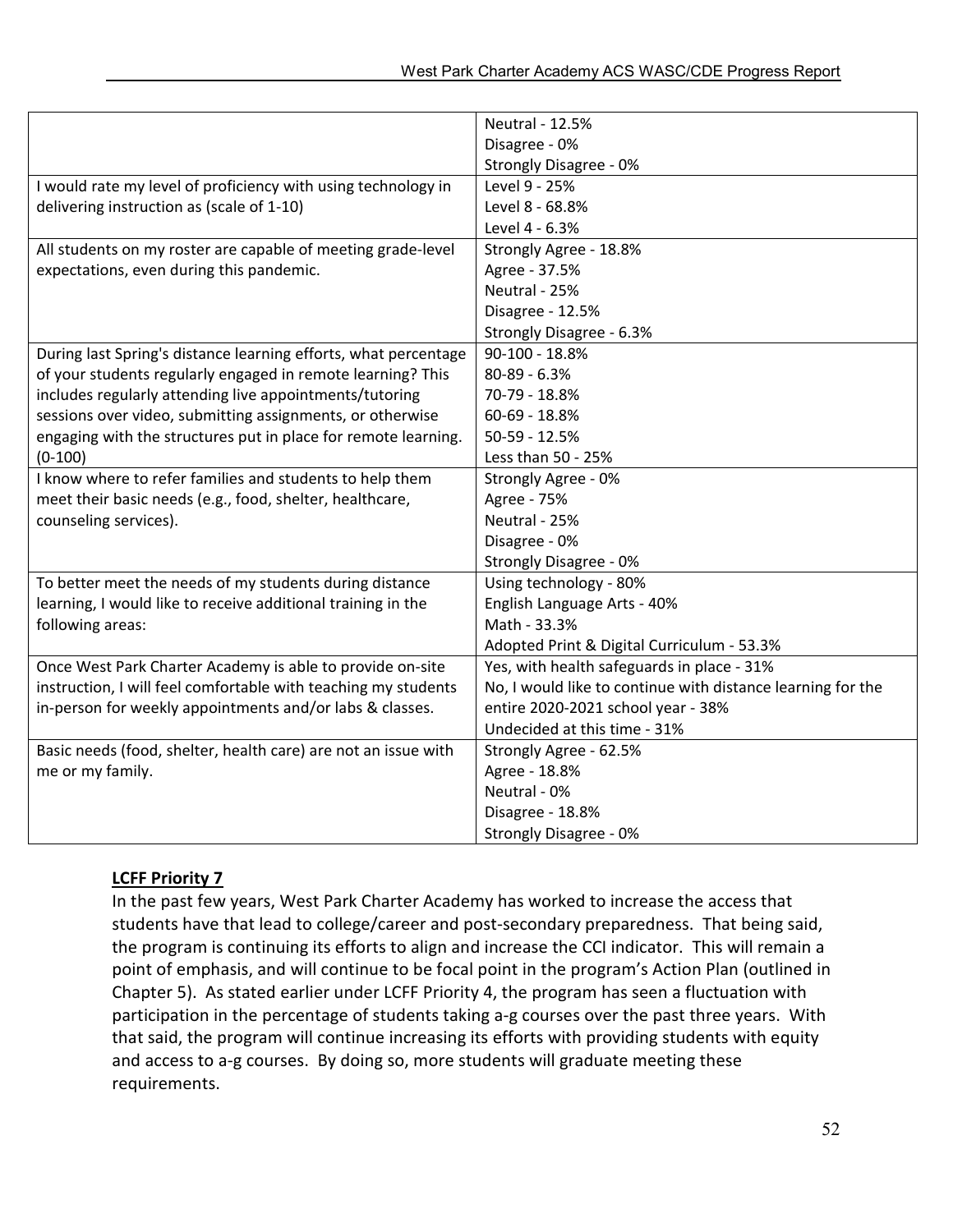| | |
|---|---|
| | Neutral - 12.5%<br>Disagree - 0%<br>Strongly Disagree - 0% |
| I would rate my level of proficiency with using technology in delivering instruction as (scale of 1-10) | Level 9 - 25%<br>Level 8 - 68.8%<br>Level 4 - 6.3% |
| All students on my roster are capable of meeting grade-level expectations, even during this pandemic. | Strongly Agree - 18.8%<br>Agree - 37.5%<br>Neutral - 25%<br>Disagree - 12.5%<br>Strongly Disagree - 6.3% |
| During last Spring's distance learning efforts, what percentage of your students regularly engaged in remote learning? This includes regularly attending live appointments/tutoring sessions over video, submitting assignments, or otherwise engaging with the structures put in place for remote learning. (0-100) | 90-100 - 18.8%<br>80-89 - 6.3%<br>70-79 - 18.8%<br>60-69 - 18.8%<br>50-59 - 12.5%<br>Less than 50 - 25% |
| I know where to refer families and students to help them meet their basic needs (e.g., food, shelter, healthcare, counseling services). | Strongly Agree - 0%<br>Agree - 75%<br>Neutral - 25%<br>Disagree - 0%<br>Strongly Disagree - 0% |
| To better meet the needs of my students during distance learning, I would like to receive additional training in the following areas: | Using technology - 80%<br>English Language Arts - 40%<br>Math - 33.3%<br>Adopted Print & Digital Curriculum - 53.3% |
| Once West Park Charter Academy is able to provide on-site instruction, I will feel comfortable with teaching my students in-person for weekly appointments and/or labs & classes. | Yes, with health safeguards in place - 31%<br>No, I would like to continue with distance learning for the entire 2020-2021 school year - 38%<br>Undecided at this time - 31% |
| Basic needs (food, shelter, health care) are not an issue with me or my family. | Strongly Agree - 62.5%<br>Agree - 18.8%<br>Neutral - 0%<br>Disagree - 18.8%<br>Strongly Disagree - 0% |

**LCFF Priority 7**

In the past few years, West Park Charter Academy has worked to increase the access that students have that lead to college/career and post-secondary preparedness. That being said, the program is continuing its efforts to align and increase the CCI indicator. This will remain a point of emphasis, and will continue to be focal point in the program's Action Plan (outlined in Chapter 5). As stated earlier under LCFF Priority 4, the program has seen a fluctuation with participation in the percentage of students taking a-g courses over the past three years. With that said, the program will continue increasing its efforts with providing students with equity and access to a-g courses. By doing so, more students will graduate meeting these requirements.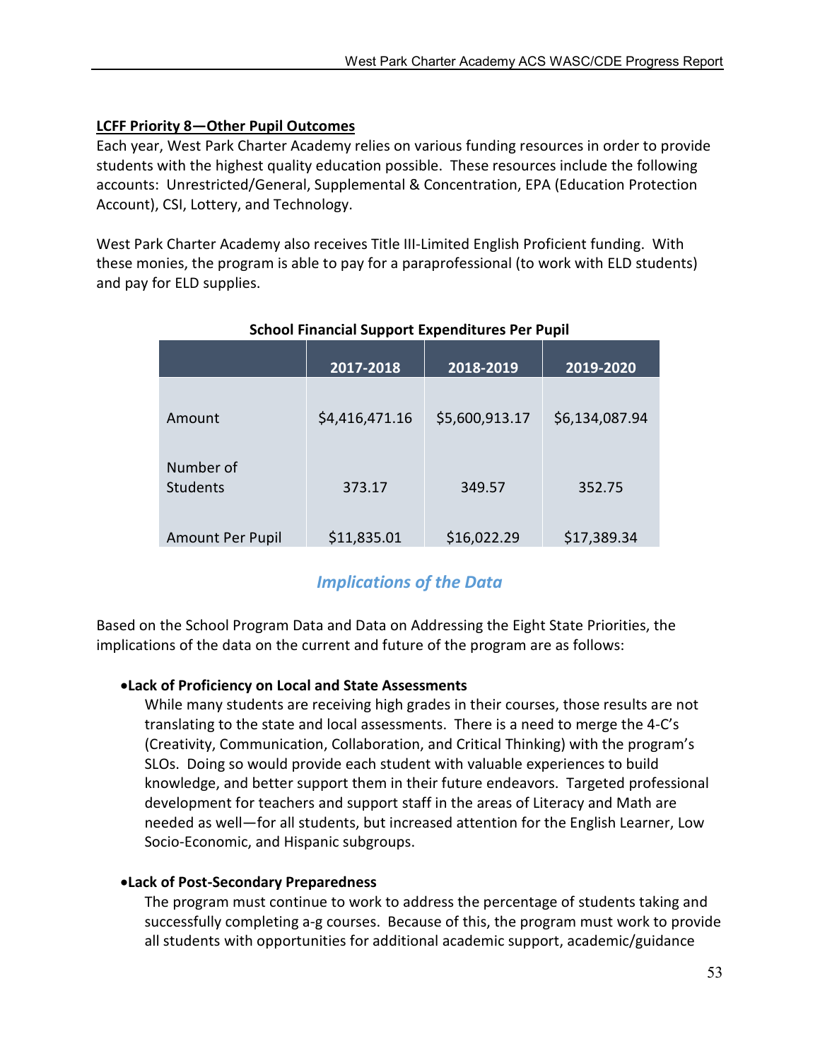**LCFF Priority 8—Other Pupil Outcomes**

Each year, West Park Charter Academy relies on various funding resources in order to provide students with the highest quality education possible. These resources include the following accounts: Unrestricted/General, Supplemental & Concentration, EPA (Education Protection Account), CSI, Lottery, and Technology.

West Park Charter Academy also receives Title III-Limited English Proficient funding. With these monies, the program is able to pay for a paraprofessional (to work with ELD students) and pay for ELD supplies.

**School Financial Support Expenditures Per Pupil**

| | 2017-2018 | 2018-2019 | 2019-2020 |
|---|---|---|---|
| Amount | $4,416,471.16 | $5,600,913.17 | $6,134,087.94 |
| Number of Students | 373.17 | 349.57 | 352.75 |
| Amount Per Pupil | $11,835.01 | $16,022.29 | $17,389.34 |

## *Implications of the Data*

Based on the School Program Data and Data on Addressing the Eight State Priorities, the implications of the data on the current and future of the program are as follows:

- **Lack of Proficiency on Local and State Assessments**
  While many students are receiving high grades in their courses, those results are not translating to the state and local assessments. There is a need to merge the 4-C's (Creativity, Communication, Collaboration, and Critical Thinking) with the program's SLOs. Doing so would provide each student with valuable experiences to build knowledge, and better support them in their future endeavors. Targeted professional development for teachers and support staff in the areas of Literacy and Math are needed as well—for all students, but increased attention for the English Learner, Low Socio-Economic, and Hispanic subgroups.

- **Lack of Post-Secondary Preparedness**
  The program must continue to work to address the percentage of students taking and successfully completing a-g courses. Because of this, the program must work to provide all students with opportunities for additional academic support, academic/guidance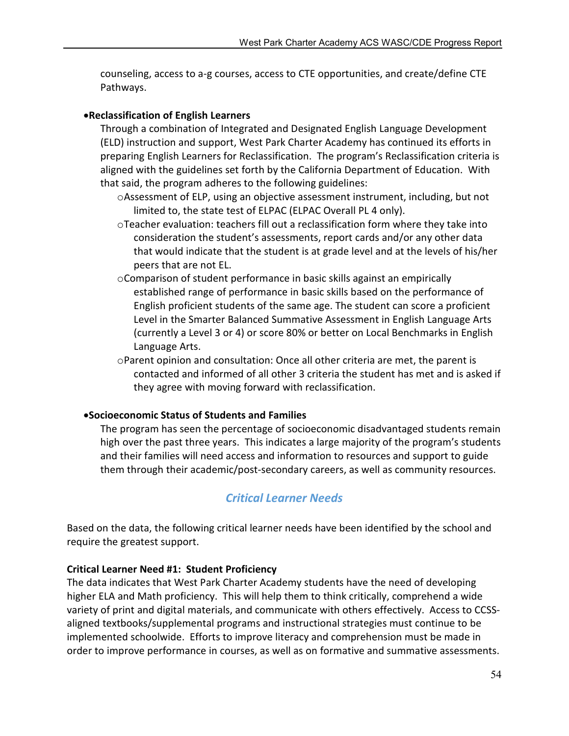counseling, access to a-g courses, access to CTE opportunities, and create/define CTE Pathways.

- **Reclassification of English Learners**

  Through a combination of Integrated and Designated English Language Development (ELD) instruction and support, West Park Charter Academy has continued its efforts in preparing English Learners for Reclassification. The program's Reclassification criteria is aligned with the guidelines set forth by the California Department of Education. With that said, the program adheres to the following guidelines:

  - Assessment of ELP, using an objective assessment instrument, including, but not limited to, the state test of ELPAC (ELPAC Overall PL 4 only).
  - Teacher evaluation: teachers fill out a reclassification form where they take into consideration the student's assessments, report cards and/or any other data that would indicate that the student is at grade level and at the levels of his/her peers that are not EL.
  - Comparison of student performance in basic skills against an empirically established range of performance in basic skills based on the performance of English proficient students of the same age. The student can score a proficient Level in the Smarter Balanced Summative Assessment in English Language Arts (currently a Level 3 or 4) or score 80% or better on Local Benchmarks in English Language Arts.
  - Parent opinion and consultation: Once all other criteria are met, the parent is contacted and informed of all other 3 criteria the student has met and is asked if they agree with moving forward with reclassification.

- **Socioeconomic Status of Students and Families**

  The program has seen the percentage of socioeconomic disadvantaged students remain high over the past three years. This indicates a large majority of the program's students and their families will need access and information to resources and support to guide them through their academic/post-secondary careers, as well as community resources.

## *Critical Learner Needs*

Based on the data, the following critical learner needs have been identified by the school and require the greatest support.

**Critical Learner Need #1: Student Proficiency**

The data indicates that West Park Charter Academy students have the need of developing higher ELA and Math proficiency. This will help them to think critically, comprehend a wide variety of print and digital materials, and communicate with others effectively. Access to CCSS-aligned textbooks/supplemental programs and instructional strategies must continue to be implemented schoolwide. Efforts to improve literacy and comprehension must be made in order to improve performance in courses, as well as on formative and summative assessments.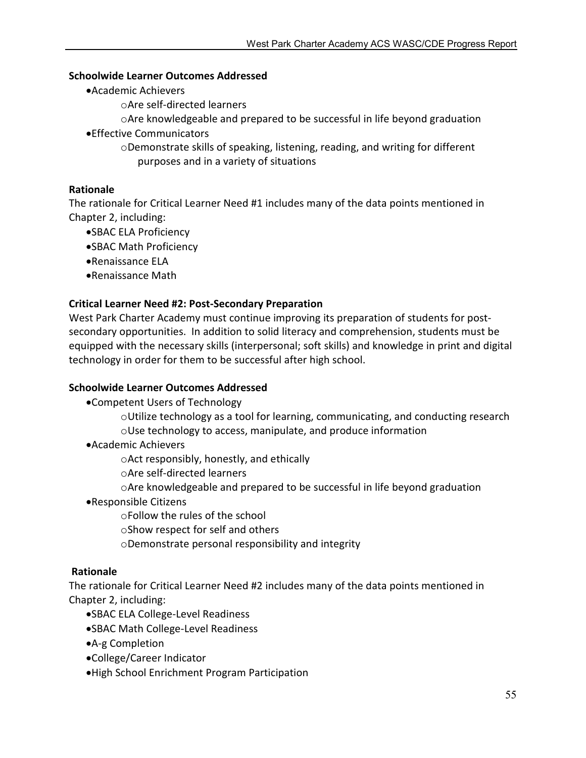**Schoolwide Learner Outcomes Addressed**

- Academic Achievers
  - Are self-directed learners
  - Are knowledgeable and prepared to be successful in life beyond graduation
- Effective Communicators
  - Demonstrate skills of speaking, listening, reading, and writing for different purposes and in a variety of situations

**Rationale**

The rationale for Critical Learner Need #1 includes many of the data points mentioned in Chapter 2, including:

- SBAC ELA Proficiency
- SBAC Math Proficiency
- Renaissance ELA
- Renaissance Math

**Critical Learner Need #2: Post-Secondary Preparation**

West Park Charter Academy must continue improving its preparation of students for post-secondary opportunities. In addition to solid literacy and comprehension, students must be equipped with the necessary skills (interpersonal; soft skills) and knowledge in print and digital technology in order for them to be successful after high school.

**Schoolwide Learner Outcomes Addressed**

- Competent Users of Technology
  - Utilize technology as a tool for learning, communicating, and conducting research
  - Use technology to access, manipulate, and produce information
- Academic Achievers
  - Act responsibly, honestly, and ethically
  - Are self-directed learners
  - Are knowledgeable and prepared to be successful in life beyond graduation
- Responsible Citizens
  - Follow the rules of the school
  - Show respect for self and others
  - Demonstrate personal responsibility and integrity

**Rationale**

The rationale for Critical Learner Need #2 includes many of the data points mentioned in Chapter 2, including:

- SBAC ELA College-Level Readiness
- SBAC Math College-Level Readiness
- A-g Completion
- College/Career Indicator
- High School Enrichment Program Participation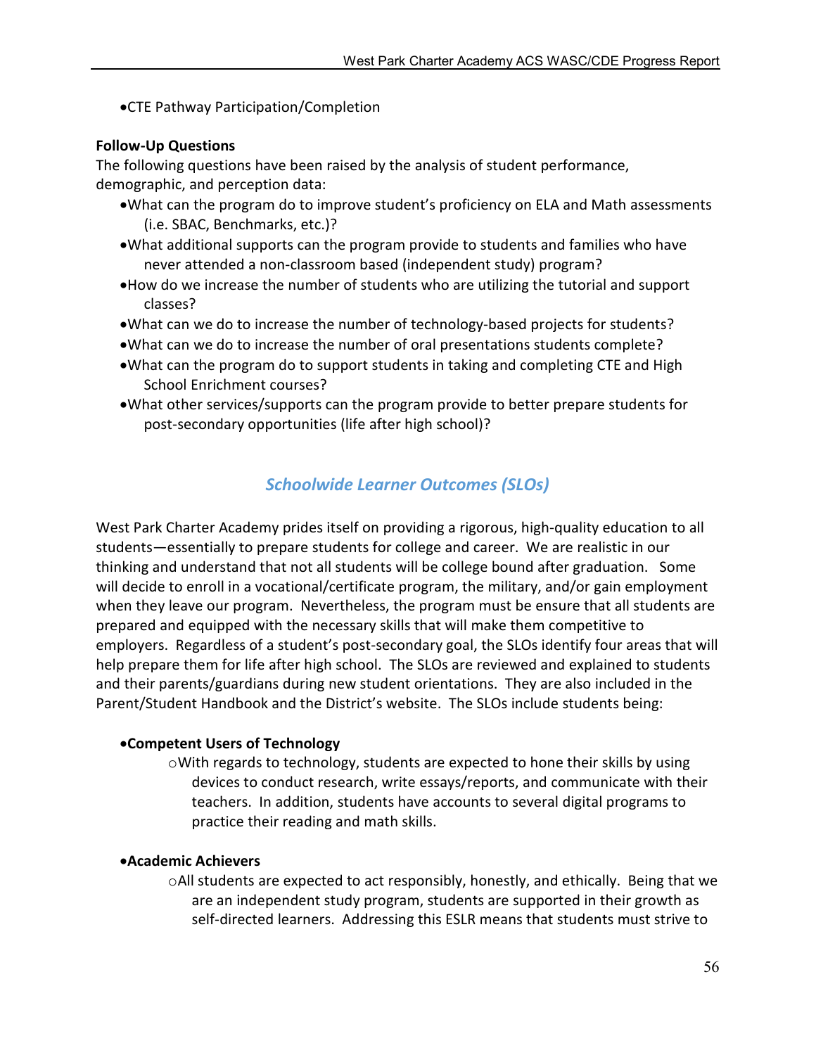- CTE Pathway Participation/Completion

**Follow-Up Questions**

The following questions have been raised by the analysis of student performance, demographic, and perception data:

- What can the program do to improve student's proficiency on ELA and Math assessments (i.e. SBAC, Benchmarks, etc.)?
- What additional supports can the program provide to students and families who have never attended a non-classroom based (independent study) program?
- How do we increase the number of students who are utilizing the tutorial and support classes?
- What can we do to increase the number of technology-based projects for students?
- What can we do to increase the number of oral presentations students complete?
- What can the program do to support students in taking and completing CTE and High School Enrichment courses?
- What other services/supports can the program provide to better prepare students for post-secondary opportunities (life after high school)?

## *Schoolwide Learner Outcomes (SLOs)*

West Park Charter Academy prides itself on providing a rigorous, high-quality education to all students—essentially to prepare students for college and career. We are realistic in our thinking and understand that not all students will be college bound after graduation. Some will decide to enroll in a vocational/certificate program, the military, and/or gain employment when they leave our program. Nevertheless, the program must be ensure that all students are prepared and equipped with the necessary skills that will make them competitive to employers. Regardless of a student's post-secondary goal, the SLOs identify four areas that will help prepare them for life after high school. The SLOs are reviewed and explained to students and their parents/guardians during new student orientations. They are also included in the Parent/Student Handbook and the District's website. The SLOs include students being:

- **Competent Users of Technology**
  - With regards to technology, students are expected to hone their skills by using devices to conduct research, write essays/reports, and communicate with their teachers. In addition, students have accounts to several digital programs to practice their reading and math skills.

- **Academic Achievers**
  - All students are expected to act responsibly, honestly, and ethically. Being that we are an independent study program, students are supported in their growth as self-directed learners. Addressing this ESLR means that students must strive to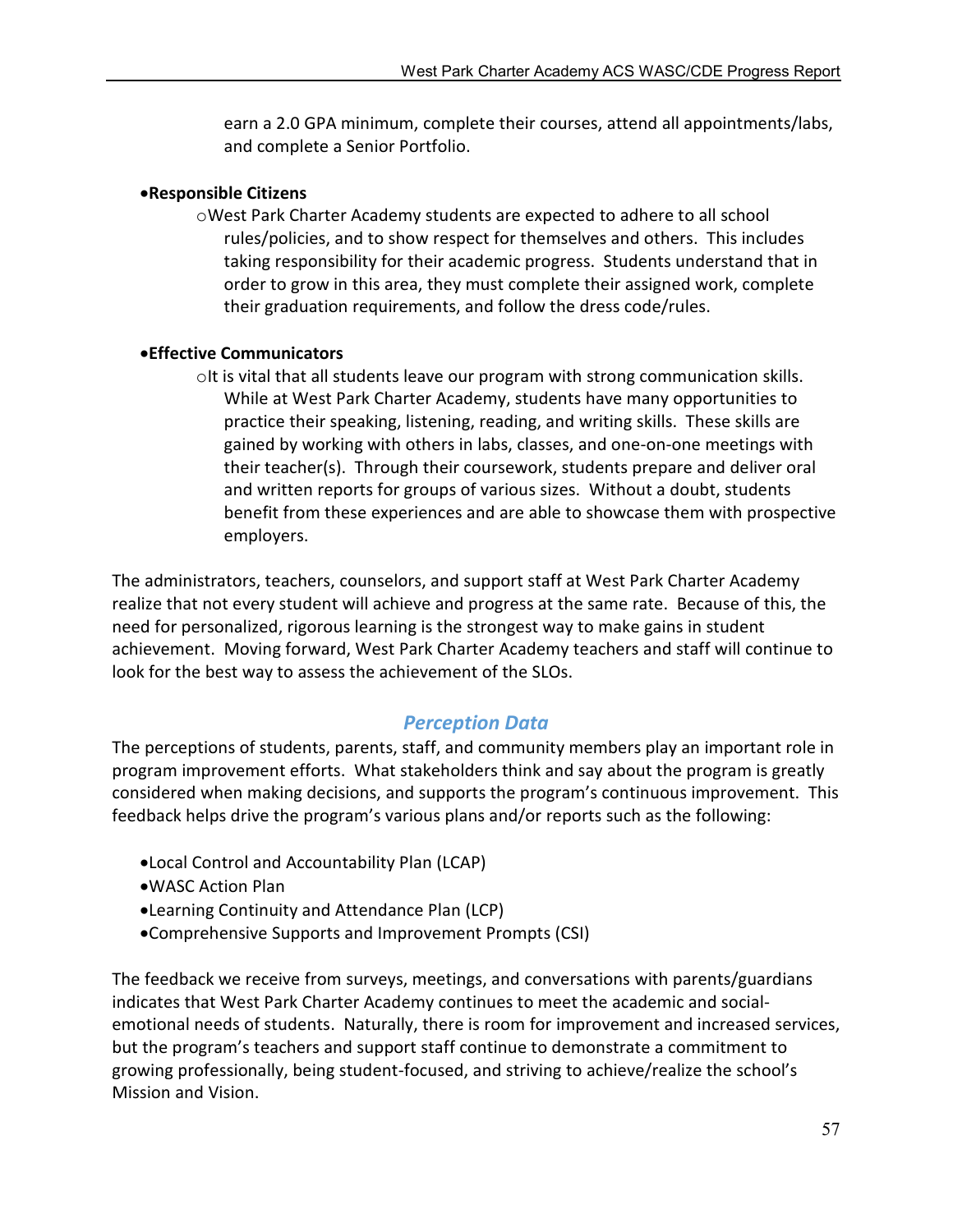earn a 2.0 GPA minimum, complete their courses, attend all appointments/labs, and complete a Senior Portfolio.

- **Responsible Citizens**
  - West Park Charter Academy students are expected to adhere to all school rules/policies, and to show respect for themselves and others. This includes taking responsibility for their academic progress. Students understand that in order to grow in this area, they must complete their assigned work, complete their graduation requirements, and follow the dress code/rules.

- **Effective Communicators**
  - It is vital that all students leave our program with strong communication skills. While at West Park Charter Academy, students have many opportunities to practice their speaking, listening, reading, and writing skills. These skills are gained by working with others in labs, classes, and one-on-one meetings with their teacher(s). Through their coursework, students prepare and deliver oral and written reports for groups of various sizes. Without a doubt, students benefit from these experiences and are able to showcase them with prospective employers.

The administrators, teachers, counselors, and support staff at West Park Charter Academy realize that not every student will achieve and progress at the same rate. Because of this, the need for personalized, rigorous learning is the strongest way to make gains in student achievement. Moving forward, West Park Charter Academy teachers and staff will continue to look for the best way to assess the achievement of the SLOs.

## *Perception Data*

The perceptions of students, parents, staff, and community members play an important role in program improvement efforts. What stakeholders think and say about the program is greatly considered when making decisions, and supports the program's continuous improvement. This feedback helps drive the program's various plans and/or reports such as the following:

- Local Control and Accountability Plan (LCAP)
- WASC Action Plan
- Learning Continuity and Attendance Plan (LCP)
- Comprehensive Supports and Improvement Prompts (CSI)

The feedback we receive from surveys, meetings, and conversations with parents/guardians indicates that West Park Charter Academy continues to meet the academic and social-emotional needs of students. Naturally, there is room for improvement and increased services, but the program's teachers and support staff continue to demonstrate a commitment to growing professionally, being student-focused, and striving to achieve/realize the school's Mission and Vision.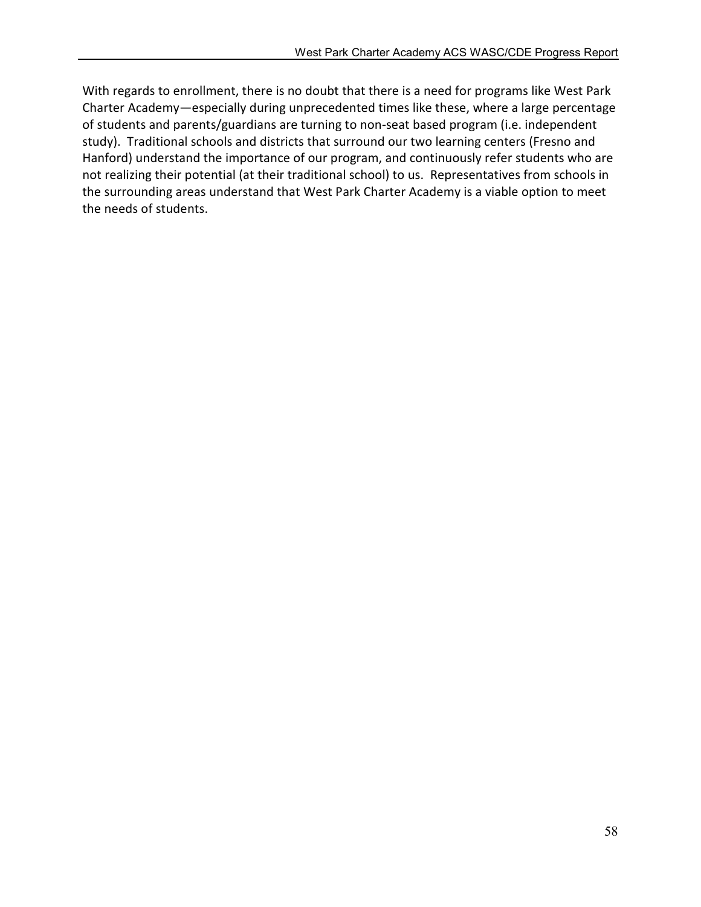With regards to enrollment, there is no doubt that there is a need for programs like West Park Charter Academy—especially during unprecedented times like these, where a large percentage of students and parents/guardians are turning to non-seat based program (i.e. independent study). Traditional schools and districts that surround our two learning centers (Fresno and Hanford) understand the importance of our program, and continuously refer students who are not realizing their potential (at their traditional school) to us. Representatives from schools in the surrounding areas understand that West Park Charter Academy is a viable option to meet the needs of students.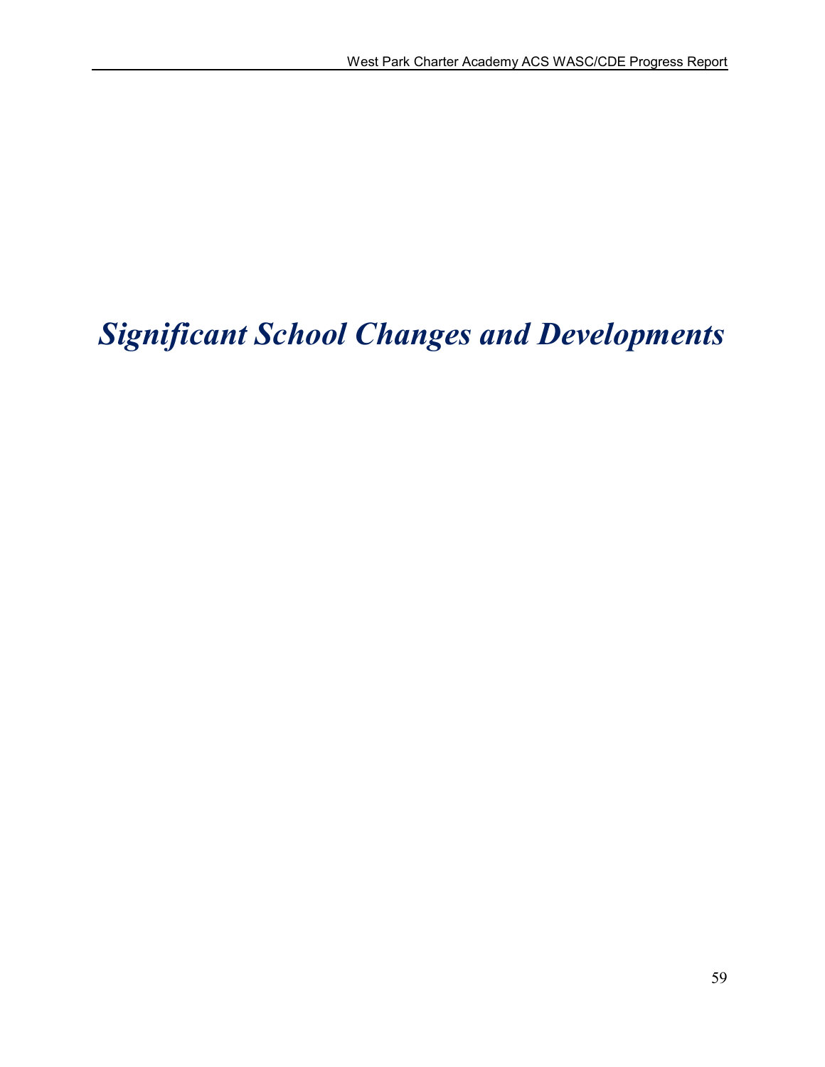# *Significant School Changes and Developments*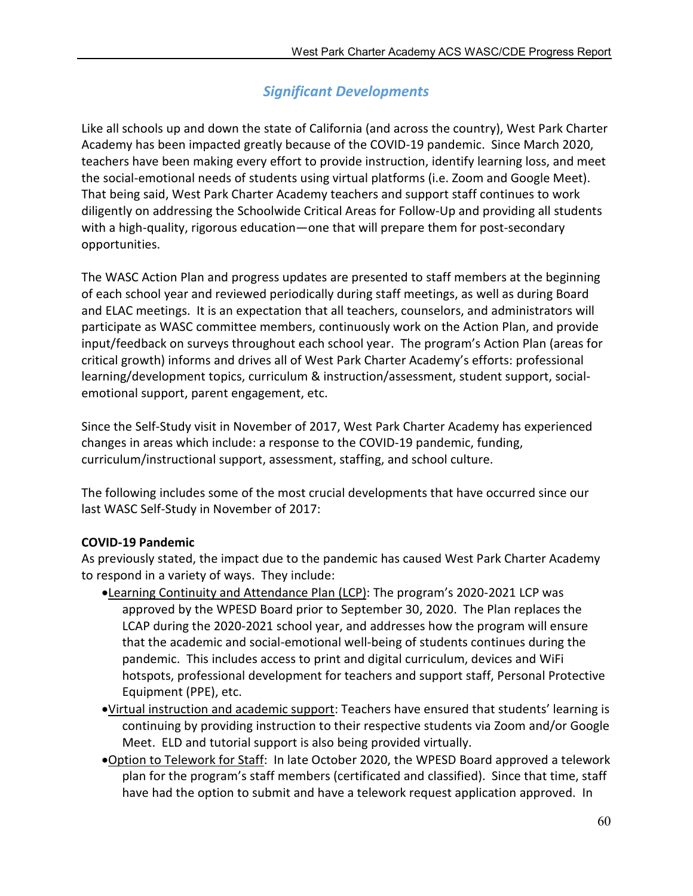## *Significant Developments*

Like all schools up and down the state of California (and across the country), West Park Charter Academy has been impacted greatly because of the COVID-19 pandemic. Since March 2020, teachers have been making every effort to provide instruction, identify learning loss, and meet the social-emotional needs of students using virtual platforms (i.e. Zoom and Google Meet). That being said, West Park Charter Academy teachers and support staff continues to work diligently on addressing the Schoolwide Critical Areas for Follow-Up and providing all students with a high-quality, rigorous education—one that will prepare them for post-secondary opportunities.

The WASC Action Plan and progress updates are presented to staff members at the beginning of each school year and reviewed periodically during staff meetings, as well as during Board and ELAC meetings. It is an expectation that all teachers, counselors, and administrators will participate as WASC committee members, continuously work on the Action Plan, and provide input/feedback on surveys throughout each school year. The program's Action Plan (areas for critical growth) informs and drives all of West Park Charter Academy's efforts: professional learning/development topics, curriculum & instruction/assessment, student support, social-emotional support, parent engagement, etc.

Since the Self-Study visit in November of 2017, West Park Charter Academy has experienced changes in areas which include: a response to the COVID-19 pandemic, funding, curriculum/instructional support, assessment, staffing, and school culture.

The following includes some of the most crucial developments that have occurred since our last WASC Self-Study in November of 2017:

**COVID-19 Pandemic**

As previously stated, the impact due to the pandemic has caused West Park Charter Academy to respond in a variety of ways. They include:

- Learning Continuity and Attendance Plan (LCP): The program's 2020-2021 LCP was approved by the WPESD Board prior to September 30, 2020. The Plan replaces the LCAP during the 2020-2021 school year, and addresses how the program will ensure that the academic and social-emotional well-being of students continues during the pandemic. This includes access to print and digital curriculum, devices and WiFi hotspots, professional development for teachers and support staff, Personal Protective Equipment (PPE), etc.
- Virtual instruction and academic support: Teachers have ensured that students' learning is continuing by providing instruction to their respective students via Zoom and/or Google Meet. ELD and tutorial support is also being provided virtually.
- Option to Telework for Staff: In late October 2020, the WPESD Board approved a telework plan for the program's staff members (certificated and classified). Since that time, staff have had the option to submit and have a telework request application approved. In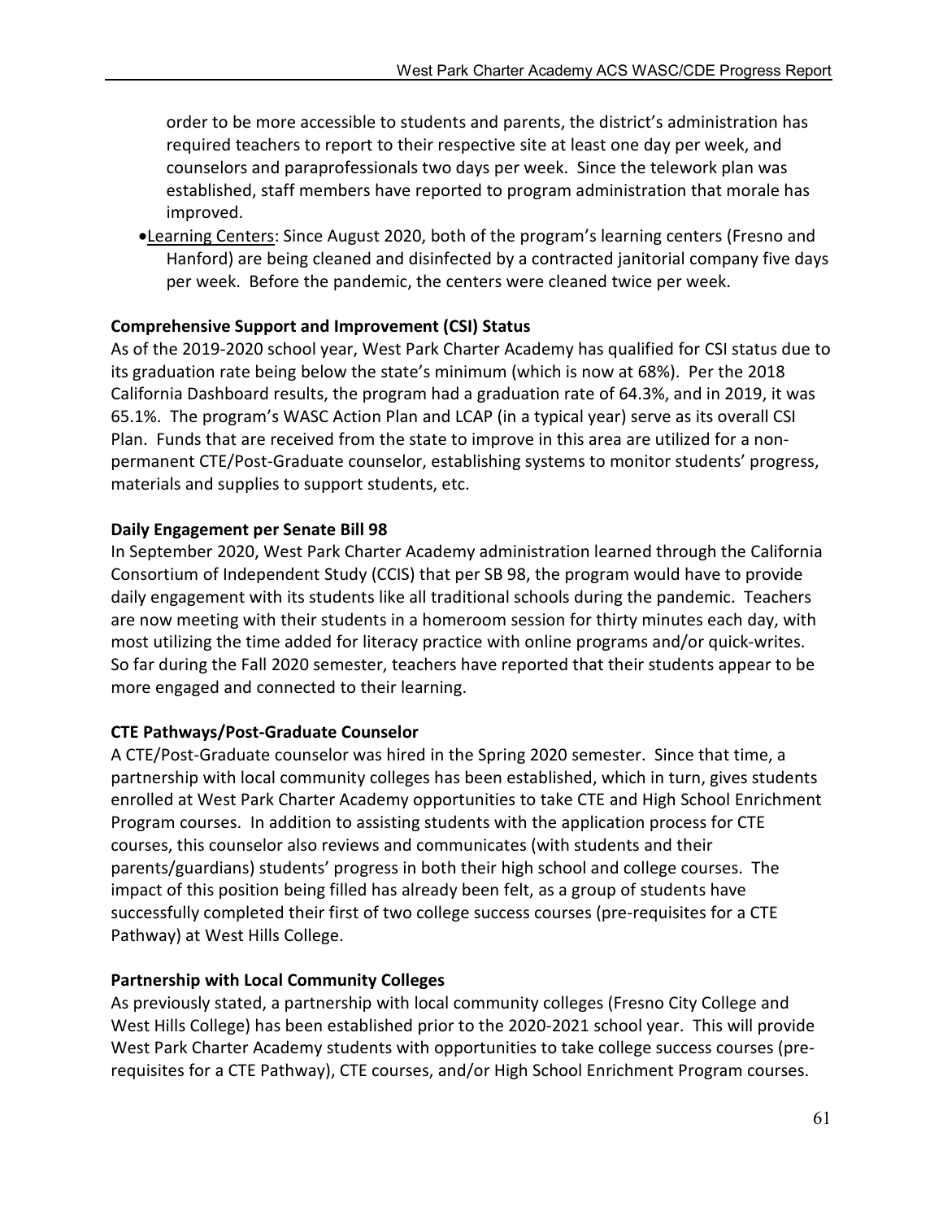order to be more accessible to students and parents, the district's administration has required teachers to report to their respective site at least one day per week, and counselors and paraprofessionals two days per week. Since the telework plan was established, staff members have reported to program administration that morale has improved.

- Learning Centers: Since August 2020, both of the program's learning centers (Fresno and Hanford) are being cleaned and disinfected by a contracted janitorial company five days per week. Before the pandemic, the centers were cleaned twice per week.

**Comprehensive Support and Improvement (CSI) Status**

As of the 2019-2020 school year, West Park Charter Academy has qualified for CSI status due to its graduation rate being below the state's minimum (which is now at 68%). Per the 2018 California Dashboard results, the program had a graduation rate of 64.3%, and in 2019, it was 65.1%. The program's WASC Action Plan and LCAP (in a typical year) serve as its overall CSI Plan. Funds that are received from the state to improve in this area are utilized for a non-permanent CTE/Post-Graduate counselor, establishing systems to monitor students' progress, materials and supplies to support students, etc.

**Daily Engagement per Senate Bill 98**

In September 2020, West Park Charter Academy administration learned through the California Consortium of Independent Study (CCIS) that per SB 98, the program would have to provide daily engagement with its students like all traditional schools during the pandemic. Teachers are now meeting with their students in a homeroom session for thirty minutes each day, with most utilizing the time added for literacy practice with online programs and/or quick-writes. So far during the Fall 2020 semester, teachers have reported that their students appear to be more engaged and connected to their learning.

**CTE Pathways/Post-Graduate Counselor**

A CTE/Post-Graduate counselor was hired in the Spring 2020 semester. Since that time, a partnership with local community colleges has been established, which in turn, gives students enrolled at West Park Charter Academy opportunities to take CTE and High School Enrichment Program courses. In addition to assisting students with the application process for CTE courses, this counselor also reviews and communicates (with students and their parents/guardians) students' progress in both their high school and college courses. The impact of this position being filled has already been felt, as a group of students have successfully completed their first of two college success courses (pre-requisites for a CTE Pathway) at West Hills College.

**Partnership with Local Community Colleges**

As previously stated, a partnership with local community colleges (Fresno City College and West Hills College) has been established prior to the 2020-2021 school year. This will provide West Park Charter Academy students with opportunities to take college success courses (pre-requisites for a CTE Pathway), CTE courses, and/or High School Enrichment Program courses.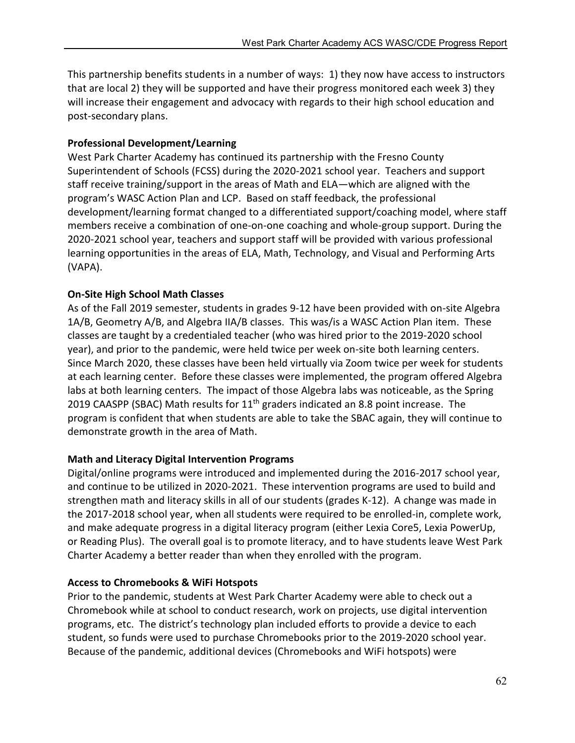This partnership benefits students in a number of ways: 1) they now have access to instructors that are local 2) they will be supported and have their progress monitored each week 3) they will increase their engagement and advocacy with regards to their high school education and post-secondary plans.

**Professional Development/Learning**

West Park Charter Academy has continued its partnership with the Fresno County Superintendent of Schools (FCSS) during the 2020-2021 school year. Teachers and support staff receive training/support in the areas of Math and ELA—which are aligned with the program's WASC Action Plan and LCP. Based on staff feedback, the professional development/learning format changed to a differentiated support/coaching model, where staff members receive a combination of one-on-one coaching and whole-group support. During the 2020-2021 school year, teachers and support staff will be provided with various professional learning opportunities in the areas of ELA, Math, Technology, and Visual and Performing Arts (VAPA).

**On-Site High School Math Classes**

As of the Fall 2019 semester, students in grades 9-12 have been provided with on-site Algebra 1A/B, Geometry A/B, and Algebra IIA/B classes. This was/is a WASC Action Plan item. These classes are taught by a credentialed teacher (who was hired prior to the 2019-2020 school year), and prior to the pandemic, were held twice per week on-site both learning centers. Since March 2020, these classes have been held virtually via Zoom twice per week for students at each learning center. Before these classes were implemented, the program offered Algebra labs at both learning centers. The impact of those Algebra labs was noticeable, as the Spring 2019 CAASPP (SBAC) Math results for 11th graders indicated an 8.8 point increase. The program is confident that when students are able to take the SBAC again, they will continue to demonstrate growth in the area of Math.

**Math and Literacy Digital Intervention Programs**

Digital/online programs were introduced and implemented during the 2016-2017 school year, and continue to be utilized in 2020-2021. These intervention programs are used to build and strengthen math and literacy skills in all of our students (grades K-12). A change was made in the 2017-2018 school year, when all students were required to be enrolled-in, complete work, and make adequate progress in a digital literacy program (either Lexia Core5, Lexia PowerUp, or Reading Plus). The overall goal is to promote literacy, and to have students leave West Park Charter Academy a better reader than when they enrolled with the program.

**Access to Chromebooks & WiFi Hotspots**

Prior to the pandemic, students at West Park Charter Academy were able to check out a Chromebook while at school to conduct research, work on projects, use digital intervention programs, etc. The district's technology plan included efforts to provide a device to each student, so funds were used to purchase Chromebooks prior to the 2019-2020 school year. Because of the pandemic, additional devices (Chromebooks and WiFi hotspots) were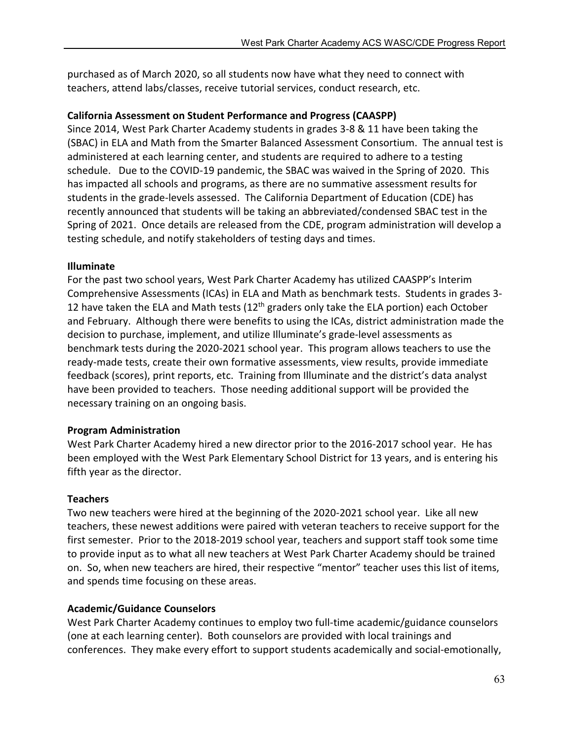purchased as of March 2020, so all students now have what they need to connect with teachers, attend labs/classes, receive tutorial services, conduct research, etc.

**California Assessment on Student Performance and Progress (CAASPP)**

Since 2014, West Park Charter Academy students in grades 3-8 & 11 have been taking the (SBAC) in ELA and Math from the Smarter Balanced Assessment Consortium. The annual test is administered at each learning center, and students are required to adhere to a testing schedule. Due to the COVID-19 pandemic, the SBAC was waived in the Spring of 2020. This has impacted all schools and programs, as there are no summative assessment results for students in the grade-levels assessed. The California Department of Education (CDE) has recently announced that students will be taking an abbreviated/condensed SBAC test in the Spring of 2021. Once details are released from the CDE, program administration will develop a testing schedule, and notify stakeholders of testing days and times.

**Illuminate**

For the past two school years, West Park Charter Academy has utilized CAASPP's Interim Comprehensive Assessments (ICAs) in ELA and Math as benchmark tests. Students in grades 3-12 have taken the ELA and Math tests (12th graders only take the ELA portion) each October and February. Although there were benefits to using the ICAs, district administration made the decision to purchase, implement, and utilize Illuminate's grade-level assessments as benchmark tests during the 2020-2021 school year. This program allows teachers to use the ready-made tests, create their own formative assessments, view results, provide immediate feedback (scores), print reports, etc. Training from Illuminate and the district's data analyst have been provided to teachers. Those needing additional support will be provided the necessary training on an ongoing basis.

**Program Administration**

West Park Charter Academy hired a new director prior to the 2016-2017 school year. He has been employed with the West Park Elementary School District for 13 years, and is entering his fifth year as the director.

**Teachers**

Two new teachers were hired at the beginning of the 2020-2021 school year. Like all new teachers, these newest additions were paired with veteran teachers to receive support for the first semester. Prior to the 2018-2019 school year, teachers and support staff took some time to provide input as to what all new teachers at West Park Charter Academy should be trained on. So, when new teachers are hired, their respective "mentor" teacher uses this list of items, and spends time focusing on these areas.

**Academic/Guidance Counselors**

West Park Charter Academy continues to employ two full-time academic/guidance counselors (one at each learning center). Both counselors are provided with local trainings and conferences. They make every effort to support students academically and social-emotionally,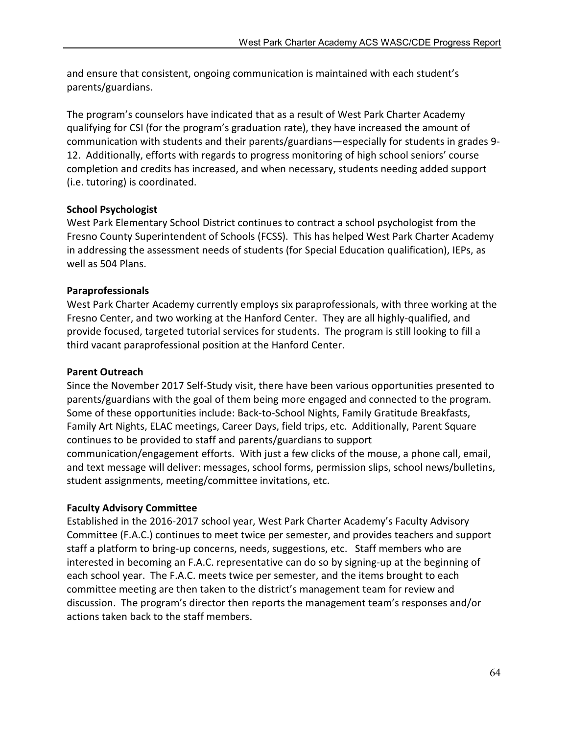and ensure that consistent, ongoing communication is maintained with each student's parents/guardians.

The program's counselors have indicated that as a result of West Park Charter Academy qualifying for CSI (for the program's graduation rate), they have increased the amount of communication with students and their parents/guardians—especially for students in grades 9-12. Additionally, efforts with regards to progress monitoring of high school seniors' course completion and credits has increased, and when necessary, students needing added support (i.e. tutoring) is coordinated.

**School Psychologist**

West Park Elementary School District continues to contract a school psychologist from the Fresno County Superintendent of Schools (FCSS). This has helped West Park Charter Academy in addressing the assessment needs of students (for Special Education qualification), IEPs, as well as 504 Plans.

**Paraprofessionals**

West Park Charter Academy currently employs six paraprofessionals, with three working at the Fresno Center, and two working at the Hanford Center. They are all highly-qualified, and provide focused, targeted tutorial services for students. The program is still looking to fill a third vacant paraprofessional position at the Hanford Center.

**Parent Outreach**

Since the November 2017 Self-Study visit, there have been various opportunities presented to parents/guardians with the goal of them being more engaged and connected to the program. Some of these opportunities include: Back-to-School Nights, Family Gratitude Breakfasts, Family Art Nights, ELAC meetings, Career Days, field trips, etc. Additionally, Parent Square continues to be provided to staff and parents/guardians to support communication/engagement efforts. With just a few clicks of the mouse, a phone call, email, and text message will deliver: messages, school forms, permission slips, school news/bulletins, student assignments, meeting/committee invitations, etc.

**Faculty Advisory Committee**

Established in the 2016-2017 school year, West Park Charter Academy's Faculty Advisory Committee (F.A.C.) continues to meet twice per semester, and provides teachers and support staff a platform to bring-up concerns, needs, suggestions, etc. Staff members who are interested in becoming an F.A.C. representative can do so by signing-up at the beginning of each school year. The F.A.C. meets twice per semester, and the items brought to each committee meeting are then taken to the district's management team for review and discussion. The program's director then reports the management team's responses and/or actions taken back to the staff members.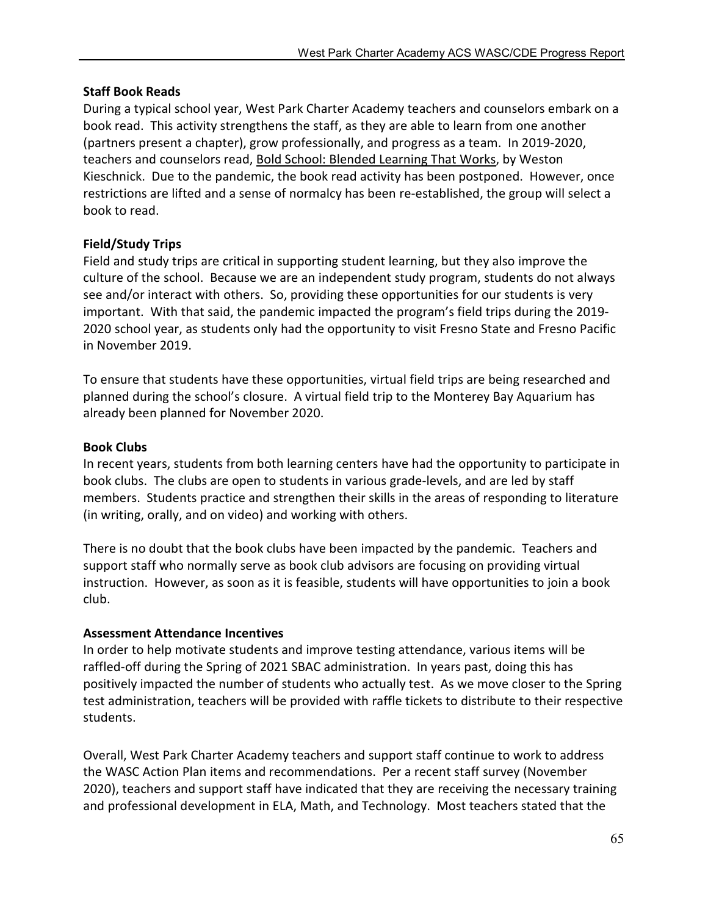### Staff Book Reads

During a typical school year, West Park Charter Academy teachers and counselors embark on a book read. This activity strengthens the staff, as they are able to learn from one another (partners present a chapter), grow professionally, and progress as a team. In 2019-2020, teachers and counselors read, Bold School: Blended Learning That Works, by Weston Kieschnick. Due to the pandemic, the book read activity has been postponed. However, once restrictions are lifted and a sense of normalcy has been re-established, the group will select a book to read.

### Field/Study Trips

Field and study trips are critical in supporting student learning, but they also improve the culture of the school. Because we are an independent study program, students do not always see and/or interact with others. So, providing these opportunities for our students is very important. With that said, the pandemic impacted the program's field trips during the 2019-2020 school year, as students only had the opportunity to visit Fresno State and Fresno Pacific in November 2019.

To ensure that students have these opportunities, virtual field trips are being researched and planned during the school's closure. A virtual field trip to the Monterey Bay Aquarium has already been planned for November 2020.

### Book Clubs

In recent years, students from both learning centers have had the opportunity to participate in book clubs. The clubs are open to students in various grade-levels, and are led by staff members. Students practice and strengthen their skills in the areas of responding to literature (in writing, orally, and on video) and working with others.

There is no doubt that the book clubs have been impacted by the pandemic. Teachers and support staff who normally serve as book club advisors are focusing on providing virtual instruction. However, as soon as it is feasible, students will have opportunities to join a book club.

### Assessment Attendance Incentives

In order to help motivate students and improve testing attendance, various items will be raffled-off during the Spring of 2021 SBAC administration. In years past, doing this has positively impacted the number of students who actually test. As we move closer to the Spring test administration, teachers will be provided with raffle tickets to distribute to their respective students.

Overall, West Park Charter Academy teachers and support staff continue to work to address the WASC Action Plan items and recommendations. Per a recent staff survey (November 2020), teachers and support staff have indicated that they are receiving the necessary training and professional development in ELA, Math, and Technology. Most teachers stated that the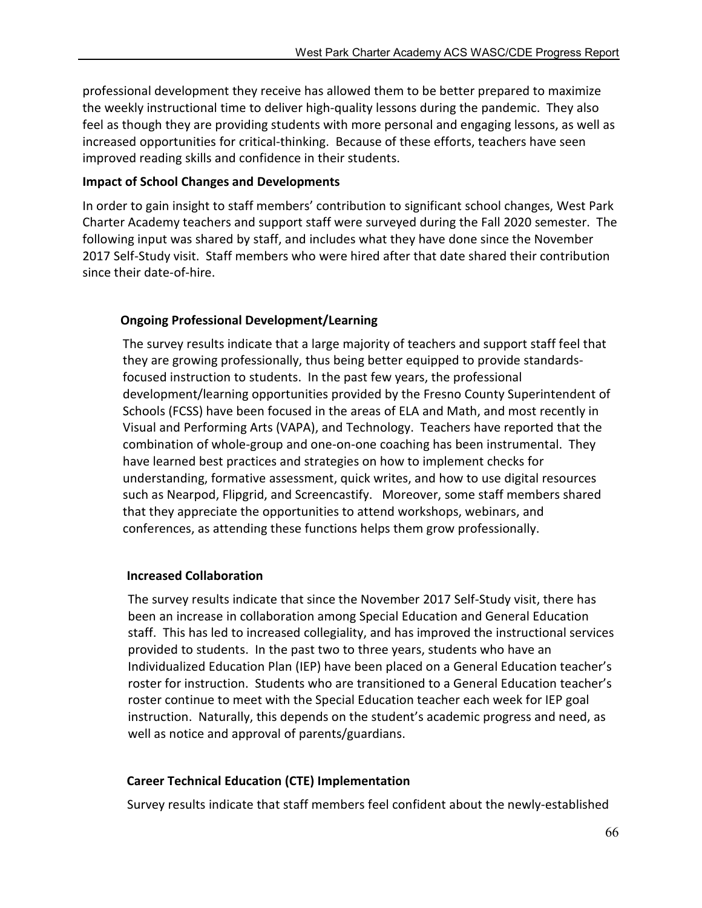professional development they receive has allowed them to be better prepared to maximize the weekly instructional time to deliver high-quality lessons during the pandemic. They also feel as though they are providing students with more personal and engaging lessons, as well as increased opportunities for critical-thinking. Because of these efforts, teachers have seen improved reading skills and confidence in their students.

**Impact of School Changes and Developments**

In order to gain insight to staff members' contribution to significant school changes, West Park Charter Academy teachers and support staff were surveyed during the Fall 2020 semester. The following input was shared by staff, and includes what they have done since the November 2017 Self-Study visit. Staff members who were hired after that date shared their contribution since their date-of-hire.

**Ongoing Professional Development/Learning**

The survey results indicate that a large majority of teachers and support staff feel that they are growing professionally, thus being better equipped to provide standards-focused instruction to students. In the past few years, the professional development/learning opportunities provided by the Fresno County Superintendent of Schools (FCSS) have been focused in the areas of ELA and Math, and most recently in Visual and Performing Arts (VAPA), and Technology. Teachers have reported that the combination of whole-group and one-on-one coaching has been instrumental. They have learned best practices and strategies on how to implement checks for understanding, formative assessment, quick writes, and how to use digital resources such as Nearpod, Flipgrid, and Screencastify. Moreover, some staff members shared that they appreciate the opportunities to attend workshops, webinars, and conferences, as attending these functions helps them grow professionally.

**Increased Collaboration**

The survey results indicate that since the November 2017 Self-Study visit, there has been an increase in collaboration among Special Education and General Education staff. This has led to increased collegiality, and has improved the instructional services provided to students. In the past two to three years, students who have an Individualized Education Plan (IEP) have been placed on a General Education teacher's roster for instruction. Students who are transitioned to a General Education teacher's roster continue to meet with the Special Education teacher each week for IEP goal instruction. Naturally, this depends on the student's academic progress and need, as well as notice and approval of parents/guardians.

**Career Technical Education (CTE) Implementation**

Survey results indicate that staff members feel confident about the newly-established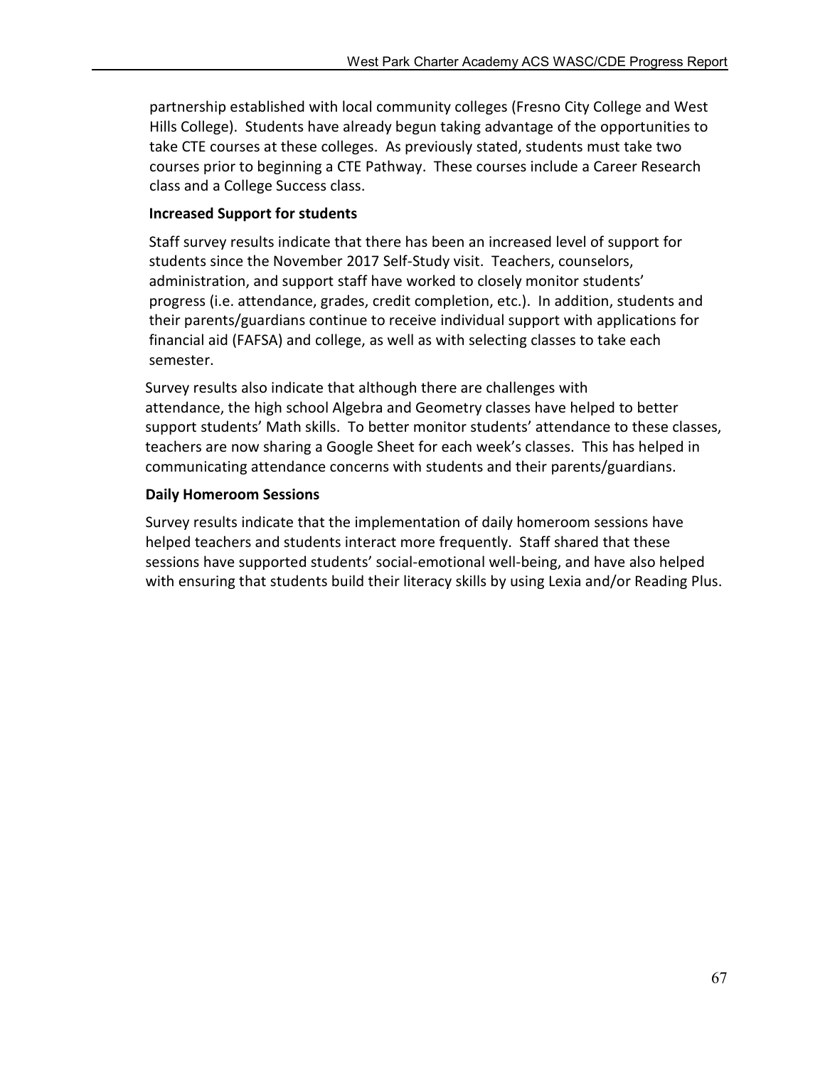partnership established with local community colleges (Fresno City College and West Hills College). Students have already begun taking advantage of the opportunities to take CTE courses at these colleges. As previously stated, students must take two courses prior to beginning a CTE Pathway. These courses include a Career Research class and a College Success class.

**Increased Support for students**

Staff survey results indicate that there has been an increased level of support for students since the November 2017 Self-Study visit. Teachers, counselors, administration, and support staff have worked to closely monitor students' progress (i.e. attendance, grades, credit completion, etc.). In addition, students and their parents/guardians continue to receive individual support with applications for financial aid (FAFSA) and college, as well as with selecting classes to take each semester.

Survey results also indicate that although there are challenges with attendance, the high school Algebra and Geometry classes have helped to better support students' Math skills. To better monitor students' attendance to these classes, teachers are now sharing a Google Sheet for each week's classes. This has helped in communicating attendance concerns with students and their parents/guardians.

**Daily Homeroom Sessions**

Survey results indicate that the implementation of daily homeroom sessions have helped teachers and students interact more frequently. Staff shared that these sessions have supported students' social-emotional well-being, and have also helped with ensuring that students build their literacy skills by using Lexia and/or Reading Plus.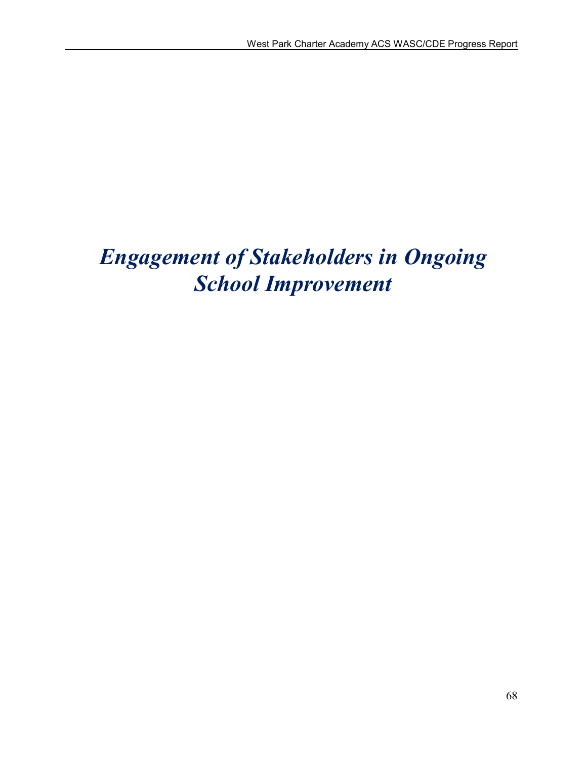# *Engagement of Stakeholders in Ongoing School Improvement*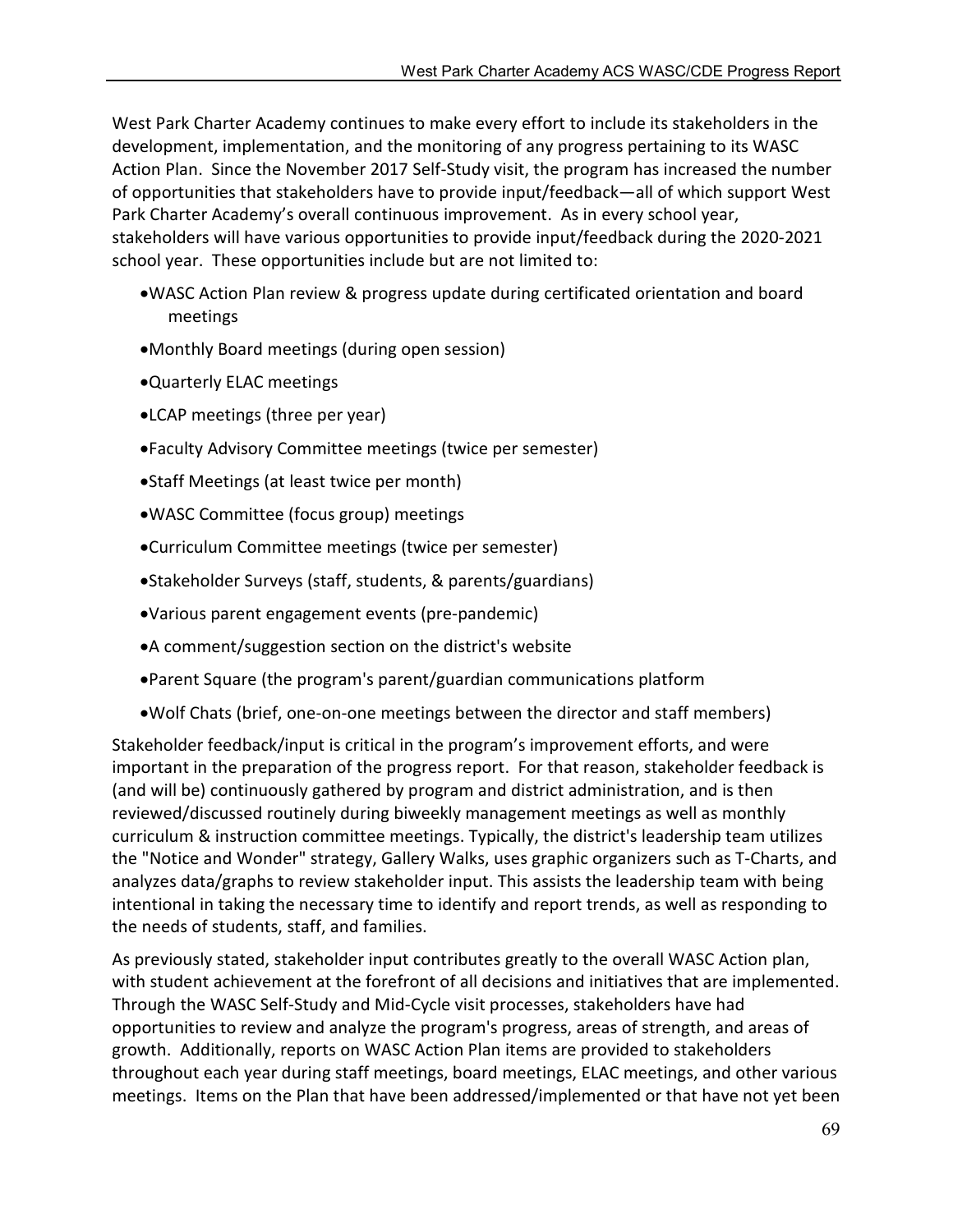West Park Charter Academy continues to make every effort to include its stakeholders in the development, implementation, and the monitoring of any progress pertaining to its WASC Action Plan. Since the November 2017 Self-Study visit, the program has increased the number of opportunities that stakeholders have to provide input/feedback—all of which support West Park Charter Academy's overall continuous improvement. As in every school year, stakeholders will have various opportunities to provide input/feedback during the 2020-2021 school year. These opportunities include but are not limited to:

- WASC Action Plan review & progress update during certificated orientation and board meetings
- Monthly Board meetings (during open session)
- Quarterly ELAC meetings
- LCAP meetings (three per year)
- Faculty Advisory Committee meetings (twice per semester)
- Staff Meetings (at least twice per month)
- WASC Committee (focus group) meetings
- Curriculum Committee meetings (twice per semester)
- Stakeholder Surveys (staff, students, & parents/guardians)
- Various parent engagement events (pre-pandemic)
- A comment/suggestion section on the district's website
- Parent Square (the program's parent/guardian communications platform
- Wolf Chats (brief, one-on-one meetings between the director and staff members)

Stakeholder feedback/input is critical in the program's improvement efforts, and were important in the preparation of the progress report. For that reason, stakeholder feedback is (and will be) continuously gathered by program and district administration, and is then reviewed/discussed routinely during biweekly management meetings as well as monthly curriculum & instruction committee meetings. Typically, the district's leadership team utilizes the "Notice and Wonder" strategy, Gallery Walks, uses graphic organizers such as T-Charts, and analyzes data/graphs to review stakeholder input. This assists the leadership team with being intentional in taking the necessary time to identify and report trends, as well as responding to the needs of students, staff, and families.

As previously stated, stakeholder input contributes greatly to the overall WASC Action plan, with student achievement at the forefront of all decisions and initiatives that are implemented. Through the WASC Self-Study and Mid-Cycle visit processes, stakeholders have had opportunities to review and analyze the program's progress, areas of strength, and areas of growth. Additionally, reports on WASC Action Plan items are provided to stakeholders throughout each year during staff meetings, board meetings, ELAC meetings, and other various meetings. Items on the Plan that have been addressed/implemented or that have not yet been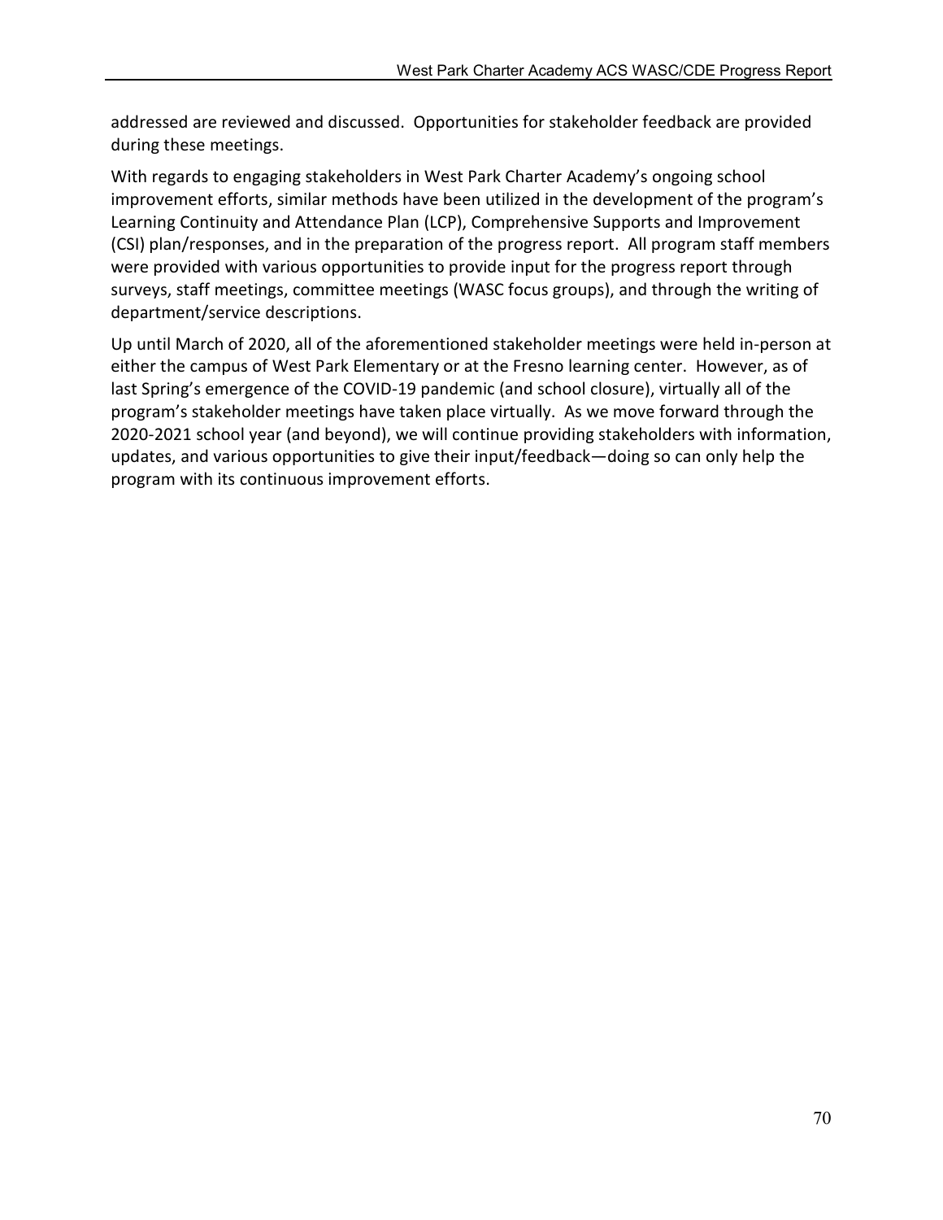addressed are reviewed and discussed. Opportunities for stakeholder feedback are provided during these meetings.

With regards to engaging stakeholders in West Park Charter Academy's ongoing school improvement efforts, similar methods have been utilized in the development of the program's Learning Continuity and Attendance Plan (LCP), Comprehensive Supports and Improvement (CSI) plan/responses, and in the preparation of the progress report. All program staff members were provided with various opportunities to provide input for the progress report through surveys, staff meetings, committee meetings (WASC focus groups), and through the writing of department/service descriptions.

Up until March of 2020, all of the aforementioned stakeholder meetings were held in-person at either the campus of West Park Elementary or at the Fresno learning center. However, as of last Spring's emergence of the COVID-19 pandemic (and school closure), virtually all of the program's stakeholder meetings have taken place virtually. As we move forward through the 2020-2021 school year (and beyond), we will continue providing stakeholders with information, updates, and various opportunities to give their input/feedback—doing so can only help the program with its continuous improvement efforts.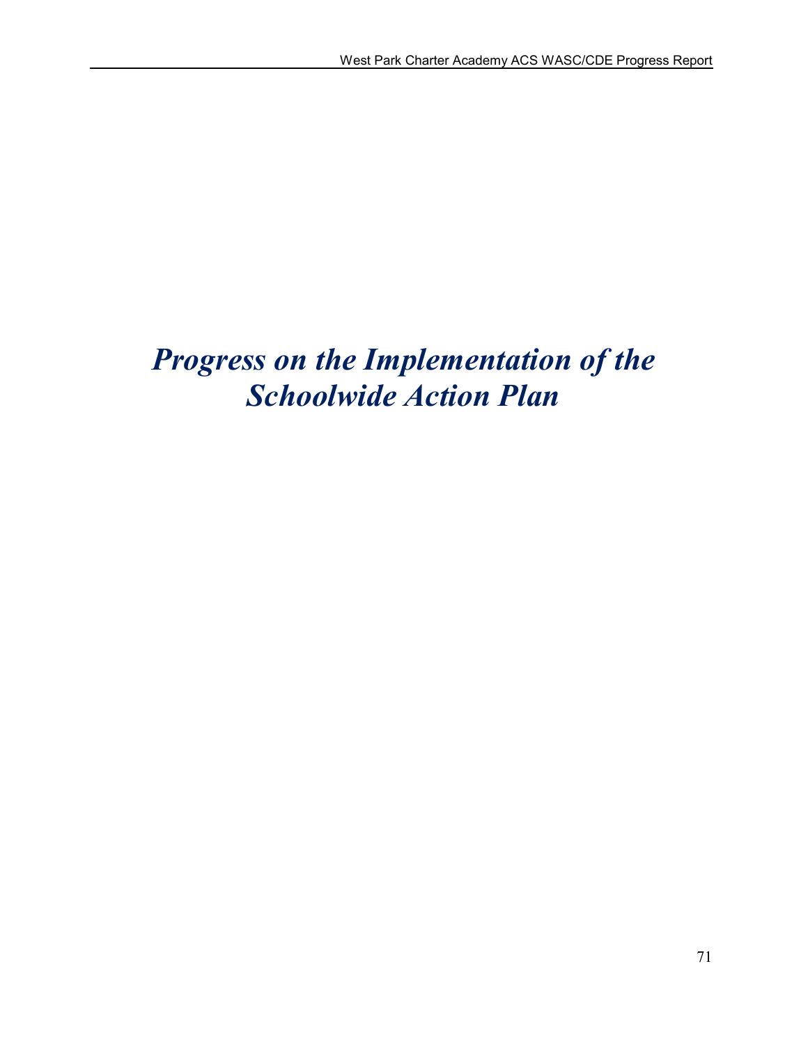# *Progress on the Implementation of the Schoolwide Action Plan*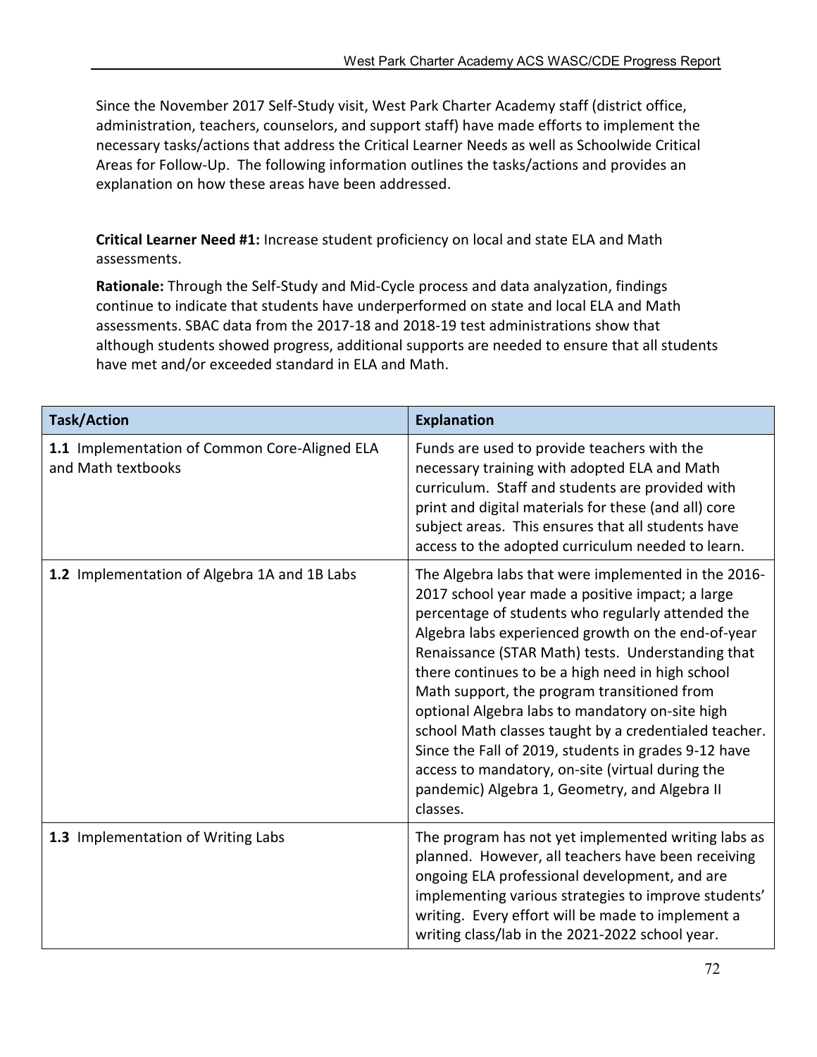Since the November 2017 Self-Study visit, West Park Charter Academy staff (district office, administration, teachers, counselors, and support staff) have made efforts to implement the necessary tasks/actions that address the Critical Learner Needs as well as Schoolwide Critical Areas for Follow-Up. The following information outlines the tasks/actions and provides an explanation on how these areas have been addressed.

**Critical Learner Need #1:** Increase student proficiency on local and state ELA and Math assessments.

**Rationale:** Through the Self-Study and Mid-Cycle process and data analyzation, findings continue to indicate that students have underperformed on state and local ELA and Math assessments. SBAC data from the 2017-18 and 2018-19 test administrations show that although students showed progress, additional supports are needed to ensure that all students have met and/or exceeded standard in ELA and Math.

| Task/Action | Explanation |
| --- | --- |
| **1.1** Implementation of Common Core-Aligned ELA and Math textbooks | Funds are used to provide teachers with the necessary training with adopted ELA and Math curriculum. Staff and students are provided with print and digital materials for these (and all) core subject areas. This ensures that all students have access to the adopted curriculum needed to learn. |
| **1.2** Implementation of Algebra 1A and 1B Labs | The Algebra labs that were implemented in the 2016-2017 school year made a positive impact; a large percentage of students who regularly attended the Algebra labs experienced growth on the end-of-year Renaissance (STAR Math) tests. Understanding that there continues to be a high need in high school Math support, the program transitioned from optional Algebra labs to mandatory on-site high school Math classes taught by a credentialed teacher. Since the Fall of 2019, students in grades 9-12 have access to mandatory, on-site (virtual during the pandemic) Algebra 1, Geometry, and Algebra II classes. |
| **1.3** Implementation of Writing Labs | The program has not yet implemented writing labs as planned. However, all teachers have been receiving ongoing ELA professional development, and are implementing various strategies to improve students' writing. Every effort will be made to implement a writing class/lab in the 2021-2022 school year. |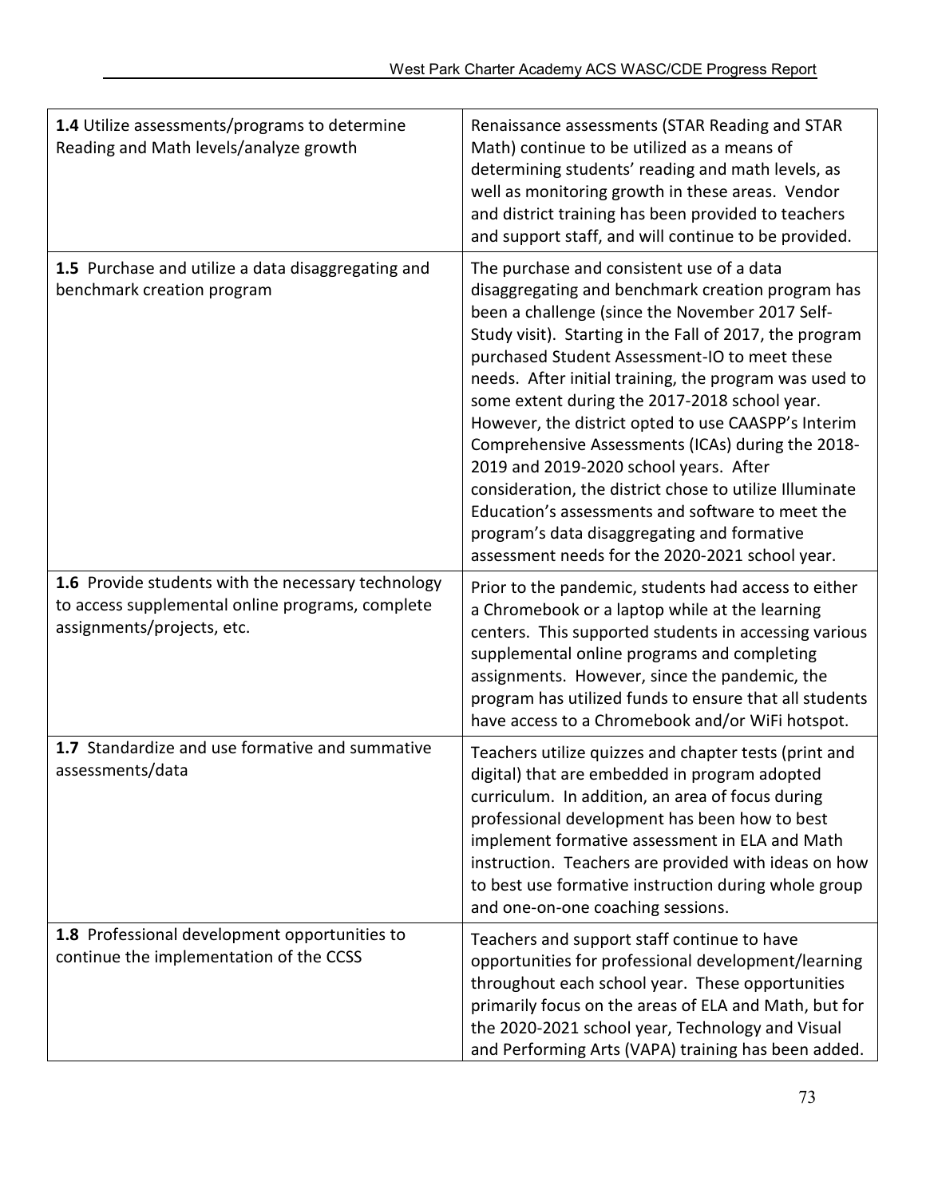| | |
|---|---|
| **1.4** Utilize assessments/programs to determine Reading and Math levels/analyze growth | Renaissance assessments (STAR Reading and STAR Math) continue to be utilized as a means of determining students' reading and math levels, as well as monitoring growth in these areas. Vendor and district training has been provided to teachers and support staff, and will continue to be provided. |
| **1.5** Purchase and utilize a data disaggregating and benchmark creation program | The purchase and consistent use of a data disaggregating and benchmark creation program has been a challenge (since the November 2017 Self-Study visit). Starting in the Fall of 2017, the program purchased Student Assessment-IO to meet these needs. After initial training, the program was used to some extent during the 2017-2018 school year. However, the district opted to use CAASPP's Interim Comprehensive Assessments (ICAs) during the 2018-2019 and 2019-2020 school years. After consideration, the district chose to utilize Illuminate Education's assessments and software to meet the program's data disaggregating and formative assessment needs for the 2020-2021 school year. |
| **1.6** Provide students with the necessary technology to access supplemental online programs, complete assignments/projects, etc. | Prior to the pandemic, students had access to either a Chromebook or a laptop while at the learning centers. This supported students in accessing various supplemental online programs and completing assignments. However, since the pandemic, the program has utilized funds to ensure that all students have access to a Chromebook and/or WiFi hotspot. |
| **1.7** Standardize and use formative and summative assessments/data | Teachers utilize quizzes and chapter tests (print and digital) that are embedded in program adopted curriculum. In addition, an area of focus during professional development has been how to best implement formative assessment in ELA and Math instruction. Teachers are provided with ideas on how to best use formative instruction during whole group and one-on-one coaching sessions. |
| **1.8** Professional development opportunities to continue the implementation of the CCSS | Teachers and support staff continue to have opportunities for professional development/learning throughout each school year. These opportunities primarily focus on the areas of ELA and Math, but for the 2020-2021 school year, Technology and Visual and Performing Arts (VAPA) training has been added. |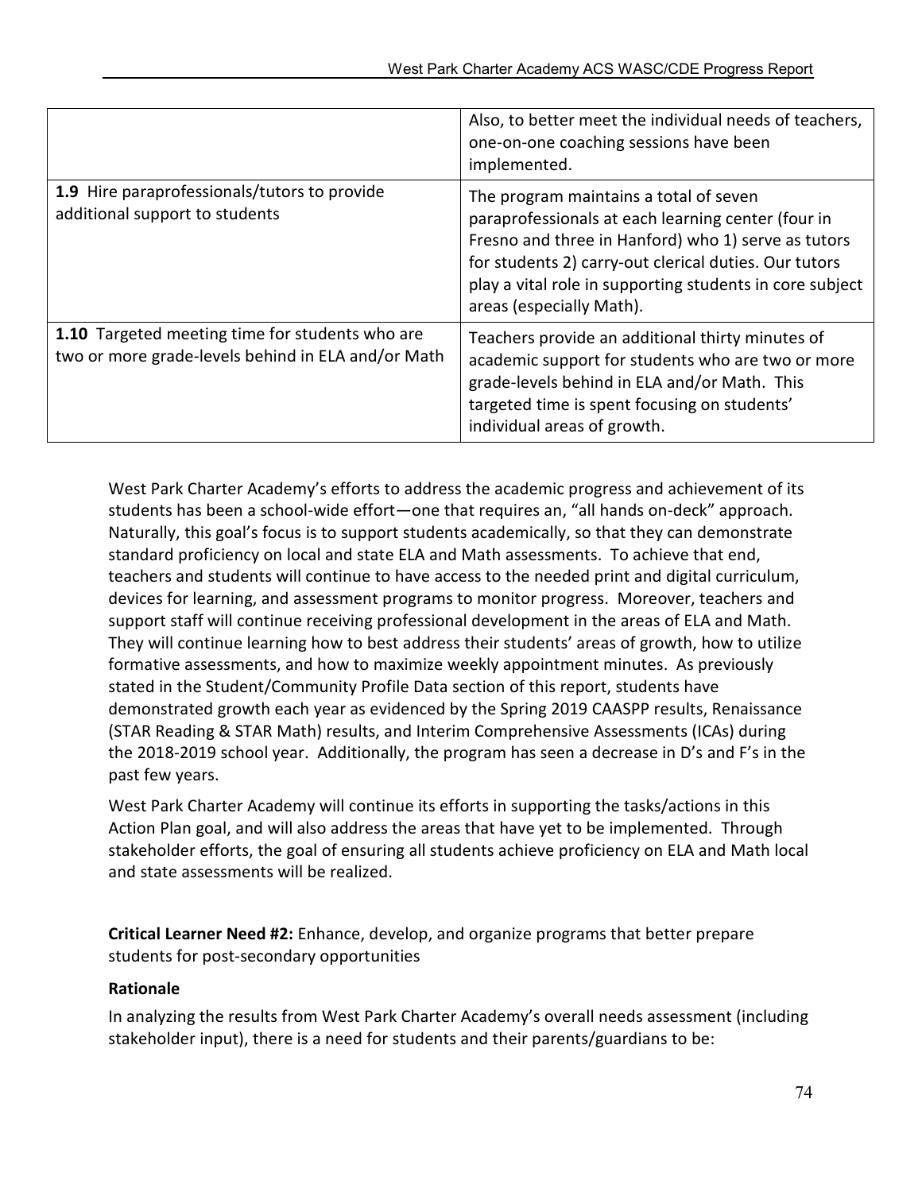| | |
|---|---|
| | Also, to better meet the individual needs of teachers, one-on-one coaching sessions have been implemented. |
| **1.9** Hire paraprofessionals/tutors to provide additional support to students | The program maintains a total of seven paraprofessionals at each learning center (four in Fresno and three in Hanford) who 1) serve as tutors for students 2) carry-out clerical duties. Our tutors play a vital role in supporting students in core subject areas (especially Math). |
| **1.10** Targeted meeting time for students who are two or more grade-levels behind in ELA and/or Math | Teachers provide an additional thirty minutes of academic support for students who are two or more grade-levels behind in ELA and/or Math. This targeted time is spent focusing on students' individual areas of growth. |

West Park Charter Academy's efforts to address the academic progress and achievement of its students has been a school-wide effort—one that requires an, "all hands on-deck" approach. Naturally, this goal's focus is to support students academically, so that they can demonstrate standard proficiency on local and state ELA and Math assessments. To achieve that end, teachers and students will continue to have access to the needed print and digital curriculum, devices for learning, and assessment programs to monitor progress. Moreover, teachers and support staff will continue receiving professional development in the areas of ELA and Math. They will continue learning how to best address their students' areas of growth, how to utilize formative assessments, and how to maximize weekly appointment minutes. As previously stated in the Student/Community Profile Data section of this report, students have demonstrated growth each year as evidenced by the Spring 2019 CAASPP results, Renaissance (STAR Reading & STAR Math) results, and Interim Comprehensive Assessments (ICAs) during the 2018-2019 school year. Additionally, the program has seen a decrease in D's and F's in the past few years.

West Park Charter Academy will continue its efforts in supporting the tasks/actions in this Action Plan goal, and will also address the areas that have yet to be implemented. Through stakeholder efforts, the goal of ensuring all students achieve proficiency on ELA and Math local and state assessments will be realized.

**Critical Learner Need #2:** Enhance, develop, and organize programs that better prepare students for post-secondary opportunities

**Rationale**

In analyzing the results from West Park Charter Academy's overall needs assessment (including stakeholder input), there is a need for students and their parents/guardians to be: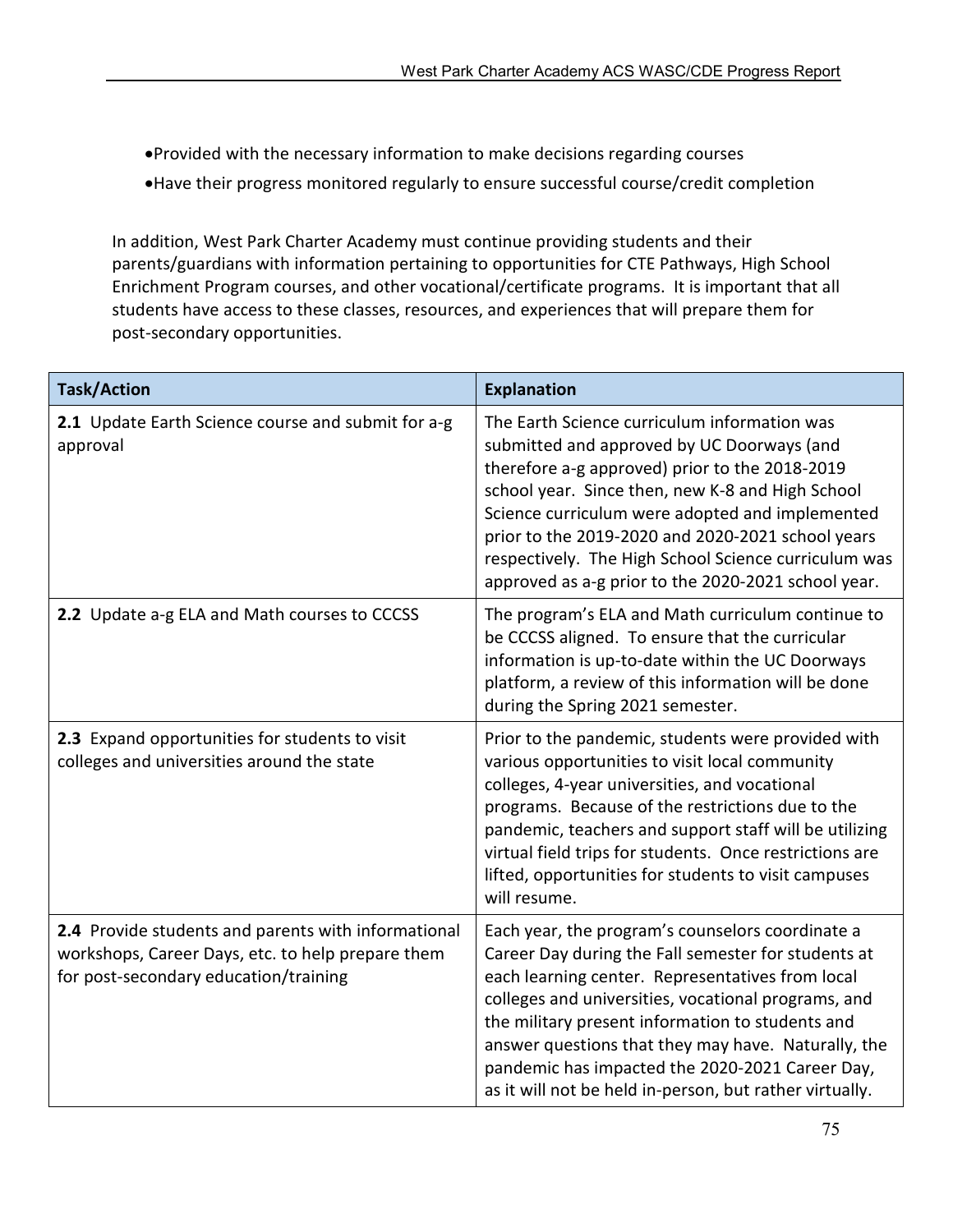- Provided with the necessary information to make decisions regarding courses
- Have their progress monitored regularly to ensure successful course/credit completion

In addition, West Park Charter Academy must continue providing students and their parents/guardians with information pertaining to opportunities for CTE Pathways, High School Enrichment Program courses, and other vocational/certificate programs. It is important that all students have access to these classes, resources, and experiences that will prepare them for post-secondary opportunities.

| Task/Action | Explanation |
|---|---|
| **2.1** Update Earth Science course and submit for a-g approval | The Earth Science curriculum information was submitted and approved by UC Doorways (and therefore a-g approved) prior to the 2018-2019 school year. Since then, new K-8 and High School Science curriculum were adopted and implemented prior to the 2019-2020 and 2020-2021 school years respectively. The High School Science curriculum was approved as a-g prior to the 2020-2021 school year. |
| **2.2** Update a-g ELA and Math courses to CCCSS | The program's ELA and Math curriculum continue to be CCCSS aligned. To ensure that the curricular information is up-to-date within the UC Doorways platform, a review of this information will be done during the Spring 2021 semester. |
| **2.3** Expand opportunities for students to visit colleges and universities around the state | Prior to the pandemic, students were provided with various opportunities to visit local community colleges, 4-year universities, and vocational programs. Because of the restrictions due to the pandemic, teachers and support staff will be utilizing virtual field trips for students. Once restrictions are lifted, opportunities for students to visit campuses will resume. |
| **2.4** Provide students and parents with informational workshops, Career Days, etc. to help prepare them for post-secondary education/training | Each year, the program's counselors coordinate a Career Day during the Fall semester for students at each learning center. Representatives from local colleges and universities, vocational programs, and the military present information to students and answer questions that they may have. Naturally, the pandemic has impacted the 2020-2021 Career Day, as it will not be held in-person, but rather virtually. |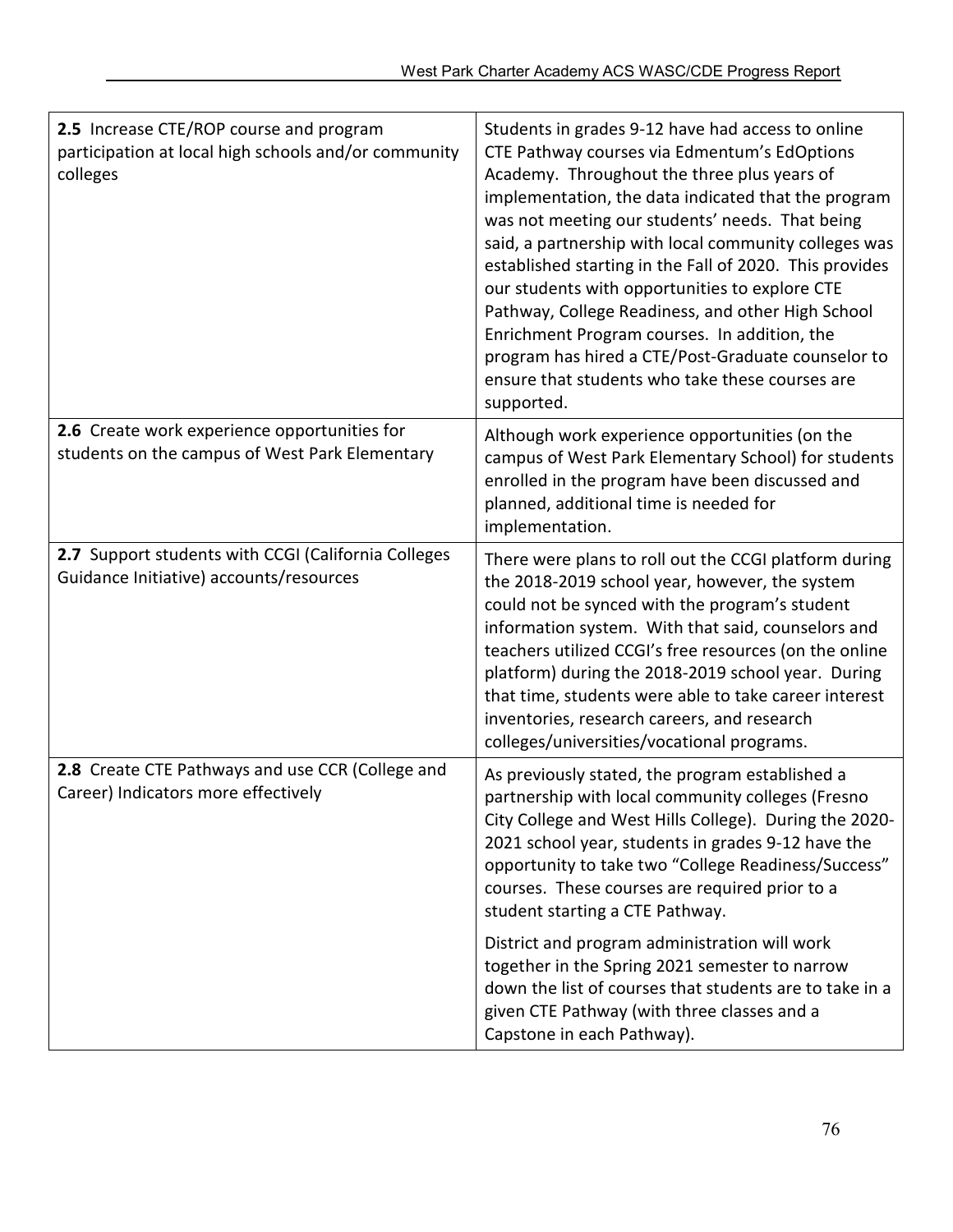| | |
|---|---|
| **2.5** Increase CTE/ROP course and program participation at local high schools and/or community colleges | Students in grades 9-12 have had access to online CTE Pathway courses via Edmentum's EdOptions Academy. Throughout the three plus years of implementation, the data indicated that the program was not meeting our students' needs. That being said, a partnership with local community colleges was established starting in the Fall of 2020. This provides our students with opportunities to explore CTE Pathway, College Readiness, and other High School Enrichment Program courses. In addition, the program has hired a CTE/Post-Graduate counselor to ensure that students who take these courses are supported. |
| **2.6** Create work experience opportunities for students on the campus of West Park Elementary | Although work experience opportunities (on the campus of West Park Elementary School) for students enrolled in the program have been discussed and planned, additional time is needed for implementation. |
| **2.7** Support students with CCGI (California Colleges Guidance Initiative) accounts/resources | There were plans to roll out the CCGI platform during the 2018-2019 school year, however, the system could not be synced with the program's student information system. With that said, counselors and teachers utilized CCGI's free resources (on the online platform) during the 2018-2019 school year. During that time, students were able to take career interest inventories, research careers, and research colleges/universities/vocational programs. |
| **2.8** Create CTE Pathways and use CCR (College and Career) Indicators more effectively | As previously stated, the program established a partnership with local community colleges (Fresno City College and West Hills College). During the 2020-2021 school year, students in grades 9-12 have the opportunity to take two "College Readiness/Success" courses. These courses are required prior to a student starting a CTE Pathway.<br><br>District and program administration will work together in the Spring 2021 semester to narrow down the list of courses that students are to take in a given CTE Pathway (with three classes and a Capstone in each Pathway). |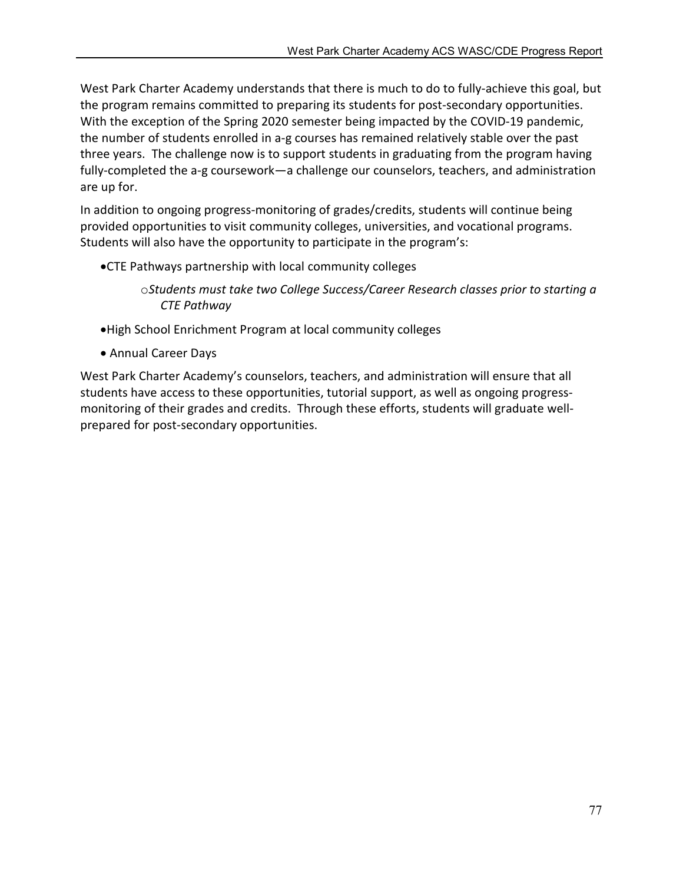West Park Charter Academy understands that there is much to do to fully-achieve this goal, but the program remains committed to preparing its students for post-secondary opportunities. With the exception of the Spring 2020 semester being impacted by the COVID-19 pandemic, the number of students enrolled in a-g courses has remained relatively stable over the past three years. The challenge now is to support students in graduating from the program having fully-completed the a-g coursework—a challenge our counselors, teachers, and administration are up for.

In addition to ongoing progress-monitoring of grades/credits, students will continue being provided opportunities to visit community colleges, universities, and vocational programs. Students will also have the opportunity to participate in the program's:

- CTE Pathways partnership with local community colleges
  - *Students must take two College Success/Career Research classes prior to starting a CTE Pathway*
- High School Enrichment Program at local community colleges
- Annual Career Days

West Park Charter Academy's counselors, teachers, and administration will ensure that all students have access to these opportunities, tutorial support, as well as ongoing progress-monitoring of their grades and credits. Through these efforts, students will graduate well-prepared for post-secondary opportunities.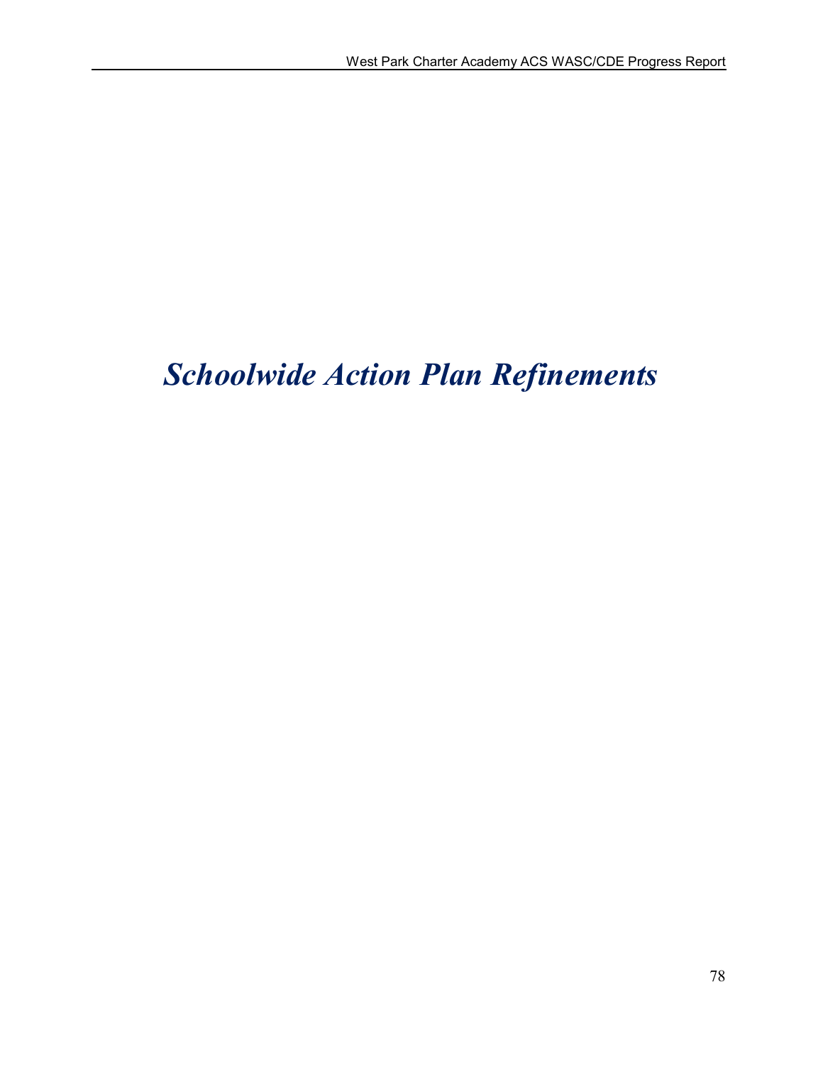# *Schoolwide Action Plan Refinements*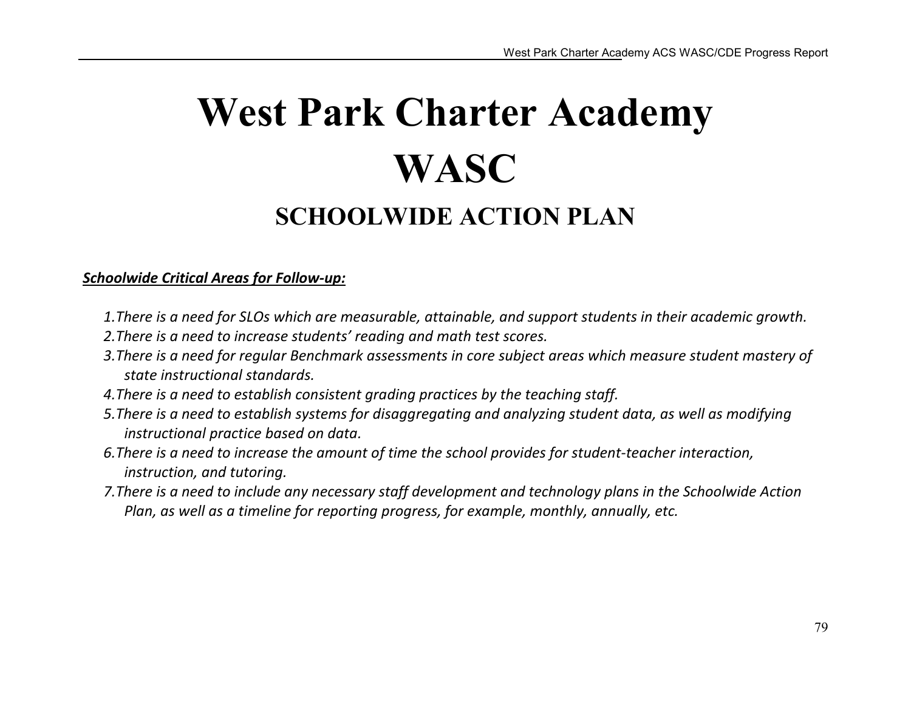# West Park Charter Academy

# WASC

## SCHOOLWIDE ACTION PLAN

***Schoolwide Critical Areas for Follow-up:***

1. *There is a need for SLOs which are measurable, attainable, and support students in their academic growth.*
2. *There is a need to increase students' reading and math test scores.*
3. *There is a need for regular Benchmark assessments in core subject areas which measure student mastery of state instructional standards.*
4. *There is a need to establish consistent grading practices by the teaching staff.*
5. *There is a need to establish systems for disaggregating and analyzing student data, as well as modifying instructional practice based on data.*
6. *There is a need to increase the amount of time the school provides for student-teacher interaction, instruction, and tutoring.*
7. *There is a need to include any necessary staff development and technology plans in the Schoolwide Action Plan, as well as a timeline for reporting progress, for example, monthly, annually, etc.*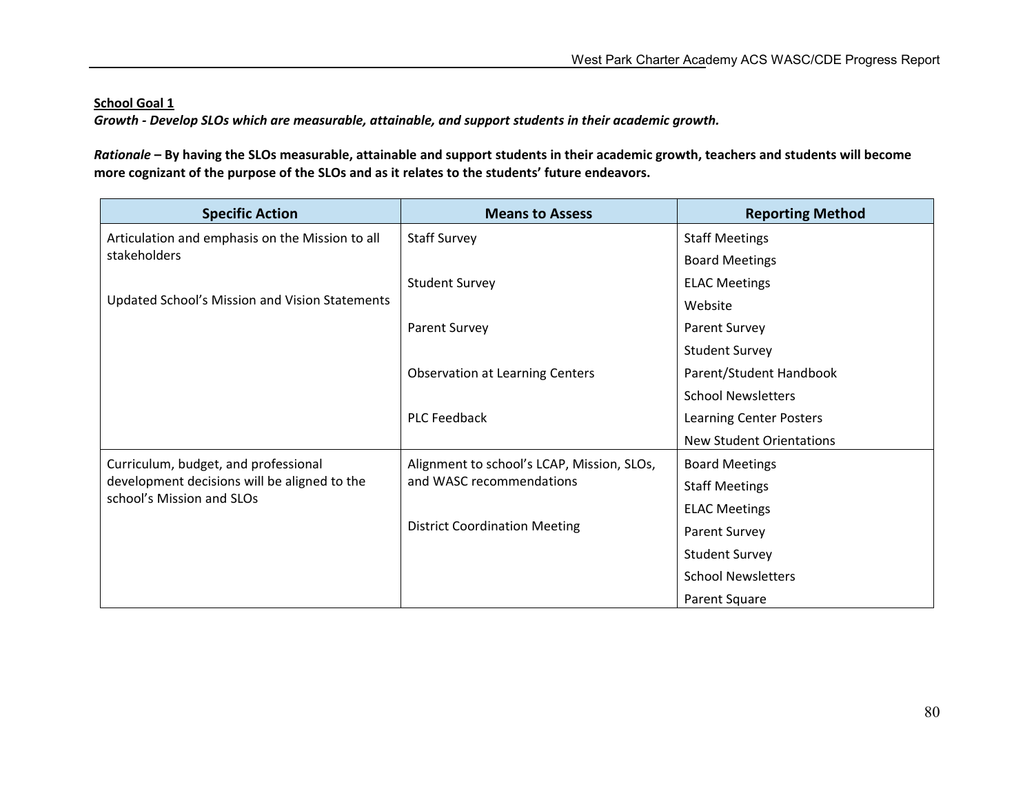**School Goal 1**

***Growth - Develop SLOs which are measurable, attainable, and support students in their academic growth.***

***Rationale* – By having the SLOs measurable, attainable and support students in their academic growth, teachers and students will become more cognizant of the purpose of the SLOs and as it relates to the students' future endeavors.**

| Specific Action | Means to Assess | Reporting Method |
|---|---|---|
| Articulation and emphasis on the Mission to all stakeholders<br><br>Updated School's Mission and Vision Statements | Staff Survey<br><br>Student Survey<br><br>Parent Survey<br><br>Observation at Learning Centers<br><br>PLC Feedback | Staff Meetings<br>Board Meetings<br>ELAC Meetings<br>Website<br>Parent Survey<br>Student Survey<br>Parent/Student Handbook<br>School Newsletters<br>Learning Center Posters<br>New Student Orientations |
| Curriculum, budget, and professional development decisions will be aligned to the school's Mission and SLOs | Alignment to school's LCAP, Mission, SLOs, and WASC recommendations<br><br>District Coordination Meeting | Board Meetings<br>Staff Meetings<br>ELAC Meetings<br>Parent Survey<br>Student Survey<br>School Newsletters<br>Parent Square |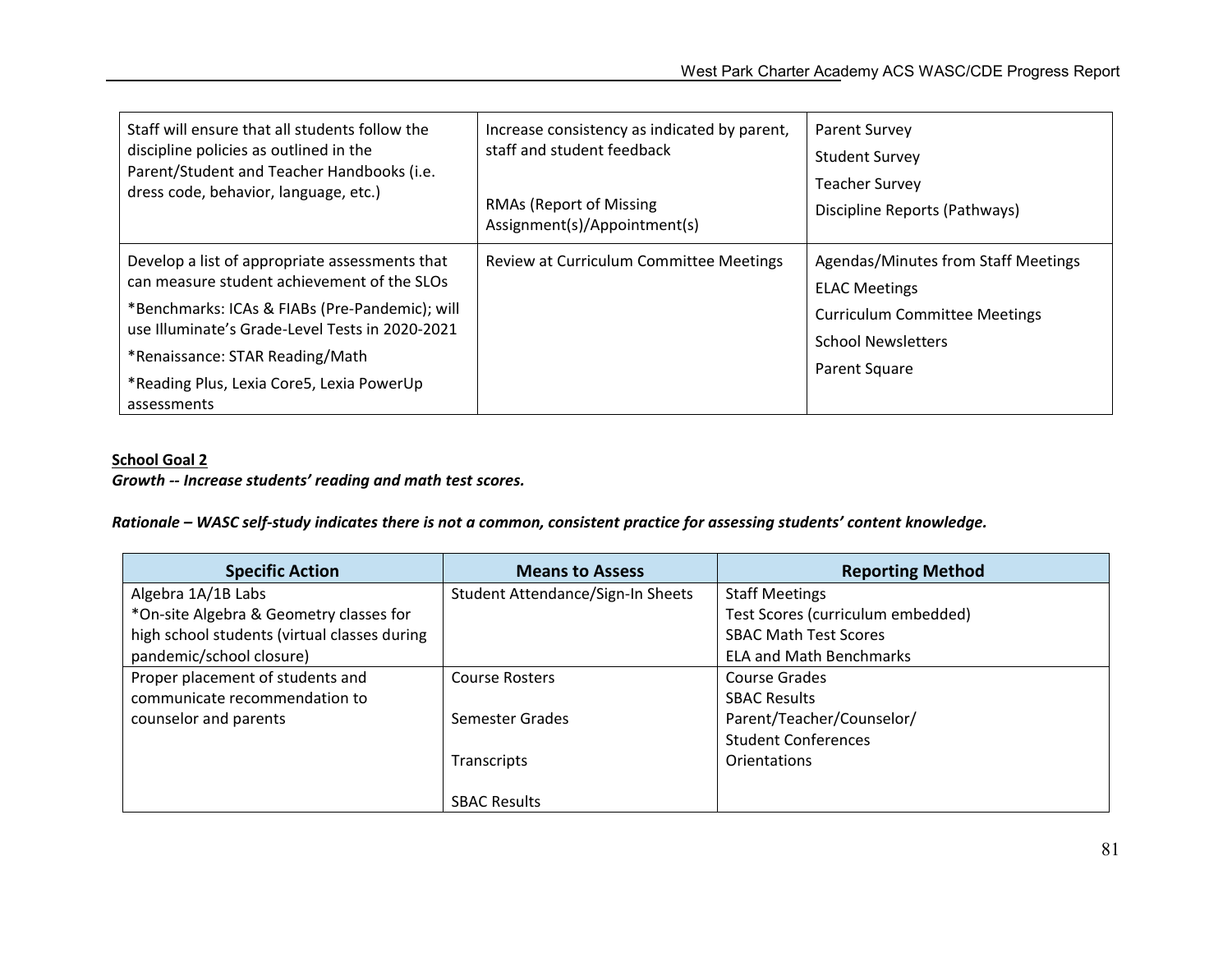| | | |
|---|---|---|
| Staff will ensure that all students follow the discipline policies as outlined in the Parent/Student and Teacher Handbooks (i.e. dress code, behavior, language, etc.) | Increase consistency as indicated by parent, staff and student feedback<br><br>RMAs (Report of Missing Assignment(s)/Appointment(s) | Parent Survey<br>Student Survey<br>Teacher Survey<br>Discipline Reports (Pathways) |
| Develop a list of appropriate assessments that can measure student achievement of the SLOs<br>*Benchmarks: ICAs & FIABs (Pre-Pandemic); will use Illuminate's Grade-Level Tests in 2020-2021<br>*Renaissance: STAR Reading/Math<br>*Reading Plus, Lexia Core5, Lexia PowerUp assessments | Review at Curriculum Committee Meetings | Agendas/Minutes from Staff Meetings<br>ELAC Meetings<br>Curriculum Committee Meetings<br>School Newsletters<br>Parent Square |

**School Goal 2**

***Growth -- Increase students' reading and math test scores.***

***Rationale – WASC self-study indicates there is not a common, consistent practice for assessing students' content knowledge.***

| Specific Action | Means to Assess | Reporting Method |
|---|---|---|
| Algebra 1A/1B Labs<br>*On-site Algebra & Geometry classes for high school students (virtual classes during pandemic/school closure) | Student Attendance/Sign-In Sheets | Staff Meetings<br>Test Scores (curriculum embedded)<br>SBAC Math Test Scores<br>ELA and Math Benchmarks |
| Proper placement of students and communicate recommendation to counselor and parents | Course Rosters<br><br>Semester Grades<br><br>Transcripts<br><br>SBAC Results | Course Grades<br>SBAC Results<br>Parent/Teacher/Counselor/<br>Student Conferences<br>Orientations |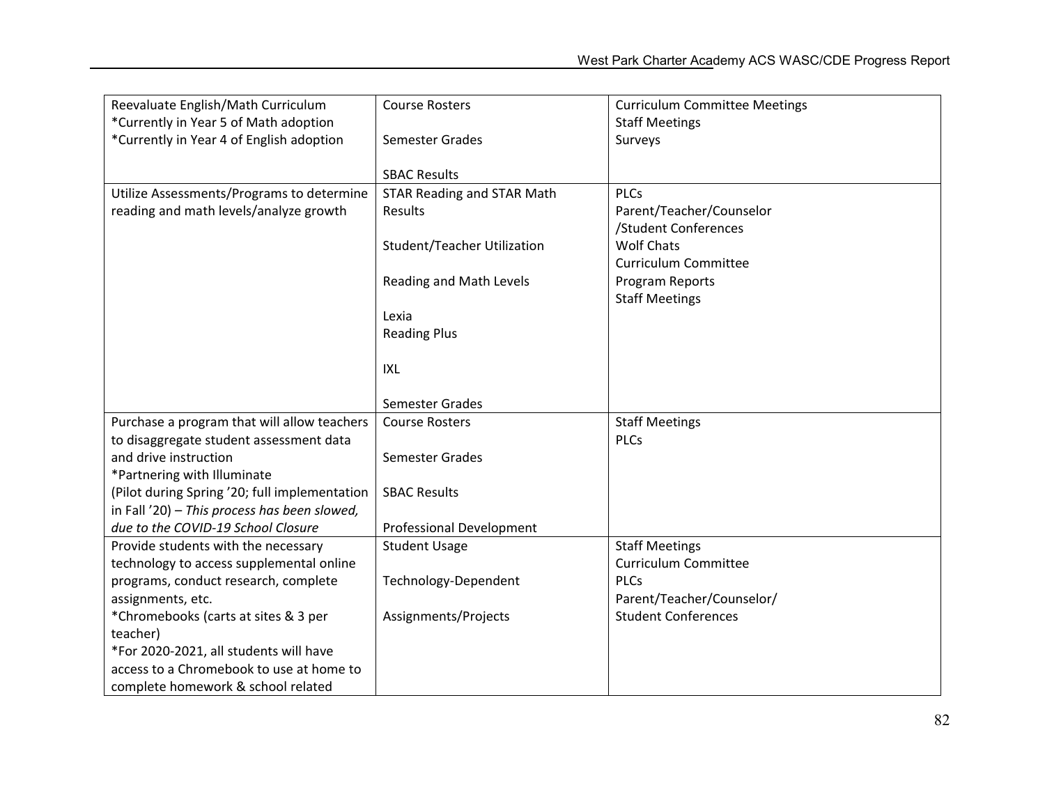| | | |
|---|---|---|
| Reevaluate English/Math Curriculum<br>*Currently in Year 5 of Math adoption<br>*Currently in Year 4 of English adoption | Course Rosters<br><br>Semester Grades<br><br>SBAC Results | Curriculum Committee Meetings<br>Staff Meetings<br>Surveys |
| Utilize Assessments/Programs to determine reading and math levels/analyze growth | STAR Reading and STAR Math Results<br><br>Student/Teacher Utilization<br><br>Reading and Math Levels<br><br>Lexia<br>Reading Plus<br><br>IXL<br><br>Semester Grades | PLCs<br>Parent/Teacher/Counselor /Student Conferences<br>Wolf Chats<br>Curriculum Committee<br>Program Reports<br>Staff Meetings |
| Purchase a program that will allow teachers to disaggregate student assessment data and drive instruction<br>*Partnering with Illuminate<br>(Pilot during Spring '20; full implementation in Fall '20) – *This process has been slowed, due to the COVID-19 School Closure* | Course Rosters<br><br>Semester Grades<br><br>SBAC Results<br><br>Professional Development | Staff Meetings<br>PLCs |
| Provide students with the necessary technology to access supplemental online programs, conduct research, complete assignments, etc.<br>*Chromebooks (carts at sites & 3 per teacher)<br>*For 2020-2021, all students will have access to a Chromebook to use at home to complete homework & school related | Student Usage<br><br>Technology-Dependent<br><br>Assignments/Projects | Staff Meetings<br>Curriculum Committee<br>PLCs<br>Parent/Teacher/Counselor/<br>Student Conferences |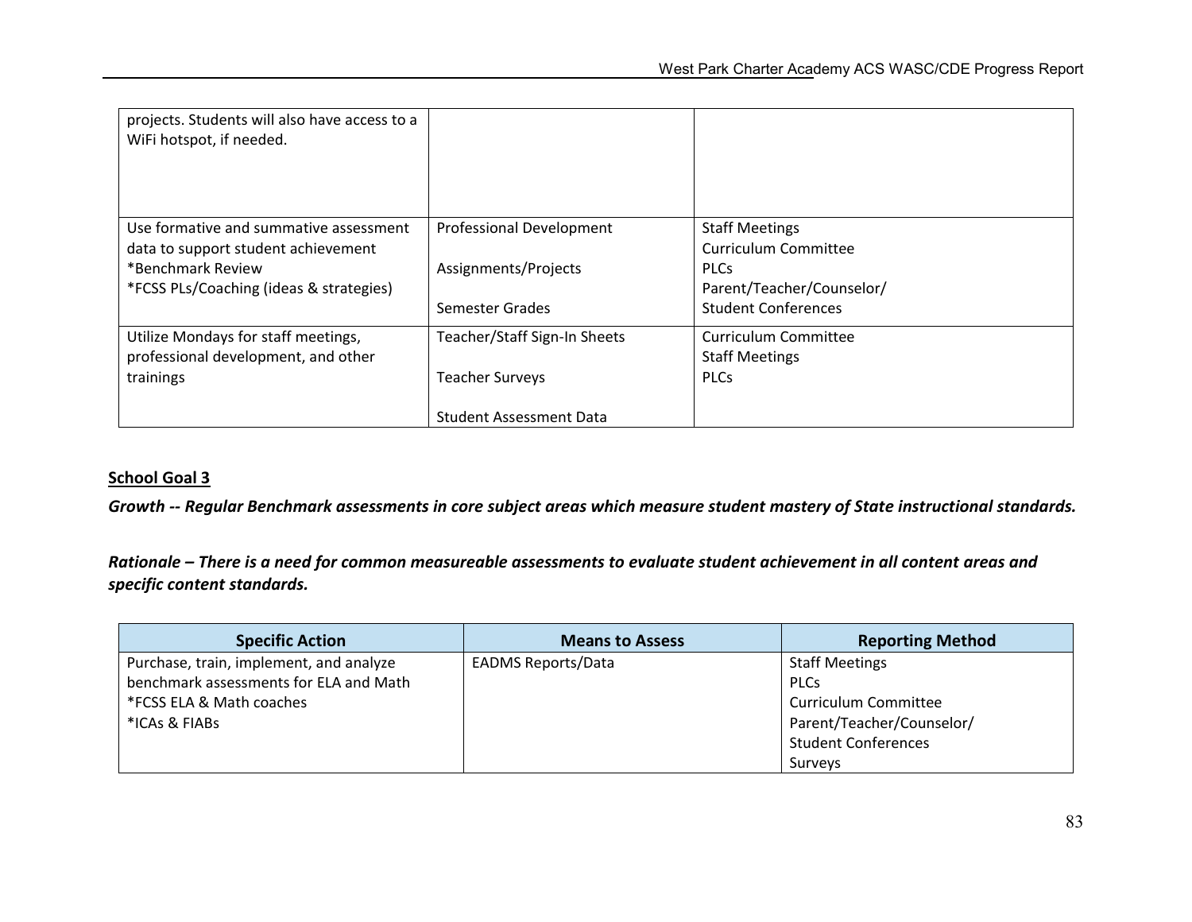| | | |
|---|---|---|
| projects. Students will also have access to a WiFi hotspot, if needed. | | |
| Use formative and summative assessment data to support student achievement<br>*Benchmark Review<br>*FCSS PLs/Coaching (ideas & strategies) | Professional Development<br><br>Assignments/Projects<br><br>Semester Grades | Staff Meetings<br>Curriculum Committee<br>PLCs<br>Parent/Teacher/Counselor/<br>Student Conferences |
| Utilize Mondays for staff meetings, professional development, and other trainings | Teacher/Staff Sign-In Sheets<br><br>Teacher Surveys<br><br>Student Assessment Data | Curriculum Committee<br>Staff Meetings<br>PLCs |

**School Goal 3**

***Growth -- Regular Benchmark assessments in core subject areas which measure student mastery of State instructional standards.***

***Rationale – There is a need for common measureable assessments to evaluate student achievement in all content areas and specific content standards.***

| Specific Action | Means to Assess | Reporting Method |
|---|---|---|
| Purchase, train, implement, and analyze benchmark assessments for ELA and Math<br>*FCSS ELA & Math coaches<br>*ICAs & FIABs | EADMS Reports/Data | Staff Meetings<br>PLCs<br>Curriculum Committee<br>Parent/Teacher/Counselor/<br>Student Conferences<br>Surveys |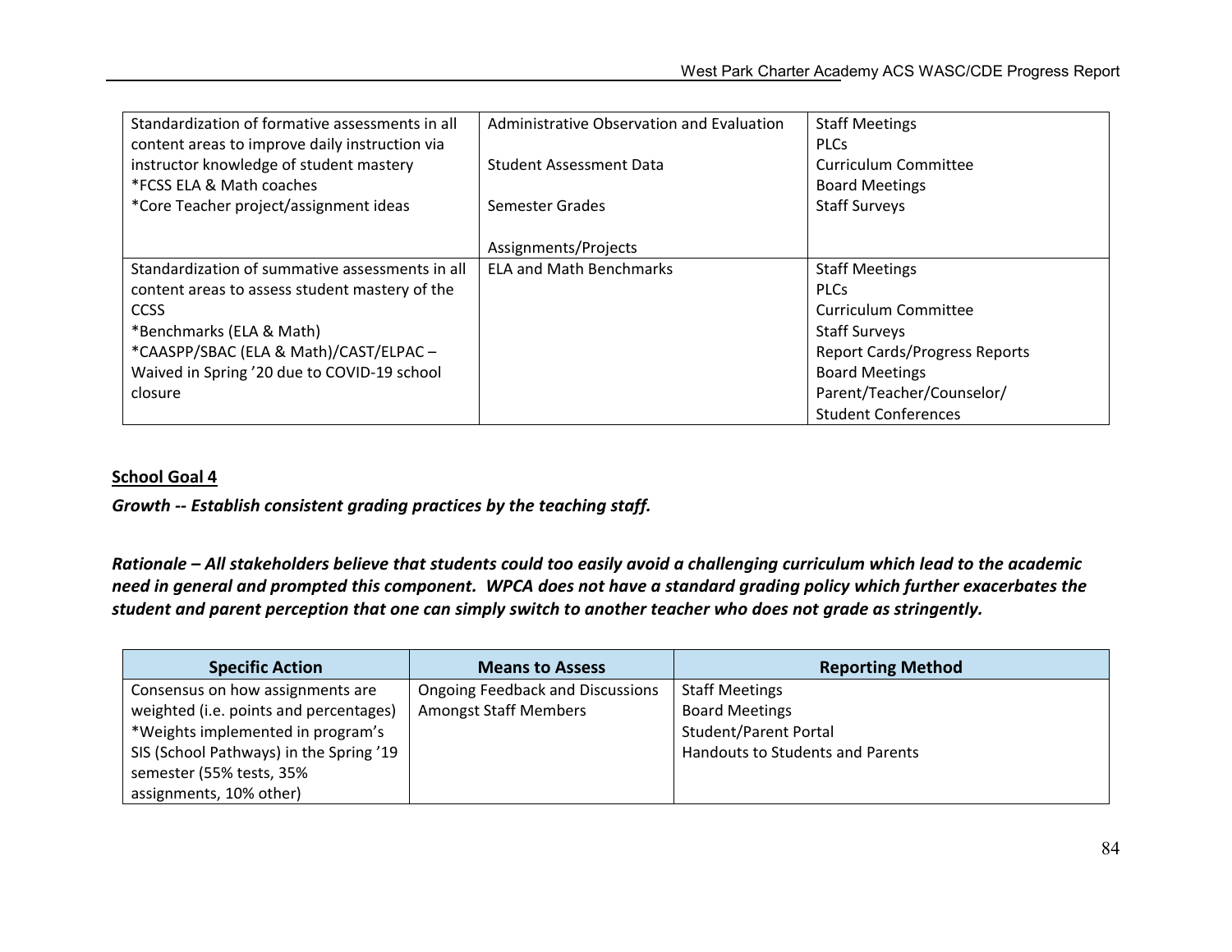| | | |
|---|---|---|
| Standardization of formative assessments in all content areas to improve daily instruction via instructor knowledge of student mastery<br>*FCSS ELA & Math coaches<br>*Core Teacher project/assignment ideas | Administrative Observation and Evaluation<br><br>Student Assessment Data<br><br>Semester Grades<br><br>Assignments/Projects | Staff Meetings<br>PLCs<br>Curriculum Committee<br>Board Meetings<br>Staff Surveys |
| Standardization of summative assessments in all content areas to assess student mastery of the CCSS<br>*Benchmarks (ELA & Math)<br>*CAASPP/SBAC (ELA & Math)/CAST/ELPAC – Waived in Spring '20 due to COVID-19 school closure | ELA and Math Benchmarks | Staff Meetings<br>PLCs<br>Curriculum Committee<br>Staff Surveys<br>Report Cards/Progress Reports<br>Board Meetings<br>Parent/Teacher/Counselor/<br>Student Conferences |

**School Goal 4**

***Growth -- Establish consistent grading practices by the teaching staff.***

***Rationale – All stakeholders believe that students could too easily avoid a challenging curriculum which lead to the academic need in general and prompted this component. WPCA does not have a standard grading policy which further exacerbates the student and parent perception that one can simply switch to another teacher who does not grade as stringently.***

| Specific Action | Means to Assess | Reporting Method |
|---|---|---|
| Consensus on how assignments are weighted (i.e. points and percentages)<br>*Weights implemented in program's SIS (School Pathways) in the Spring '19 semester (55% tests, 35% assignments, 10% other) | Ongoing Feedback and Discussions Amongst Staff Members | Staff Meetings<br>Board Meetings<br>Student/Parent Portal<br>Handouts to Students and Parents |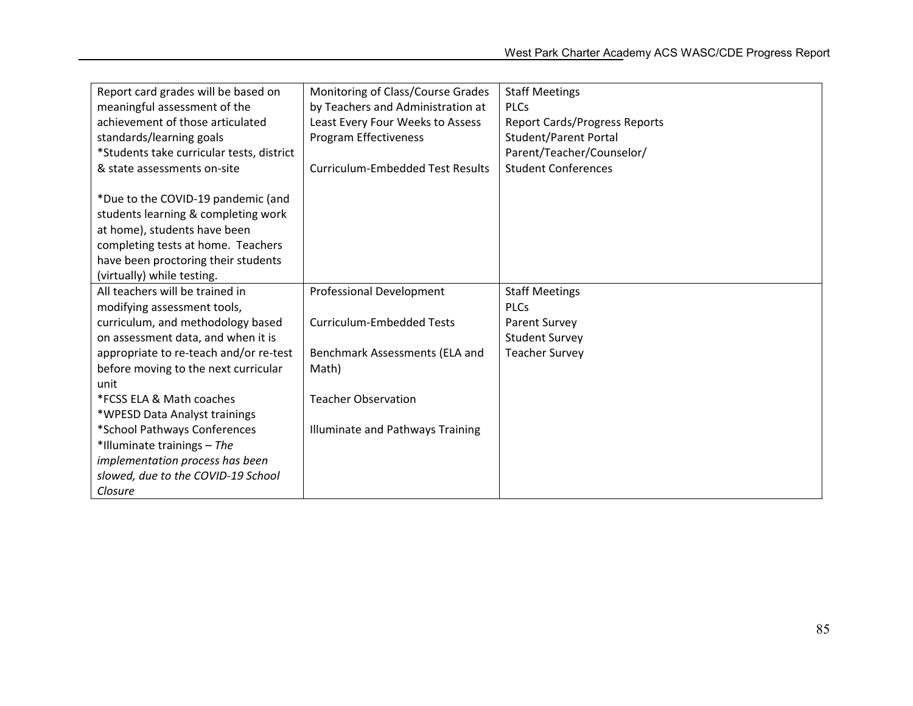| | | |
|---|---|---|
| Report card grades will be based on meaningful assessment of the achievement of those articulated standards/learning goals<br>*Students take curricular tests, district & state assessments on-site<br><br>*Due to the COVID-19 pandemic (and students learning & completing work at home), students have been completing tests at home. Teachers have been proctoring their students (virtually) while testing. | Monitoring of Class/Course Grades by Teachers and Administration at Least Every Four Weeks to Assess Program Effectiveness<br><br>Curriculum-Embedded Test Results | Staff Meetings<br>PLCs<br>Report Cards/Progress Reports<br>Student/Parent Portal<br>Parent/Teacher/Counselor/<br>Student Conferences |
| All teachers will be trained in modifying assessment tools, curriculum, and methodology based on assessment data, and when it is appropriate to re-teach and/or re-test before moving to the next curricular unit<br>*FCSS ELA & Math coaches<br>*WPESD Data Analyst trainings<br>*School Pathways Conferences<br>*Illuminate trainings – *The implementation process has been slowed, due to the COVID-19 School Closure* | Professional Development<br><br>Curriculum-Embedded Tests<br><br>Benchmark Assessments (ELA and Math)<br><br>Teacher Observation<br><br>Illuminate and Pathways Training | Staff Meetings<br>PLCs<br>Parent Survey<br>Student Survey<br>Teacher Survey |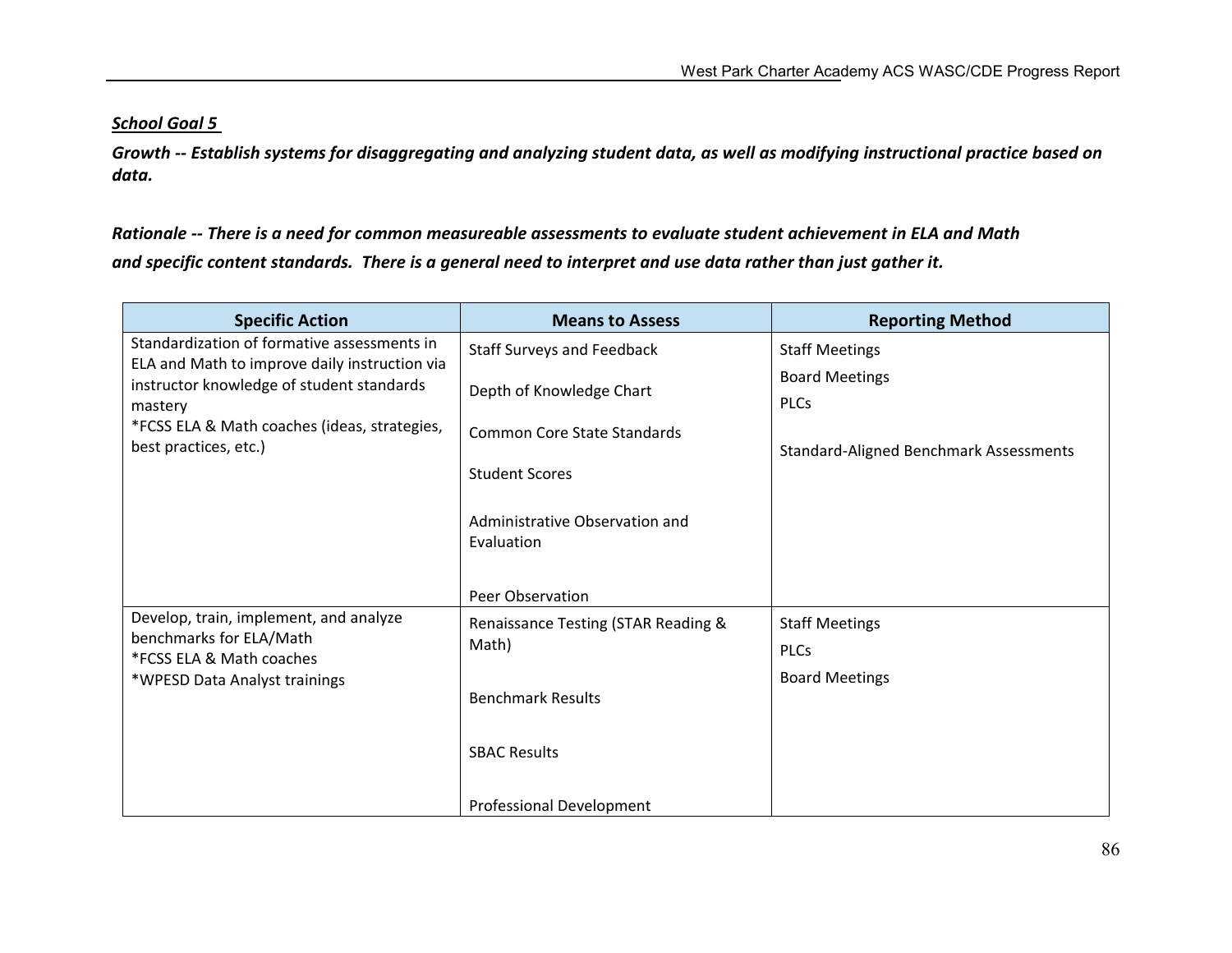***School Goal 5***

***Growth -- Establish systems for disaggregating and analyzing student data, as well as modifying instructional practice based on data.***

***Rationale -- There is a need for common measureable assessments to evaluate student achievement in ELA and Math and specific content standards. There is a general need to interpret and use data rather than just gather it.***

| Specific Action | Means to Assess | Reporting Method |
|---|---|---|
| Standardization of formative assessments in ELA and Math to improve daily instruction via instructor knowledge of student standards mastery<br>*FCSS ELA & Math coaches (ideas, strategies, best practices, etc.) | Staff Surveys and Feedback<br><br>Depth of Knowledge Chart<br><br>Common Core State Standards<br><br>Student Scores<br><br>Administrative Observation and Evaluation<br><br>Peer Observation | Staff Meetings<br>Board Meetings<br>PLCs<br><br>Standard-Aligned Benchmark Assessments |
| Develop, train, implement, and analyze benchmarks for ELA/Math<br>*FCSS ELA & Math coaches<br>*WPESD Data Analyst trainings | Renaissance Testing (STAR Reading & Math)<br><br>Benchmark Results<br><br>SBAC Results<br><br>Professional Development | Staff Meetings<br>PLCs<br>Board Meetings |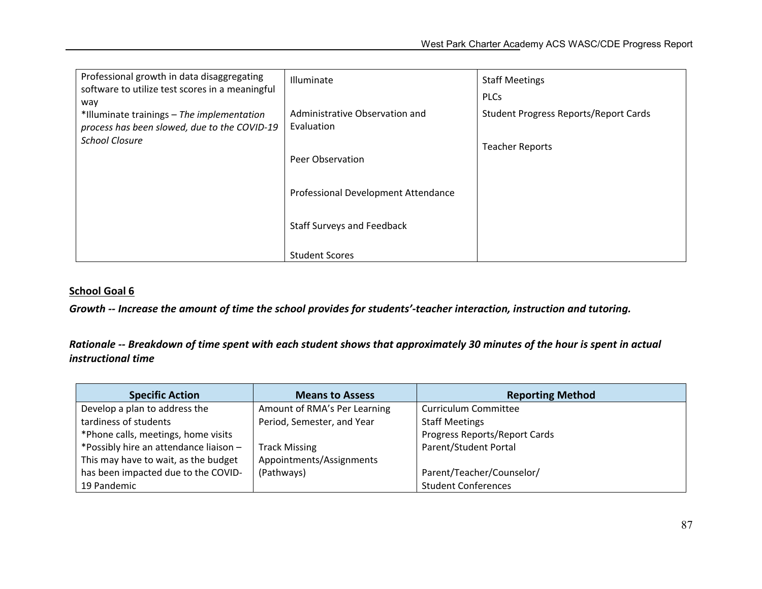| | | |
|---|---|---|
| Professional growth in data disaggregating software to utilize test scores in a meaningful way<br>*Illuminate trainings – *The implementation process has been slowed, due to the COVID-19 School Closure* | Illuminate<br><br>Administrative Observation and Evaluation<br><br>Peer Observation<br><br>Professional Development Attendance<br><br>Staff Surveys and Feedback<br><br>Student Scores | Staff Meetings<br>PLCs<br>Student Progress Reports/Report Cards<br><br>Teacher Reports |

**<u>School Goal 6</u>**

***Growth -- Increase the amount of time the school provides for students'-teacher interaction, instruction and tutoring.***

***Rationale -- Breakdown of time spent with each student shows that approximately 30 minutes of the hour is spent in actual instructional time***

| Specific Action | Means to Assess | Reporting Method |
|---|---|---|
| Develop a plan to address the tardiness of students<br>*Phone calls, meetings, home visits<br>*Possibly hire an attendance liaison – This may have to wait, as the budget has been impacted due to the COVID-19 Pandemic | Amount of RMA's Per Learning Period, Semester, and Year<br><br>Track Missing Appointments/Assignments (Pathways) | Curriculum Committee<br>Staff Meetings<br>Progress Reports/Report Cards<br>Parent/Student Portal<br><br>Parent/Teacher/Counselor/ Student Conferences |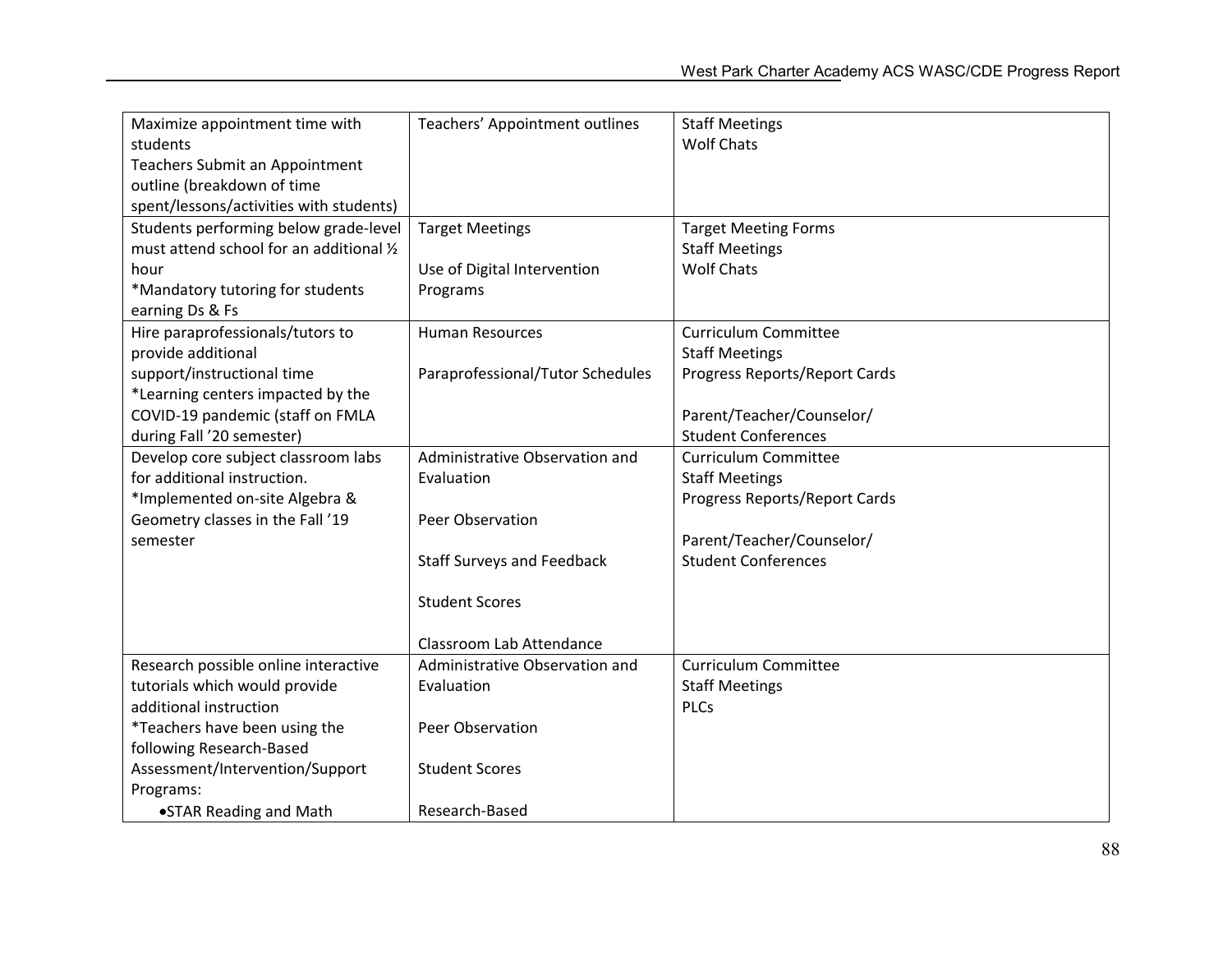| | | |
|---|---|---|
| Maximize appointment time with students<br>Teachers Submit an Appointment outline (breakdown of time spent/lessons/activities with students) | Teachers' Appointment outlines | Staff Meetings<br>Wolf Chats |
| Students performing below grade-level must attend school for an additional ½ hour<br>*Mandatory tutoring for students earning Ds & Fs | Target Meetings<br><br>Use of Digital Intervention Programs | Target Meeting Forms<br>Staff Meetings<br>Wolf Chats |
| Hire paraprofessionals/tutors to provide additional support/instructional time<br>*Learning centers impacted by the COVID-19 pandemic (staff on FMLA during Fall '20 semester) | Human Resources<br><br>Paraprofessional/Tutor Schedules | Curriculum Committee<br>Staff Meetings<br>Progress Reports/Report Cards<br><br>Parent/Teacher/Counselor/ Student Conferences |
| Develop core subject classroom labs for additional instruction.<br>*Implemented on-site Algebra & Geometry classes in the Fall '19 semester | Administrative Observation and Evaluation<br><br>Peer Observation<br><br>Staff Surveys and Feedback<br><br>Student Scores<br><br>Classroom Lab Attendance | Curriculum Committee<br>Staff Meetings<br>Progress Reports/Report Cards<br><br>Parent/Teacher/Counselor/ Student Conferences |
| Research possible online interactive tutorials which would provide additional instruction<br>*Teachers have been using the following Research-Based Assessment/Intervention/Support Programs:<br>• STAR Reading and Math | Administrative Observation and Evaluation<br><br>Peer Observation<br><br>Student Scores<br><br>Research-Based | Curriculum Committee<br>Staff Meetings<br>PLCs |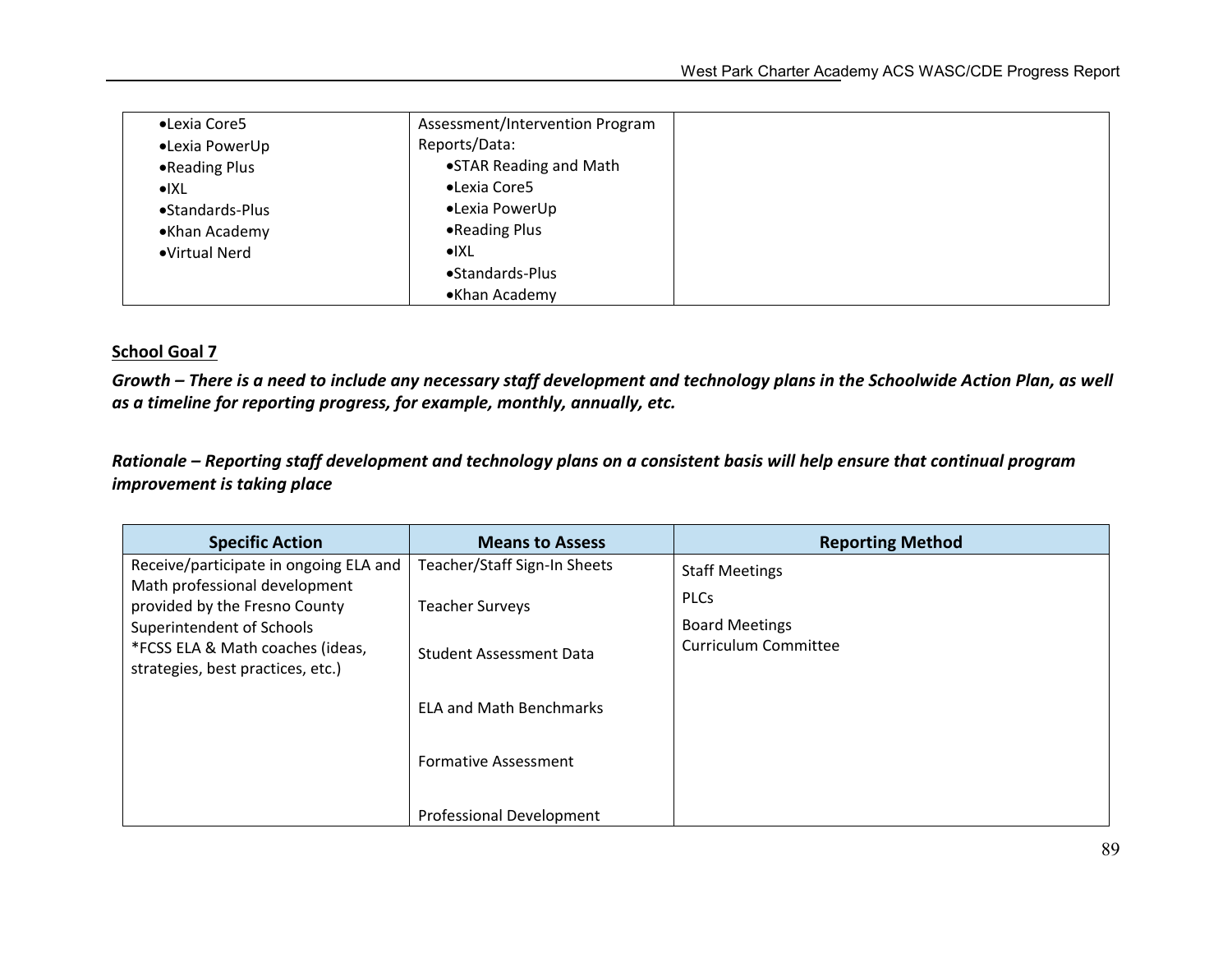| | | |
|---|---|---|
| •Lexia Core5<br>•Lexia PowerUp<br>•Reading Plus<br>•IXL<br>•Standards-Plus<br>•Khan Academy<br>•Virtual Nerd | Assessment/Intervention Program Reports/Data:<br>•STAR Reading and Math<br>•Lexia Core5<br>•Lexia PowerUp<br>•Reading Plus<br>•IXL<br>•Standards-Plus<br>•Khan Academy | |

**School Goal 7**

***Growth – There is a need to include any necessary staff development and technology plans in the Schoolwide Action Plan, as well as a timeline for reporting progress, for example, monthly, annually, etc.***

***Rationale – Reporting staff development and technology plans on a consistent basis will help ensure that continual program improvement is taking place***

| Specific Action | Means to Assess | Reporting Method |
|---|---|---|
| Receive/participate in ongoing ELA and Math professional development provided by the Fresno County Superintendent of Schools<br>*FCSS ELA & Math coaches (ideas, strategies, best practices, etc.) | Teacher/Staff Sign-In Sheets<br><br>Teacher Surveys<br><br>Student Assessment Data<br><br>ELA and Math Benchmarks<br><br>Formative Assessment<br><br>Professional Development | Staff Meetings<br><br>PLCs<br><br>Board Meetings<br>Curriculum Committee |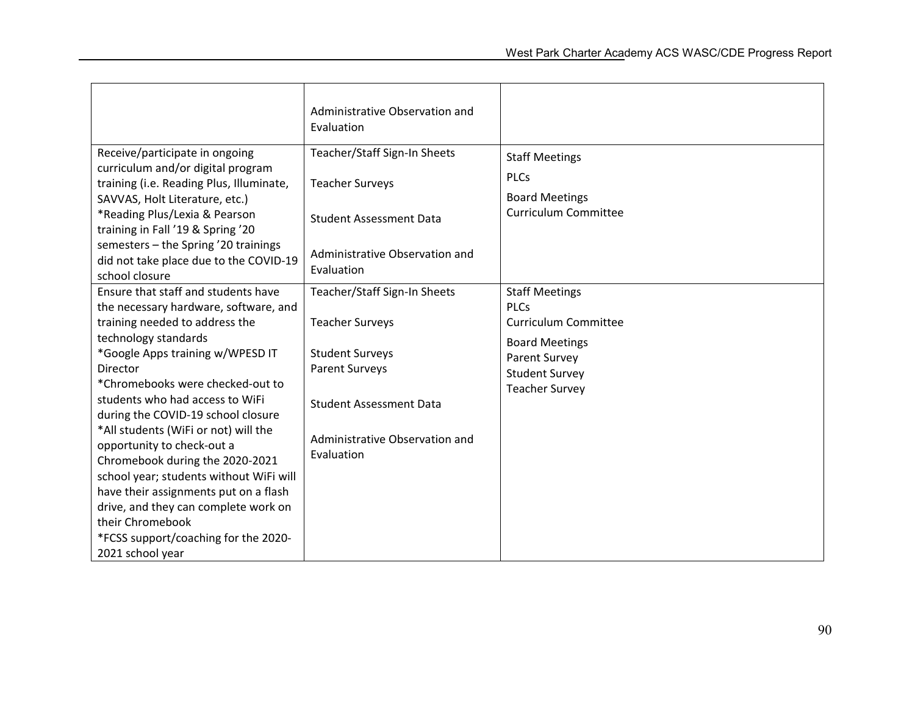| | | |
|---|---|---|
| | Administrative Observation and Evaluation | |
| Receive/participate in ongoing curriculum and/or digital program training (i.e. Reading Plus, Illuminate, SAVVAS, Holt Literature, etc.)<br>*Reading Plus/Lexia & Pearson training in Fall '19 & Spring '20 semesters – the Spring '20 trainings did not take place due to the COVID-19 school closure | Teacher/Staff Sign-In Sheets<br><br>Teacher Surveys<br><br>Student Assessment Data<br><br>Administrative Observation and Evaluation | Staff Meetings<br>PLCs<br>Board Meetings<br>Curriculum Committee |
| Ensure that staff and students have the necessary hardware, software, and training needed to address the technology standards<br>*Google Apps training w/WPESD IT Director<br>*Chromebooks were checked-out to students who had access to WiFi during the COVID-19 school closure<br>*All students (WiFi or not) will the opportunity to check-out a Chromebook during the 2020-2021 school year; students without WiFi will have their assignments put on a flash drive, and they can complete work on their Chromebook<br>*FCSS support/coaching for the 2020-2021 school year | Teacher/Staff Sign-In Sheets<br><br>Teacher Surveys<br><br>Student Surveys<br>Parent Surveys<br><br>Student Assessment Data<br><br>Administrative Observation and Evaluation | Staff Meetings<br>PLCs<br>Curriculum Committee<br>Board Meetings<br>Parent Survey<br>Student Survey<br>Teacher Survey |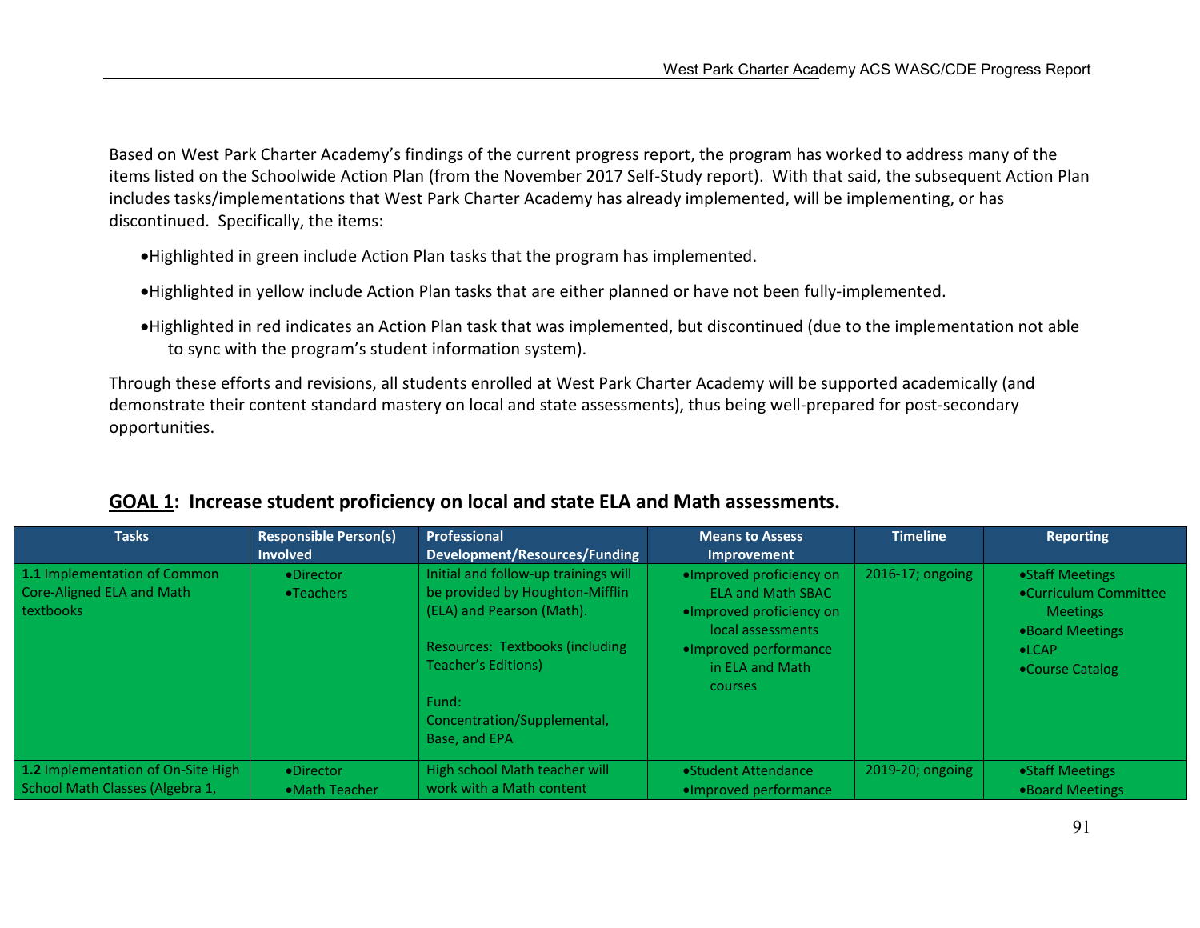Based on West Park Charter Academy's findings of the current progress report, the program has worked to address many of the items listed on the Schoolwide Action Plan (from the November 2017 Self-Study report). With that said, the subsequent Action Plan includes tasks/implementations that West Park Charter Academy has already implemented, will be implementing, or has discontinued. Specifically, the items:

- Highlighted in green include Action Plan tasks that the program has implemented.
- Highlighted in yellow include Action Plan tasks that are either planned or have not been fully-implemented.
- Highlighted in red indicates an Action Plan task that was implemented, but discontinued (due to the implementation not able to sync with the program's student information system).

Through these efforts and revisions, all students enrolled at West Park Charter Academy will be supported academically (and demonstrate their content standard mastery on local and state assessments), thus being well-prepared for post-secondary opportunities.

## **GOAL 1**: Increase student proficiency on local and state ELA and Math assessments.

| Tasks | Responsible Person(s) Involved | Professional Development/Resources/Funding | Means to Assess Improvement | Timeline | Reporting |
|---|---|---|---|---|---|
| **1.1** Implementation of Common Core-Aligned ELA and Math textbooks | •Director<br>•Teachers | Initial and follow-up trainings will be provided by Houghton-Mifflin (ELA) and Pearson (Math).<br><br>Resources: Textbooks (including Teacher's Editions)<br><br>Fund: Concentration/Supplemental, Base, and EPA | •Improved proficiency on ELA and Math SBAC<br>•Improved proficiency on local assessments<br>•Improved performance in ELA and Math courses | 2016-17; ongoing | •Staff Meetings<br>•Curriculum Committee Meetings<br>•Board Meetings<br>•LCAP<br>•Course Catalog |
| **1.2** Implementation of On-Site High School Math Classes (Algebra 1, | •Director<br>•Math Teacher | High school Math teacher will work with a Math content | •Student Attendance<br>•Improved performance | 2019-20; ongoing | •Staff Meetings<br>•Board Meetings |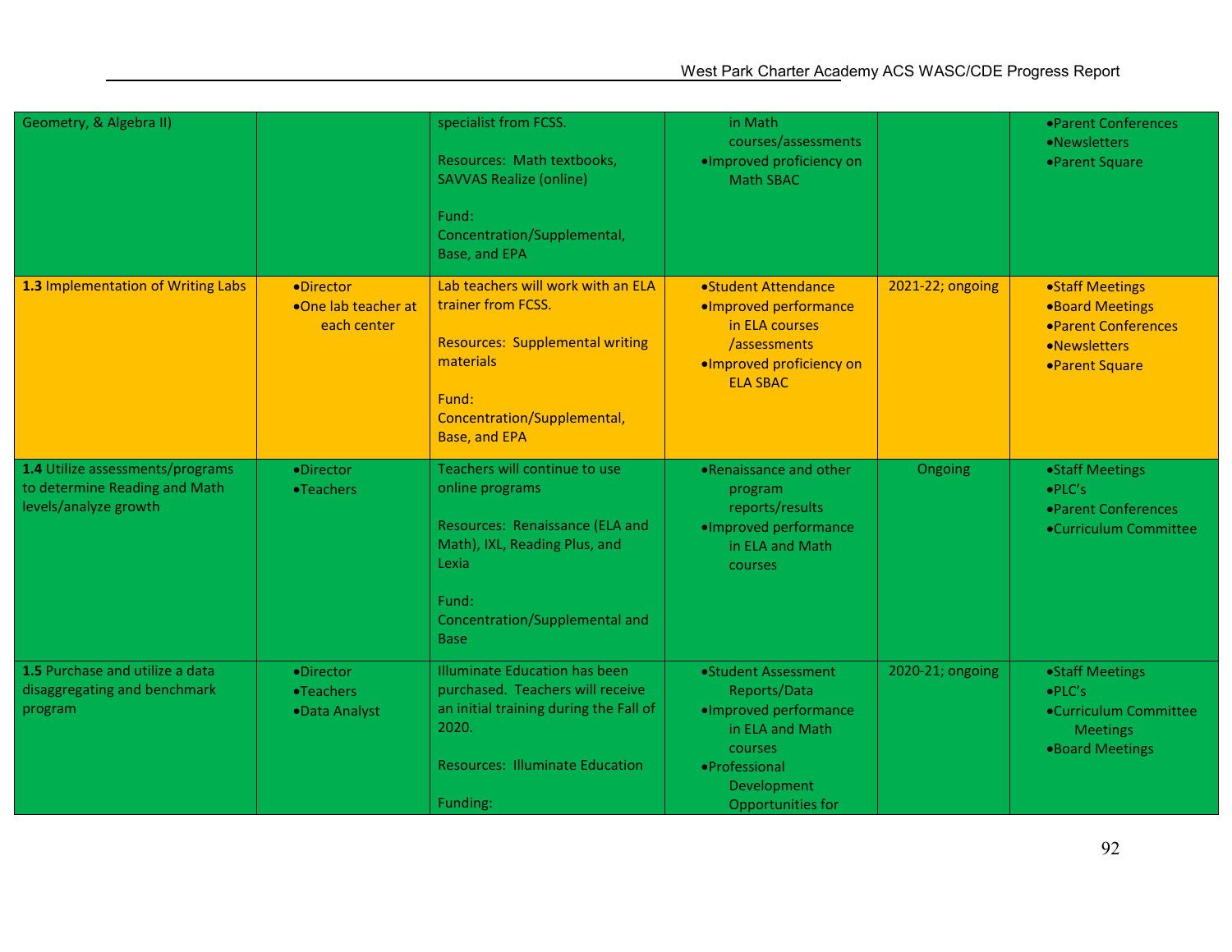| | | | | | |
|---|---|---|---|---|---|
| Geometry, & Algebra II) | | specialist from FCSS.<br><br>Resources: Math textbooks, SAVVAS Realize (online)<br><br>Fund: Concentration/Supplemental, Base, and EPA | in Math courses/assessments<br>•Improved proficiency on Math SBAC | | •Parent Conferences<br>•Newsletters<br>•Parent Square |
| **1.3** Implementation of Writing Labs | •Director<br>•One lab teacher at each center | Lab teachers will work with an ELA trainer from FCSS.<br><br>Resources: Supplemental writing materials<br><br>Fund: Concentration/Supplemental, Base, and EPA | •Student Attendance<br>•Improved performance in ELA courses /assessments<br>•Improved proficiency on ELA SBAC | 2021-22; ongoing | •Staff Meetings<br>•Board Meetings<br>•Parent Conferences<br>•Newsletters<br>•Parent Square |
| **1.4** Utilize assessments/programs to determine Reading and Math levels/analyze growth | •Director<br>•Teachers | Teachers will continue to use online programs<br><br>Resources: Renaissance (ELA and Math), IXL, Reading Plus, and Lexia<br><br>Fund: Concentration/Supplemental and Base | •Renaissance and other program reports/results<br>•Improved performance in ELA and Math courses | Ongoing | •Staff Meetings<br>•PLC's<br>•Parent Conferences<br>•Curriculum Committee |
| **1.5** Purchase and utilize a data disaggregating and benchmark program | •Director<br>•Teachers<br>•Data Analyst | Illuminate Education has been purchased. Teachers will receive an initial training during the Fall of 2020.<br><br>Resources: Illuminate Education<br><br>Funding: | •Student Assessment Reports/Data<br>•Improved performance in ELA and Math courses<br>•Professional Development Opportunities for | 2020-21; ongoing | •Staff Meetings<br>•PLC's<br>•Curriculum Committee Meetings<br>•Board Meetings |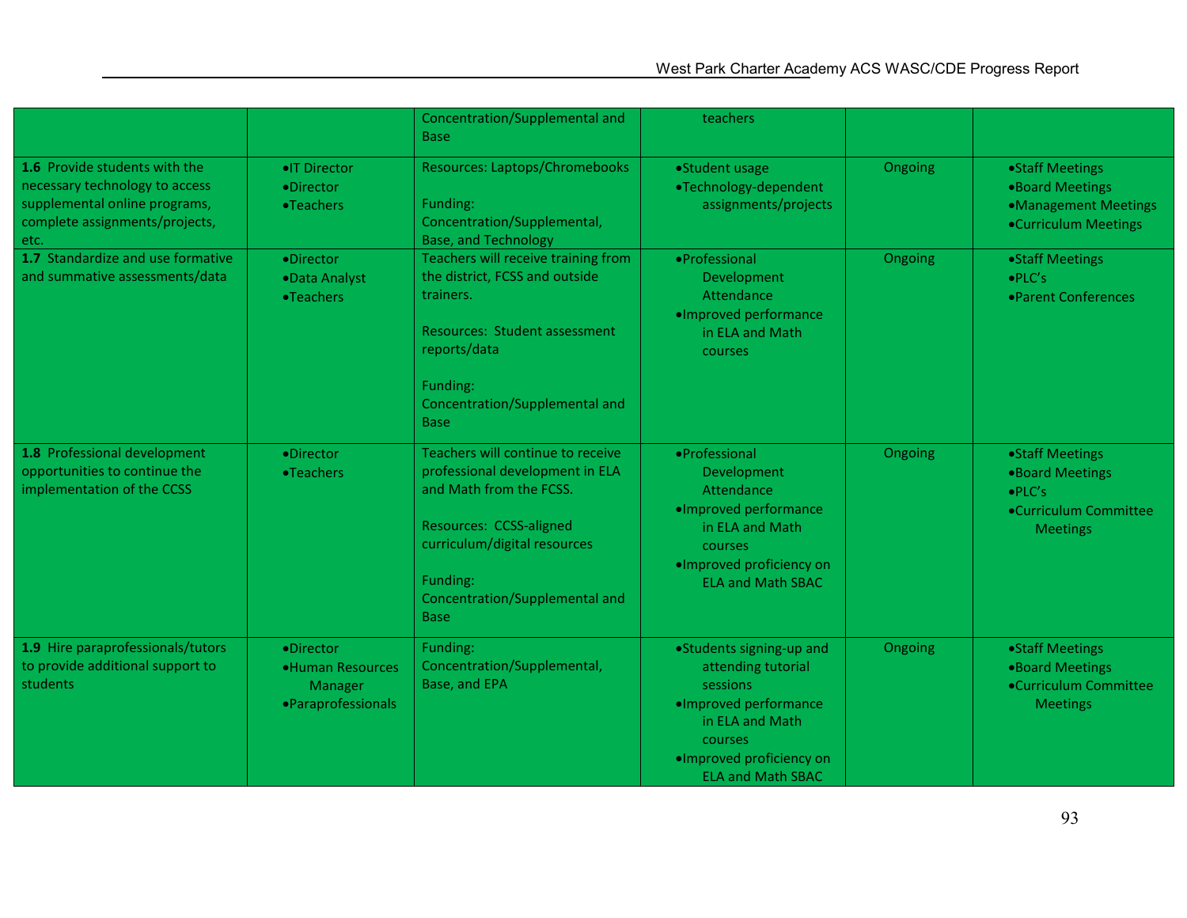| | | | | | |
|---|---|---|---|---|---|
| | | Concentration/Supplemental and Base | teachers | | |
| **1.6** Provide students with the necessary technology to access supplemental online programs, complete assignments/projects, etc. | •IT Director<br>•Director<br>•Teachers | Resources: Laptops/Chromebooks<br><br>Funding: Concentration/Supplemental, Base, and Technology | •Student usage<br>•Technology-dependent assignments/projects | Ongoing | •Staff Meetings<br>•Board Meetings<br>•Management Meetings<br>•Curriculum Meetings |
| **1.7** Standardize and use formative and summative assessments/data | •Director<br>•Data Analyst<br>•Teachers | Teachers will receive training from the district, FCSS and outside trainers.<br><br>Resources: Student assessment reports/data<br><br>Funding: Concentration/Supplemental and Base | •Professional Development Attendance<br>•Improved performance in ELA and Math courses | Ongoing | •Staff Meetings<br>•PLC's<br>•Parent Conferences |
| **1.8** Professional development opportunities to continue the implementation of the CCSS | •Director<br>•Teachers | Teachers will continue to receive professional development in ELA and Math from the FCSS.<br><br>Resources: CCSS-aligned curriculum/digital resources<br><br>Funding: Concentration/Supplemental and Base | •Professional Development Attendance<br>•Improved performance in ELA and Math courses<br>•Improved proficiency on ELA and Math SBAC | Ongoing | •Staff Meetings<br>•Board Meetings<br>•PLC's<br>•Curriculum Committee Meetings |
| **1.9** Hire paraprofessionals/tutors to provide additional support to students | •Director<br>•Human Resources Manager<br>•Paraprofessionals | Funding: Concentration/Supplemental, Base, and EPA | •Students signing-up and attending tutorial sessions<br>•Improved performance in ELA and Math courses<br>•Improved proficiency on ELA and Math SBAC | Ongoing | •Staff Meetings<br>•Board Meetings<br>•Curriculum Committee Meetings |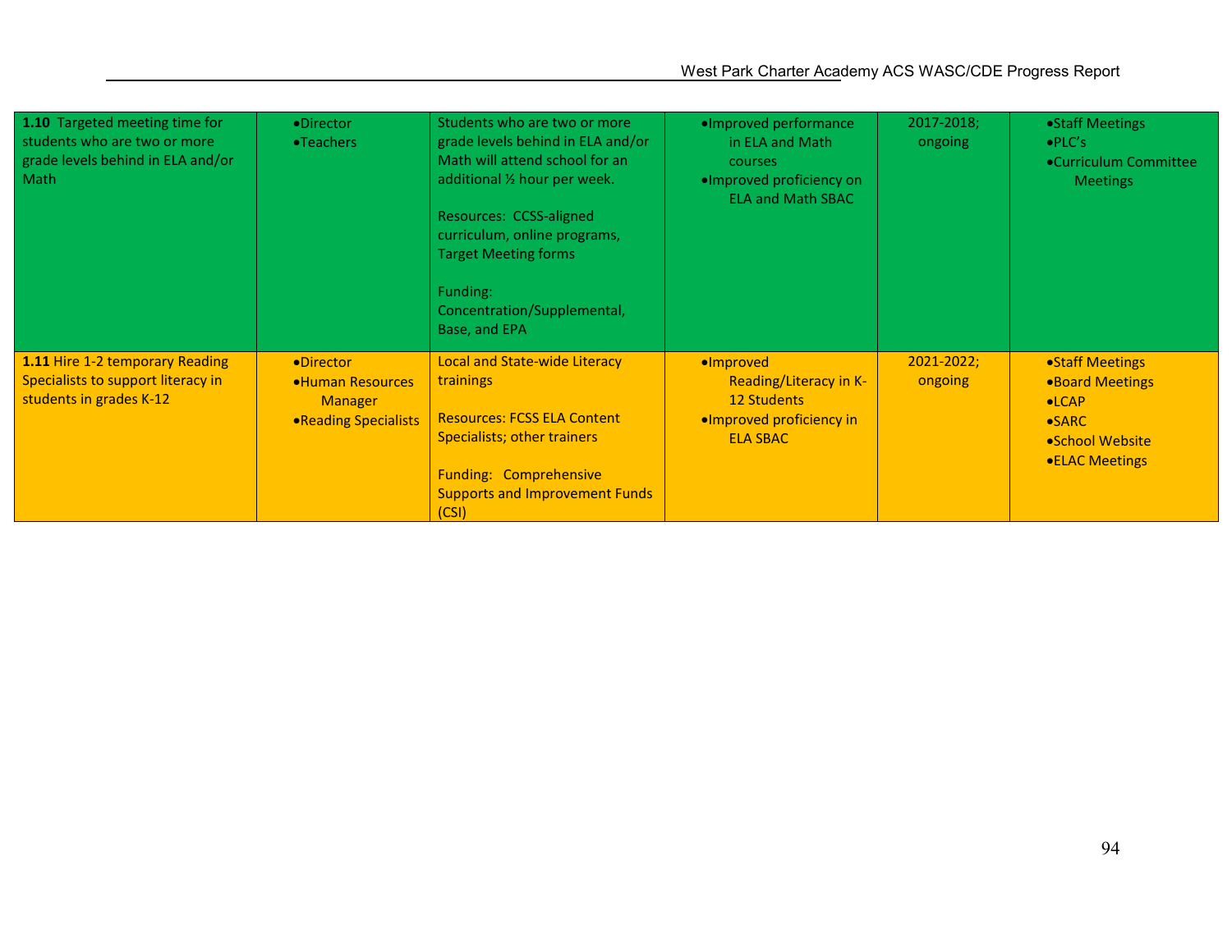| **1.10** Targeted meeting time for students who are two or more grade levels behind in ELA and/or Math | •Director<br>•Teachers | Students who are two or more grade levels behind in ELA and/or Math will attend school for an additional ½ hour per week.<br><br>Resources: CCSS-aligned curriculum, online programs, Target Meeting forms<br><br>Funding: Concentration/Supplemental, Base, and EPA | •Improved performance in ELA and Math courses<br>•Improved proficiency on ELA and Math SBAC | 2017-2018; ongoing | •Staff Meetings<br>•PLC's<br>•Curriculum Committee Meetings |
|---|---|---|---|---|---|
| **1.11** Hire 1-2 temporary Reading Specialists to support literacy in students in grades K-12 | •Director<br>•Human Resources Manager<br>•Reading Specialists | Local and State-wide Literacy trainings<br><br>Resources: FCSS ELA Content Specialists; other trainers<br><br>Funding: Comprehensive Supports and Improvement Funds (CSI) | •Improved Reading/Literacy in K-12 Students<br>•Improved proficiency in ELA SBAC | 2021-2022; ongoing | •Staff Meetings<br>•Board Meetings<br>•LCAP<br>•SARC<br>•School Website<br>•ELAC Meetings |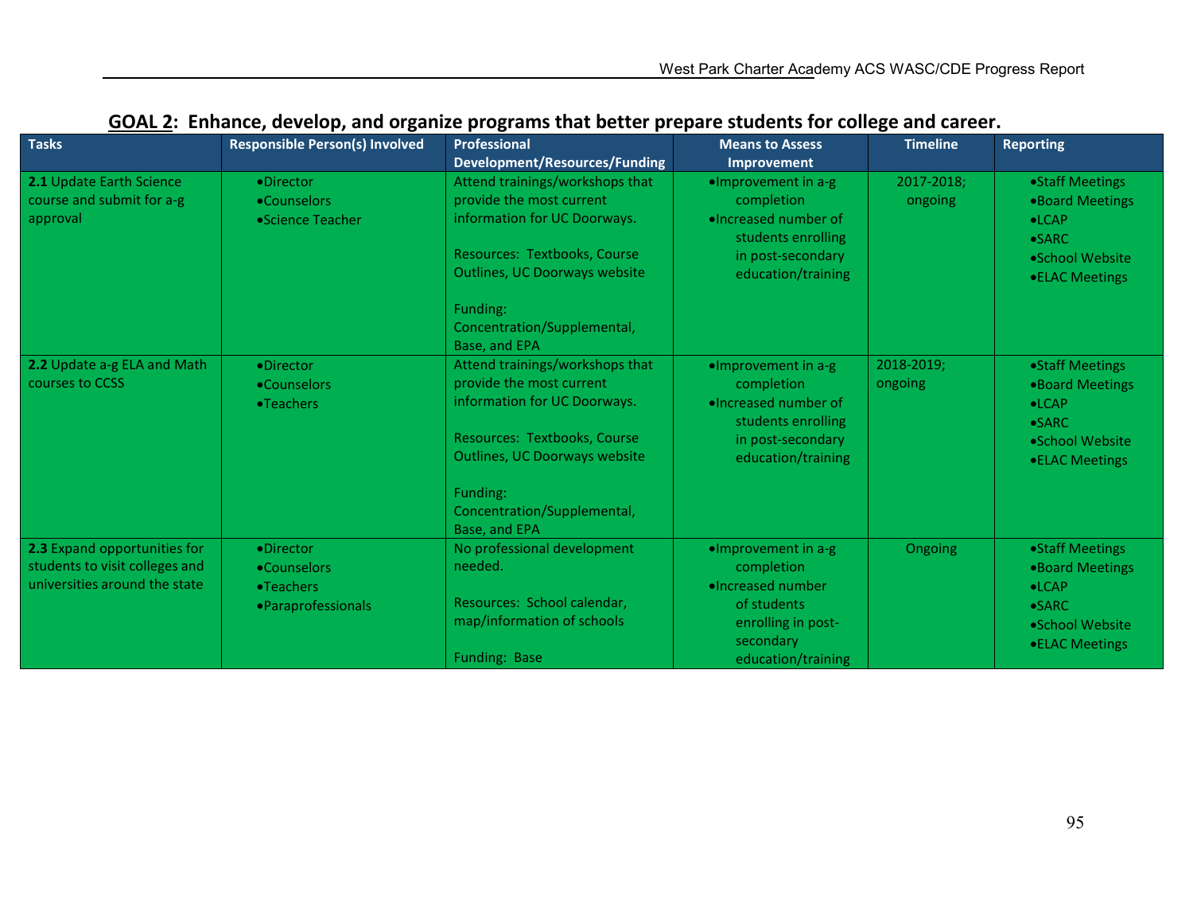## GOAL 2: Enhance, develop, and organize programs that better prepare students for college and career.

| Tasks | Responsible Person(s) Involved | Professional Development/Resources/Funding | Means to Assess Improvement | Timeline | Reporting |
|---|---|---|---|---|---|
| **2.1** Update Earth Science course and submit for a-g approval | •Director<br>•Counselors<br>•Science Teacher | Attend trainings/workshops that provide the most current information for UC Doorways.<br><br>Resources: Textbooks, Course Outlines, UC Doorways website<br><br>Funding: Concentration/Supplemental, Base, and EPA | •Improvement in a-g completion<br>•Increased number of students enrolling in post-secondary education/training | 2017-2018; ongoing | •Staff Meetings<br>•Board Meetings<br>•LCAP<br>•SARC<br>•School Website<br>•ELAC Meetings |
| **2.2** Update a-g ELA and Math courses to CCSS | •Director<br>•Counselors<br>•Teachers | Attend trainings/workshops that provide the most current information for UC Doorways.<br><br>Resources: Textbooks, Course Outlines, UC Doorways website<br><br>Funding: Concentration/Supplemental, Base, and EPA | •Improvement in a-g completion<br>•Increased number of students enrolling in post-secondary education/training | 2018-2019; ongoing | •Staff Meetings<br>•Board Meetings<br>•LCAP<br>•SARC<br>•School Website<br>•ELAC Meetings |
| **2.3** Expand opportunities for students to visit colleges and universities around the state | •Director<br>•Counselors<br>•Teachers<br>•Paraprofessionals | No professional development needed.<br><br>Resources: School calendar, map/information of schools<br><br>Funding: Base | •Improvement in a-g completion<br>•Increased number of students enrolling in post-secondary education/training | Ongoing | •Staff Meetings<br>•Board Meetings<br>•LCAP<br>•SARC<br>•School Website<br>•ELAC Meetings |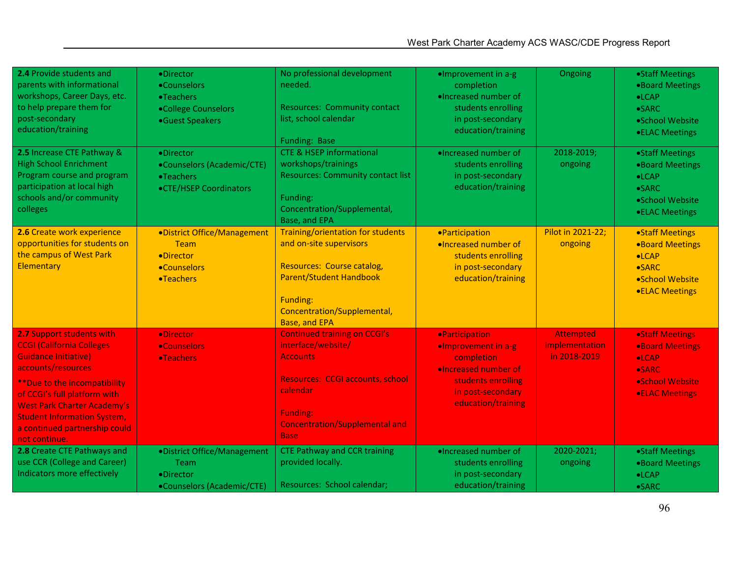| | | | | | |
|---|---|---|---|---|---|
| **2.4** Provide students and parents with informational workshops, Career Days, etc. to help prepare them for post-secondary education/training | •Director<br>•Counselors<br>•Teachers<br>•College Counselors<br>•Guest Speakers | No professional development needed.<br><br>Resources: Community contact list, school calendar<br><br>Funding: Base | •Improvement in a-g completion<br>•Increased number of students enrolling in post-secondary education/training | Ongoing | •Staff Meetings<br>•Board Meetings<br>•LCAP<br>•SARC<br>•School Website<br>•ELAC Meetings |
| **2.5** Increase CTE Pathway & High School Enrichment Program course and program participation at local high schools and/or community colleges | •Director<br>•Counselors (Academic/CTE)<br>•Teachers<br>•CTE/HSEP Coordinators | CTE & HSEP informational workshops/trainings<br>Resources: Community contact list<br><br>Funding: Concentration/Supplemental, Base, and EPA | •Increased number of students enrolling in post-secondary education/training | 2018-2019; ongoing | •Staff Meetings<br>•Board Meetings<br>•LCAP<br>•SARC<br>•School Website<br>•ELAC Meetings |
| **2.6** Create work experience opportunities for students on the campus of West Park Elementary | •District Office/Management Team<br>•Director<br>•Counselors<br>•Teachers | Training/orientation for students and on-site supervisors<br><br>Resources: Course catalog, Parent/Student Handbook<br><br>Funding: Concentration/Supplemental, Base, and EPA | •Participation<br>•Increased number of students enrolling in post-secondary education/training | Pilot in 2021-22; ongoing | •Staff Meetings<br>•Board Meetings<br>•LCAP<br>•SARC<br>•School Website<br>•ELAC Meetings |
| **2.7** Support students with CCGI (California Colleges Guidance Initiative) accounts/resources<br><br>**Due to the incompatibility of CCGI's full platform with West Park Charter Academy's Student Information System, a continued partnership could not continue. | •Director<br>•Counselors<br>•Teachers | Continued training on CCGI's interface/website/ Accounts<br><br>Resources: CCGI accounts, school calendar<br><br>Funding: Concentration/Supplemental and Base | •Participation<br>•Improvement in a-g completion<br>•Increased number of students enrolling in post-secondary education/training | Attempted implementation in 2018-2019 | •Staff Meetings<br>•Board Meetings<br>•LCAP<br>•SARC<br>•School Website<br>•ELAC Meetings |
| **2.8** Create CTE Pathways and use CCR (College and Career) Indicators more effectively | •District Office/Management Team<br>•Director<br>•Counselors (Academic/CTE) | CTE Pathway and CCR training provided locally.<br><br>Resources: School calendar; | •Increased number of students enrolling in post-secondary education/training | 2020-2021; ongoing | •Staff Meetings<br>•Board Meetings<br>•LCAP<br>•SARC |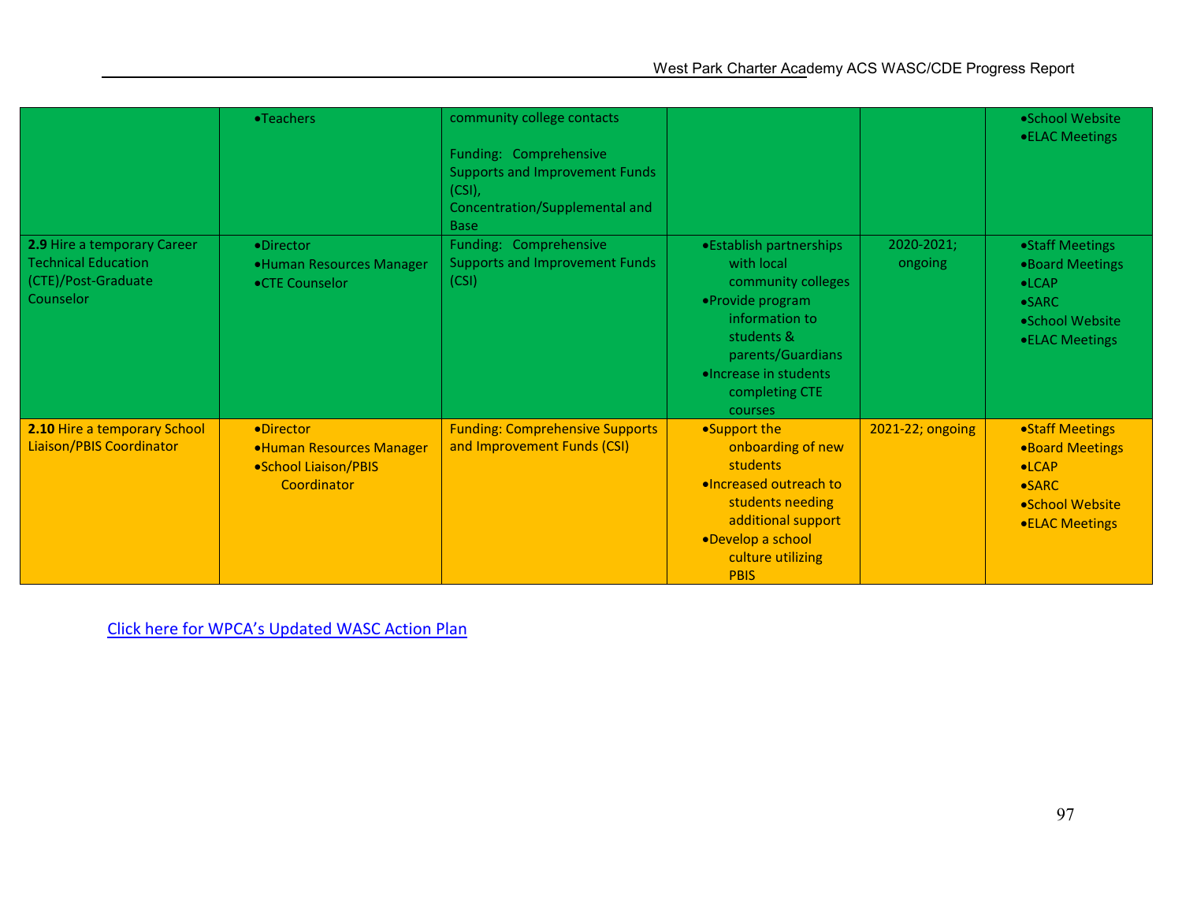| | | | | | |
|---|---|---|---|---|---|
| | •Teachers | community college contacts<br><br>Funding: Comprehensive Supports and Improvement Funds (CSI), Concentration/Supplemental and Base | | | •School Website<br>•ELAC Meetings |
| **2.9** Hire a temporary Career Technical Education (CTE)/Post-Graduate Counselor | •Director<br>•Human Resources Manager<br>•CTE Counselor | Funding: Comprehensive Supports and Improvement Funds (CSI) | •Establish partnerships with local community colleges<br>•Provide program information to students & parents/Guardians<br>•Increase in students completing CTE courses | 2020-2021; ongoing | •Staff Meetings<br>•Board Meetings<br>•LCAP<br>•SARC<br>•School Website<br>•ELAC Meetings |
| **2.10** Hire a temporary School Liaison/PBIS Coordinator | •Director<br>•Human Resources Manager<br>•School Liaison/PBIS Coordinator | Funding: Comprehensive Supports and Improvement Funds (CSI) | •Support the onboarding of new students<br>•Increased outreach to students needing additional support<br>•Develop a school culture utilizing PBIS | 2021-22; ongoing | •Staff Meetings<br>•Board Meetings<br>•LCAP<br>•SARC<br>•School Website<br>•ELAC Meetings |

[Click here for WPCA's Updated WASC Action Plan]